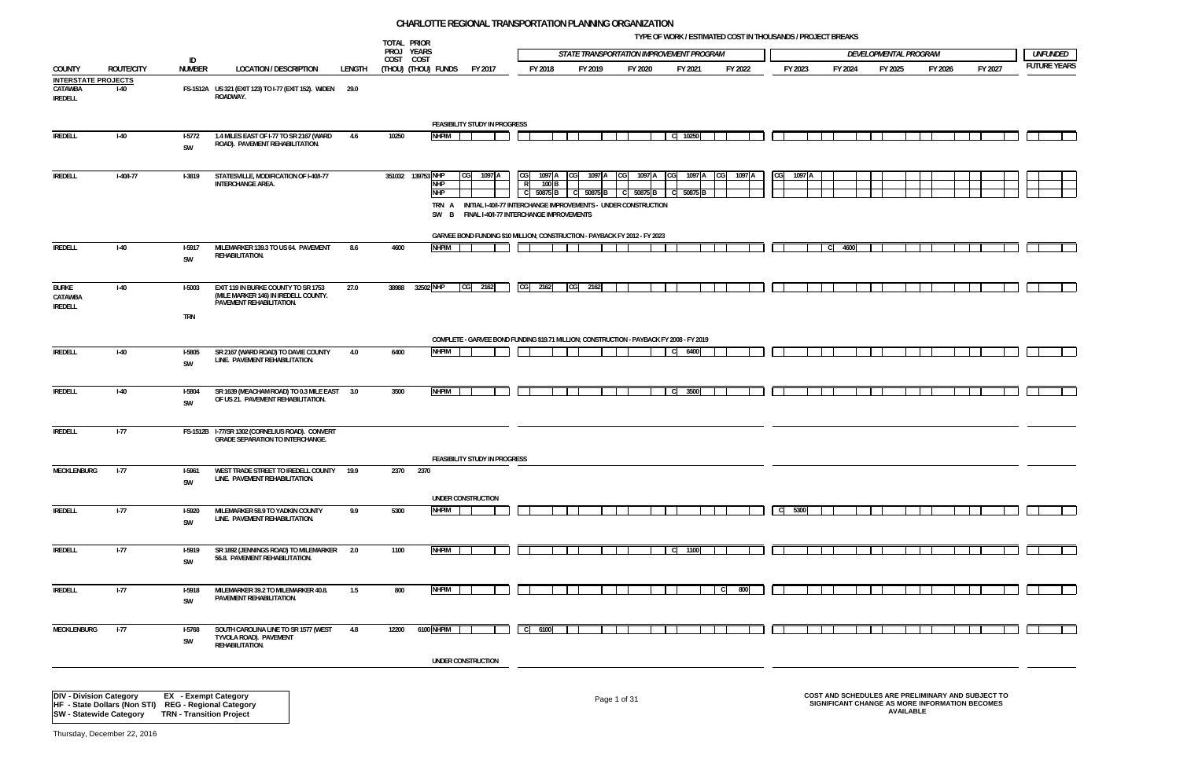# CHARLOTTE REGIONAL TRANSPORTATION PLANNING ORGANIZATION

TYPE OF WORK / ESTIMATED COST IN THOUSANDS / PROJECT BREAKS

| COUNTY | ROUTE/CITY | ID NUMBER | LOCATION / DESCRIPTION | LENGTH | TOTAL PROJ COST (THOU) | PRIOR YEARS COST (THOU) | FUNDS | FY 2017 | FY 2018 | FY 2019 | FY 2020 | FY 2021 | FY 2022 | FY 2023 | FY 2024 | FY 2025 | FY 2026 | FY 2027 | UNFUNDED FUTURE YEARS |
|---|---|---|---|---|---|---|---|---|---|---|---|---|---|---|---|---|---|---|---|
| | | | | | | | | | STATE TRANSPORTATION IMPROVEMENT PROGRAM | | | | | DEVELOPMENTAL PROGRAM | | | | | |
| **INTERSTATE PROJECTS** | | | | | | | | | | | | | | | | | | | |
| CATAWBA IREDELL | I-40 | FS-1512A | US 321 (EXIT 123) TO I-77 (EXIT 152). WIDEN ROADWAY. | 29.0 | | | | | | | | | | | | | | | |
| | | | FEASIBILITY STUDY IN PROGRESS | | | | | | | | | | | | | | | | |
| IREDELL | I-40 | I-5772 SW | 1.4 MILES EAST OF I-77 TO SR 2167 (WARD ROAD). PAVEMENT REHABILITATION. | 4.6 | 10250 | | NHPIM | | | | | C 10250 | | | | | | | |
| IREDELL | I-40/I-77 | I-3819 | STATESVILLE, MODIFICATION OF I-40/I-77 INTERCHANGE AREA. | | 351032 | 139753 | NHP | CG 1097 A | CG 1097 A | CG 1097 A | CG 1097 A | CG 1097 A | CG 1097 A | CG 1097 A | | | | | |
| | | | | | | | NHP | | R 100 B | | | | | | | | | | |
| | | | | | | | NHP | | C 50875 B | C 50875 B | C 50875 B | C 50875 B | | | | | | | |
| | | | TRN A INITIAL I-40/I-77 INTERCHANGE IMPROVEMENTS - UNDER CONSTRUCTION; SW B FINAL I-40/I-77 INTERCHANGE IMPROVEMENTS | | | | | | | | | | | | | | | | |
| | | | GARVEE BOND FUNDING $10 MILLION; CONSTRUCTION - PAYBACK FY 2012 - FY 2023 | | | | | | | | | | | | | | | | |
| IREDELL | I-40 | I-5917 SW | MILEMARKER 139.3 TO US 64. PAVEMENT REHABILITATION. | 8.6 | 4600 | | NHPIM | | | | | | | | C 4600 | | | | |
| BURKE CATAWBA IREDELL | I-40 | I-5003 TRN | EXIT 119 IN BURKE COUNTY TO SR 1753 (MILE MARKER 146) IN IREDELL COUNTY. PAVEMENT REHABILITATION. | 27.0 | 38988 | 32502 | NHP | CG 2162 | CG 2162 | CG 2162 | | | | | | | | | |
| | | | COMPLETE - GARVEE BOND FUNDING $19.71 MILLION; CONSTRUCTION - PAYBACK FY 2008 - FY 2019 | | | | | | | | | | | | | | | | |
| IREDELL | I-40 | I-5805 SW | SR 2167 (WARD ROAD) TO DAVIE COUNTY LINE. PAVEMENT REHABILITATION. | 4.0 | 6400 | | NHPIM | | | | | C 6400 | | | | | | | |
| IREDELL | I-40 | I-5804 SW | SR 1639 (MEACHAM ROAD) TO 0.3 MILE EAST OF US 21. PAVEMENT REHABILITATION. | 3.0 | 3500 | | NHPIM | | | | | C 3500 | | | | | | | |
| IREDELL | I-77 | FS-1512B | I-77/SR 1302 (CORNELIUS ROAD). CONVERT GRADE SEPARATION TO INTERCHANGE. | | | | | | | | | | | | | | | | |
| | | | FEASIBILITY STUDY IN PROGRESS | | | | | | | | | | | | | | | | |
| MECKLENBURG | I-77 | I-5961 SW | WEST TRADE STREET TO IREDELL COUNTY LINE. PAVEMENT REHABILITATION. | 19.9 | 2370 | 2370 | | | | | | | | | | | | | |
| | | | UNDER CONSTRUCTION | | | | | | | | | | | | | | | | |
| IREDELL | I-77 | I-5920 SW | MILEMARKER 58.9 TO YADKIN COUNTY LINE. PAVEMENT REHABILITATION. | 9.9 | 5300 | | NHPIM | | | | | | | C 5300 | | | | | |
| IREDELL | I-77 | I-5919 SW | SR 1892 (JENNINGS ROAD) TO MILEMARKER 56.8. PAVEMENT REHABILITATION. | 2.0 | 1100 | | NHPIM | | | | | C 1100 | | | | | | | |
| IREDELL | I-77 | I-5918 SW | MILEMARKER 39.2 TO MILEMARKER 40.8. PAVEMENT REHABILITATION. | 1.5 | 800 | | NHPIM | | | | | | C 800 | | | | | | |
| MECKLENBURG | I-77 | I-5768 SW | SOUTH CAROLINA LINE TO SR 1577 (WEST TYVOLA ROAD). PAVEMENT REHABILITATION. | 4.8 | 12200 | 6100 | NHPIM | | C 6100 | | | | | | | | | | |
| | | | UNDER CONSTRUCTION | | | | | | | | | | | | | | | | |

DIV - Division Category  
HF - State Dollars (Non STI)  
SW - Statewide Category  
EX - Exempt Category  
REG - Regional Category  
TRN - Transition Project

COST AND SCHEDULES ARE PRELIMINARY AND SUBJECT TO SIGNIFICANT CHANGE AS MORE INFORMATION BECOMES AVAILABLE

Thursday, December 22, 2016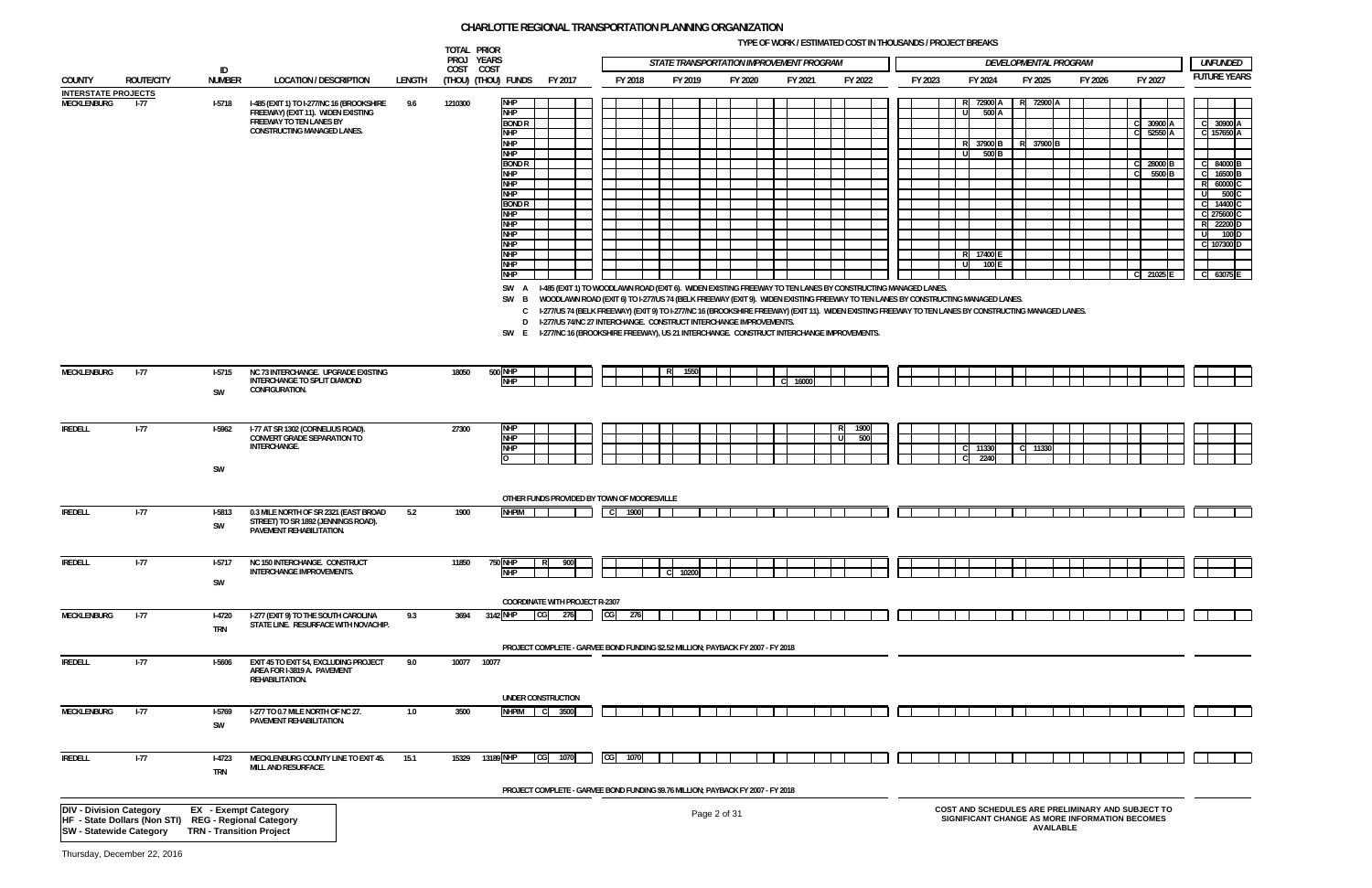# CHARLOTTE REGIONAL TRANSPORTATION PLANNING ORGANIZATION

TYPE OF WORK / ESTIMATED COST IN THOUSANDS / PROJECT BREAKS

## INTERSTATE PROJECTS

| COUNTY | ROUTE/CITY | ID NUMBER | LOCATION / DESCRIPTION | LENGTH | TOTAL PROJ COST (THOU) | PRIOR YEARS COST (THOU) | FUNDS | FY 2017 | FY 2018 | FY 2019 | FY 2020 | FY 2021 | FY 2022 | FY 2023 | FY 2024 | FY 2025 | FY 2026 | FY 2027 | UNFUNDED FUTURE YEARS |
|---|---|---|---|---|---|---|---|---|---|---|---|---|---|---|---|---|---|---|---|
| MECKLENBURG | I-77 | I-5718 | I-485 (EXIT 1) TO I-277/NC 16 (BROOKSHIRE FREEWAY) (EXIT 11). WIDEN EXISTING FREEWAY TO TEN LANES BY CONSTRUCTING MANAGED LANES. | 9.6 | 1210300 | | NHP | | | | | | | | R 72900 A | R 72900 A | | | |
| | | | | | | | NHP | | | | | | | | U 500 A | | | | |
| | | | | | | | BOND R | | | | | | | | | | | C 30900 A | C 30900 A |
| | | | | | | | NHP | | | | | | | | | | | C 52550 A | C 157650 A |
| | | | | | | | NHP | | | | | | | | R 37900 B | R 37900 B | | | |
| | | | | | | | NHP | | | | | | | | U 500 B | | | | |
| | | | | | | | BOND R | | | | | | | | | | | C 28000 B | C 84000 B |
| | | | | | | | NHP | | | | | | | | | | | C 5500 B | C 16500 B |
| | | | | | | | NHP | | | | | | | | | | | | R 60000 C |
| | | | | | | | NHP | | | | | | | | | | | | U 500 C |
| | | | | | | | BOND R | | | | | | | | | | | | C 14400 C |
| | | | | | | | NHP | | | | | | | | | | | | C 275600 C |
| | | | | | | | NHP | | | | | | | | | | | | R 22200 D |
| | | | | | | | NHP | | | | | | | | | | | | U 100 D |
| | | | | | | | NHP | | | | | | | | | | | | C 107300 D |
| | | | | | | | NHP | | | | | | | | R 17400 E | | | | |
| | | | | | | | NHP | | | | | | | | U 100 E | | | | |
| | | | | | | | NHP | | | | | | | | | | | C 21025 E | C 63075 E |
| | | | SW A I-485 (EXIT 1) TO WOODLAWN ROAD (EXIT 6). WIDEN EXISTING FREEWAY TO TEN LANES BY CONSTRUCTING MANAGED LANES.<br>SW B WOODLAWN ROAD (EXIT 6) TO I-277/US 74 (BELK FREEWAY (EXIT 9). WIDEN EXISTING FREEWAY TO TEN LANES BY CONSTRUCTING MANAGED LANES.<br>C I-277/US 74 (BELK FREEWAY) (EXIT 9) TO I-277/NC 16 (BROOKSHIRE FREEWAY) (EXIT 11). WIDEN EXISTING FREEWAY TO TEN LANES BY CONSTRUCTING MANAGED LANES.<br>D I-277/US 74/NC 27 INTERCHANGE. CONSTRUCT INTERCHANGE IMPROVEMENTS.<br>SW E I-277/NC 16 (BROOKSHIRE FREEWAY), US 21 INTERCHANGE. CONSTRUCT INTERCHANGE IMPROVEMENTS. | | | | | | | | | | | | | | | | |
| MECKLENBURG | I-77 | I-5715<br>SW | NC 73 INTERCHANGE. UPGRADE EXISTING INTERCHANGE TO SPLIT DIAMOND CONFIGURATION. | | 18050 | 500 | NHP | | | R 1550 | | | | | | | | | |
| | | | | | | | NHP | | | | | C 16000 | | | | | | | |
| IREDELL | I-77 | I-5962<br>SW | I-77 AT SR 1302 (CORNELIUS ROAD). CONVERT GRADE SEPARATION TO INTERCHANGE. | | 27300 | | NHP | | | | | | R 1900 | | | | | | |
| | | | | | | | NHP | | | | | | U 500 | | | | | | |
| | | | | | | | NHP | | | | | | | | C 11330 | C 11330 | | | |
| | | | | | | | O | | | | | | | | C 2240 | | | | |
| | | | OTHER FUNDS PROVIDED BY TOWN OF MOORESVILLE | | | | | | | | | | | | | | | | |
| IREDELL | I-77 | I-5813<br>SW | 0.3 MILE NORTH OF SR 2321 (EAST BROAD STREET) TO SR 1892 (JENNINGS ROAD). PAVEMENT REHABILITATION. | 5.2 | 1900 | | NHPIM | | C 1900 | | | | | | | | | | |
| IREDELL | I-77 | I-5717<br>SW | NC 150 INTERCHANGE. CONSTRUCT INTERCHANGE IMPROVEMENTS. | | 11850 | 750 | NHP | R 900 | | | | | | | | | | | |
| | | | | | | | NHP | | | C 10200 | | | | | | | | | |
| | | | COORDINATE WITH PROJECT R-2307 | | | | | | | | | | | | | | | | |
| MECKLENBURG | I-77 | I-4720<br>TRN | I-277 (EXIT 9) TO THE SOUTH CAROLINA STATE LINE. RESURFACE WITH NOVACHIP. | 9.3 | 3694 | 3142 | NHP | CG 276 | CG 276 | | | | | | | | | | |
| | | | PROJECT COMPLETE - GARVEE BOND FUNDING $2.52 MILLION; PAYBACK FY 2007 - FY 2018 | | | | | | | | | | | | | | | | |
| IREDELL | I-77 | I-5606 | EXIT 45 TO EXIT 54, EXCLUDING PROJECT AREA FOR I-3819 A. PAVEMENT REHABILITATION. | 9.0 | 10077 | 10077 | | | | | | | | | | | | | |
| | | | UNDER CONSTRUCTION | | | | | | | | | | | | | | | | |
| MECKLENBURG | I-77 | I-5769<br>SW | I-277 TO 0.7 MILE NORTH OF NC 27. PAVEMENT REHABILITATION. | 1.0 | 3500 | | NHPIM | C 3500 | | | | | | | | | | | |
| IREDELL | I-77 | I-4723<br>TRN | MECKLENBURG COUNTY LINE TO EXIT 45. MILL AND RESURFACE. | 15.1 | 15329 | 13189 | NHP | CG 1070 | CG 1070 | | | | | | | | | | |
| | | | PROJECT COMPLETE - GARVEE BOND FUNDING $9.76 MILLION; PAYBACK FY 2007 - FY 2018 | | | | | | | | | | | | | | | | |

FY 2018–FY 2022: STATE TRANSPORTATION IMPROVEMENT PROGRAM; FY 2023–FY 2027: DEVELOPMENTAL PROGRAM

**DIV - Division Category** | **EX - Exempt Category**
**HF - State Dollars (Non STI)** | **REG - Regional Category**
**SW - Statewide Category** | **TRN - Transition Project**

COST AND SCHEDULES ARE PRELIMINARY AND SUBJECT TO SIGNIFICANT CHANGE AS MORE INFORMATION BECOMES AVAILABLE

Thursday, December 22, 2016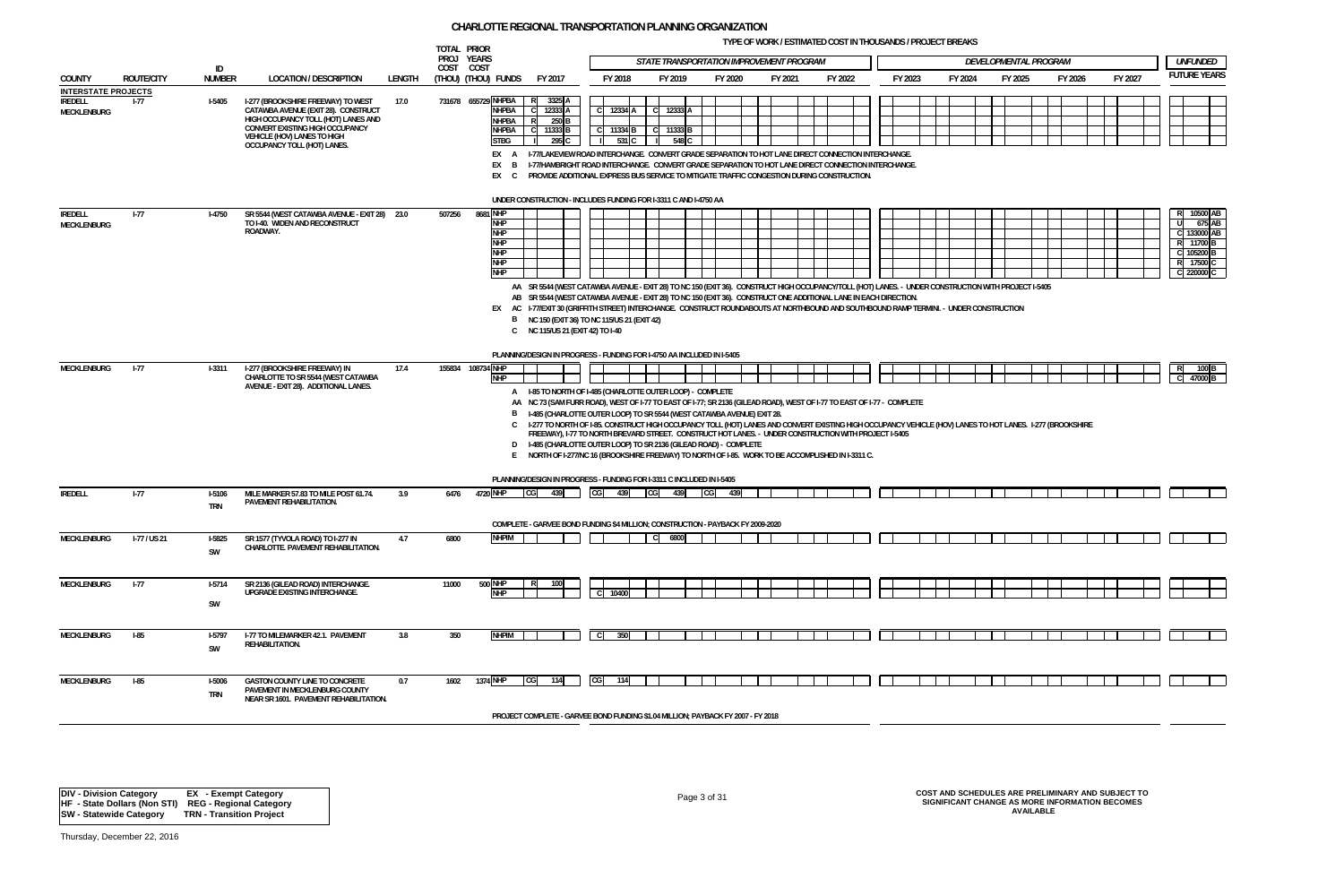# CHARLOTTE REGIONAL TRANSPORTATION PLANNING ORGANIZATION

TYPE OF WORK / ESTIMATED COST IN THOUSANDS / PROJECT BREAKS

| COUNTY | ROUTE/CITY | ID NUMBER | LOCATION / DESCRIPTION | LENGTH | TOTAL PROJ COST (THOU) | PRIOR YEARS COST (THOU) | FUNDS | FY 2017 | FY 2018 | FY 2019 | FY 2020 | FY 2021 | FY 2022 | FY 2023 | FY 2024 | FY 2025 | FY 2026 | FY 2027 | UNFUNDED FUTURE YEARS |
|---|---|---|---|---|---|---|---|---|---|---|---|---|---|---|---|---|---|---|---|
| | | | | | | | | | STATE TRANSPORTATION IMPROVEMENT PROGRAM | | | | | DEVELOPMENTAL PROGRAM | | | | | |
| **INTERSTATE PROJECTS** | | | | | | | | | | | | | | | | | | | |
| IREDELL MECKLENBURG | I-77 | I-5405 | I-277 (BROOKSHIRE FREEWAY) TO WEST CATAWBA AVENUE (EXIT 28). CONSTRUCT HIGH OCCUPANCY TOLL (HOT) LANES AND CONVERT EXISTING HIGH OCCUPANCY VEHICLE (HOV) LANES TO HIGH OCCUPANCY TOLL (HOT) LANES. | 17.0 | 731678 | 655729 | NHPBA | R 3325 A | | | | | | | | | | | |
| | | | | | | | NHPBA | C 12333 A | C 12334 A | C 12333 A | | | | | | | | | |
| | | | | | | | NHPBA | R 250 B | | | | | | | | | | | |
| | | | | | | | NHPBA | C 11333 B | C 11334 B | C 11333 B | | | | | | | | | |
| | | | | | | | STBG | I 295 C | I 531 C | I 548 C | | | | | | | | | |

EX A I-77/LAKEVIEW ROAD INTERCHANGE. CONVERT GRADE SEPARATION TO HOT LANE DIRECT CONNECTION INTERCHANGE.
EX B I-77/HAMBRIGHT ROAD INTERCHANGE. CONVERT GRADE SEPARATION TO HOT LANE DIRECT CONNECTION INTERCHANGE.
EX C PROVIDE ADDITIONAL EXPRESS BUS SERVICE TO MITIGATE TRAFFIC CONGESTION DURING CONSTRUCTION.

UNDER CONSTRUCTION - INCLUDES FUNDING FOR I-3311 C AND I-4750 AA

| COUNTY | ROUTE/CITY | ID NUMBER | LOCATION / DESCRIPTION | LENGTH | TOTAL PROJ COST (THOU) | PRIOR YEARS COST (THOU) | FUNDS | FY 2017 | FY 2018 | FY 2019 | FY 2020 | FY 2021 | FY 2022 | FY 2023 | FY 2024 | FY 2025 | FY 2026 | FY 2027 | UNFUNDED FUTURE YEARS |
|---|---|---|---|---|---|---|---|---|---|---|---|---|---|---|---|---|---|---|---|
| IREDELL MECKLENBURG | I-77 | I-4750 | SR 5544 (WEST CATAWBA AVENUE - EXIT 28) TO I-40. WIDEN AND RECONSTRUCT ROADWAY. | 23.0 | 507256 | 8681 | NHP | | | | | | | | | | | | R 10500 AB |
| | | | | | | | NHP | | | | | | | | | | | | U 675 AB |
| | | | | | | | NHP | | | | | | | | | | | | C 133000 AB |
| | | | | | | | NHP | | | | | | | | | | | | R 11700 B |
| | | | | | | | NHP | | | | | | | | | | | | C 105200 B |
| | | | | | | | NHP | | | | | | | | | | | | R 17500 C |
| | | | | | | | NHP | | | | | | | | | | | | C 220000 C |

AA SR 5544 (WEST CATAWBA AVENUE - EXIT 28) TO NC 150 (EXIT 36). CONSTRUCT HIGH OCCUPANCY/TOLL (HOT) LANES. - UNDER CONSTRUCTION WITH PROJECT I-5405
AB SR 5544 (WEST CATAWBA AVENUE - EXIT 28) TO NC 150 (EXIT 36). CONSTRUCT ONE ADDITIONAL LANE IN EACH DIRECTION.
EX AC I-77/EXIT 30 (GRIFFITH STREET) INTERCHANGE. CONSTRUCT ROUNDABOUTS AT NORTHBOUND AND SOUTHBOUND RAMP TERMINI. - UNDER CONSTRUCTION
B NC 150 (EXIT 36) TO NC 115/US 21 (EXIT 42)
C NC 115/US 21 (EXIT 42) TO I-40

PLANNING/DESIGN IN PROGRESS - FUNDING FOR I-4750 AA INCLUDED IN I-5405

| COUNTY | ROUTE/CITY | ID NUMBER | LOCATION / DESCRIPTION | LENGTH | TOTAL PROJ COST (THOU) | PRIOR YEARS COST (THOU) | FUNDS | FY 2017 | FY 2018 | FY 2019 | FY 2020 | FY 2021 | FY 2022 | FY 2023 | FY 2024 | FY 2025 | FY 2026 | FY 2027 | UNFUNDED FUTURE YEARS |
|---|---|---|---|---|---|---|---|---|---|---|---|---|---|---|---|---|---|---|---|
| MECKLENBURG | I-77 | I-3311 | I-277 (BROOKSHIRE FREEWAY) IN CHARLOTTE TO SR 5544 (WEST CATAWBA AVENUE - EXIT 28). ADDITIONAL LANES. | 17.4 | 155834 | 108734 | NHP | | | | | | | | | | | | R 100 B |
| | | | | | | | NHP | | | | | | | | | | | | C 47000 B |

A I-85 TO NORTH OF I-485 (CHARLOTTE OUTER LOOP) - COMPLETE
AA NC 73 (SAM FURR ROAD), WEST OF I-77 TO EAST OF I-77; SR 2136 (GILEAD ROAD), WEST OF I-77 TO EAST OF I-77 - COMPLETE
B I-485 (CHARLOTTE OUTER LOOP) TO SR 5544 (WEST CATAWBA AVENUE) EXIT 28.
C I-277 TO NORTH OF I-85. CONSTRUCT HIGH OCCUPANCY TOLL (HOT) LANES AND CONVERT EXISTING HIGH OCCUPANCY VEHICLE (HOV) LANES TO HOT LANES. I-277 (BROOKSHIRE FREEWAY), I-77 TO NORTH BREVARD STREET. CONSTRUCT HOT LANES. - UNDER CONSTRUCTION WITH PROJECT I-5405
D I-485 (CHARLOTTE OUTER LOOP) TO SR 2136 (GILEAD ROAD) - COMPLETE
E NORTH OF I-277/NC 16 (BROOKSHIRE FREEWAY) TO NORTH OF I-85. WORK TO BE ACCOMPLISHED IN I-3311 C.

PLANNING/DESIGN IN PROGRESS - FUNDING FOR I-3311 C INCLUDED IN I-5405

| COUNTY | ROUTE/CITY | ID NUMBER | LOCATION / DESCRIPTION | LENGTH | TOTAL PROJ COST (THOU) | PRIOR YEARS COST (THOU) | FUNDS | FY 2017 | FY 2018 | FY 2019 | FY 2020 | FY 2021 | FY 2022 | FY 2023 | FY 2024 | FY 2025 | FY 2026 | FY 2027 | UNFUNDED FUTURE YEARS |
|---|---|---|---|---|---|---|---|---|---|---|---|---|---|---|---|---|---|---|---|
| IREDELL | I-77 | I-5106 TRN | MILE MARKER 57.83 TO MILE POST 61.74. PAVEMENT REHABILITATION. | 3.9 | 6476 | 4720 | NHP | CG 439 | CG 439 | CG 439 | CG 439 | | | | | | | | |

COMPLETE - GARVEE BOND FUNDING $4 MILLION; CONSTRUCTION - PAYBACK FY 2009-2020

| COUNTY | ROUTE/CITY | ID NUMBER | LOCATION / DESCRIPTION | LENGTH | TOTAL PROJ COST (THOU) | PRIOR YEARS COST (THOU) | FUNDS | FY 2017 | FY 2018 | FY 2019 | FY 2020 | FY 2021 | FY 2022 | FY 2023 | FY 2024 | FY 2025 | FY 2026 | FY 2027 | UNFUNDED FUTURE YEARS |
|---|---|---|---|---|---|---|---|---|---|---|---|---|---|---|---|---|---|---|---|
| MECKLENBURG | I-77 / US 21 | I-5825 SW | SR 1577 (TYVOLA ROAD) TO I-277 IN CHARLOTTE. PAVEMENT REHABILITATION. | 4.7 | 6800 | | NHPIM | | | C 6800 | | | | | | | | | |
| MECKLENBURG | I-77 | I-5714 SW | SR 2136 (GILEAD ROAD) INTERCHANGE. UPGRADE EXISTING INTERCHANGE. | | 11000 | 500 | NHP | R 100 | | | | | | | | | | | |
| | | | | | | | NHP | | C 10400 | | | | | | | | | | |
| MECKLENBURG | I-85 | I-5797 SW | I-77 TO MILEMARKER 42.1. PAVEMENT REHABILITATION. | 3.8 | 350 | | NHPIM | | C 350 | | | | | | | | | | |
| MECKLENBURG | I-85 | I-5006 TRN | GASTON COUNTY LINE TO CONCRETE PAVEMENT IN MECKLENBURG COUNTY NEAR SR 1601. PAVEMENT REHABILITATION. | 0.7 | 1602 | 1374 | NHP | CG 114 | CG 114 | | | | | | | | | | |

PROJECT COMPLETE - GARVEE BOND FUNDING $1.04 MILLION; PAYBACK FY 2007 - FY 2018

DIV - Division Category   EX - Exempt Category
HF - State Dollars (Non STI)   REG - Regional Category
SW - Statewide Category   TRN - Transition Project

COST AND SCHEDULES ARE PRELIMINARY AND SUBJECT TO SIGNIFICANT CHANGE AS MORE INFORMATION BECOMES AVAILABLE

Thursday, December 22, 2016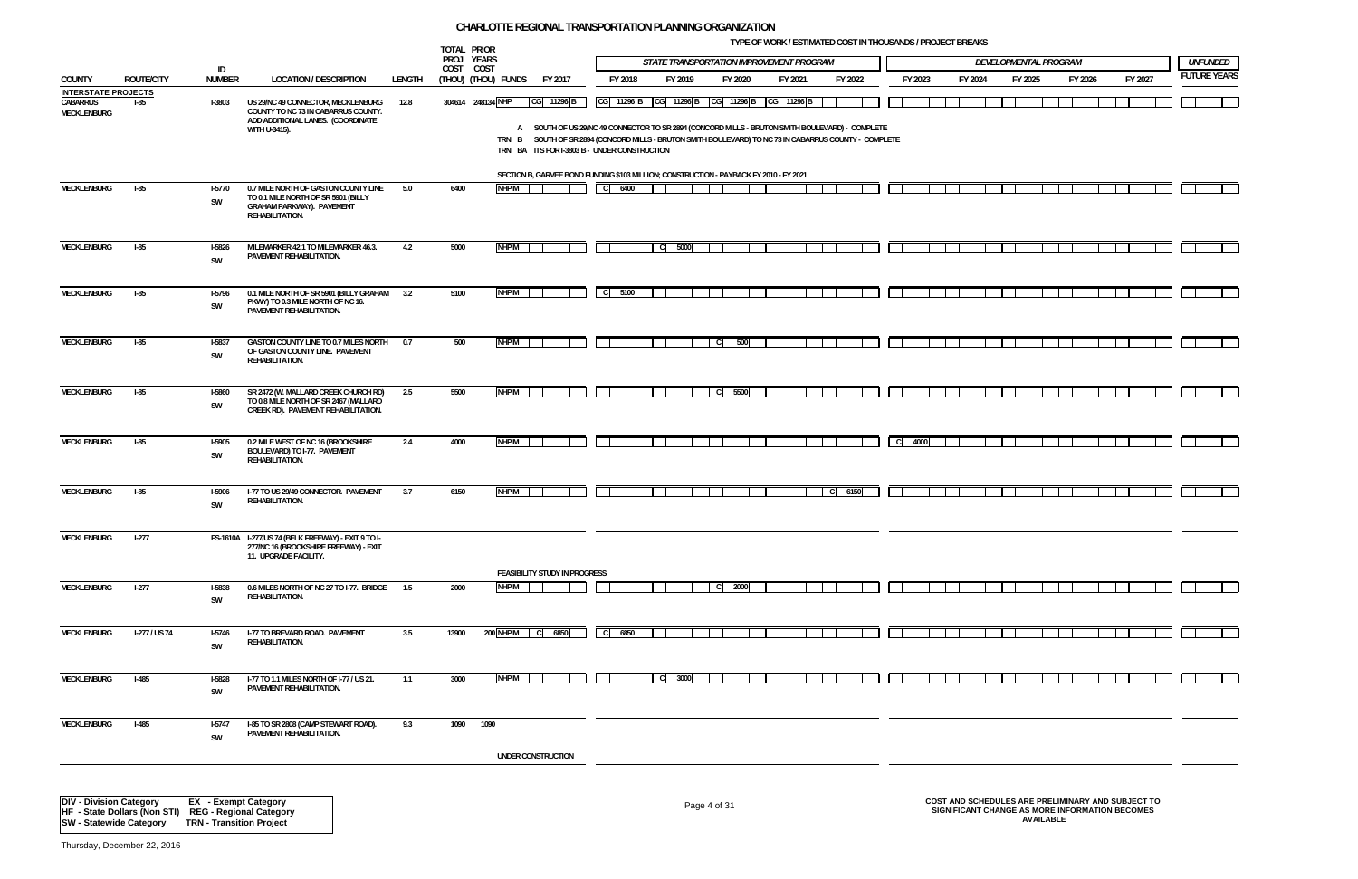# CHARLOTTE REGIONAL TRANSPORTATION PLANNING ORGANIZATION

TYPE OF WORK / ESTIMATED COST IN THOUSANDS / PROJECT BREAKS

| COUNTY | ROUTE/CITY | ID NUMBER | LOCATION / DESCRIPTION | LENGTH | TOTAL PROJ COST (THOU) | PRIOR YEARS COST (THOU) | FUNDS | FY 2017 | FY 2018 | FY 2019 | FY 2020 | FY 2021 | FY 2022 | FY 2023 | FY 2024 | FY 2025 | FY 2026 | FY 2027 | UNFUNDED FUTURE YEARS |
|---|---|---|---|---|---|---|---|---|---|---|---|---|---|---|---|---|---|---|---|
| | | | | | | | | | STATE TRANSPORTATION IMPROVEMENT PROGRAM | | | | | DEVELOPMENTAL PROGRAM | | | | | |
| **INTERSTATE PROJECTS** | | | | | | | | | | | | | | | | | | | |
| CABARRUS MECKLENBURG | I-85 | I-3803 | US 29/NC 49 CONNECTOR, MECKLENBURG COUNTY TO NC 73 IN CABARRUS COUNTY. ADD ADDITIONAL LANES. (COORDINATE WITH U-3415). | 12.8 | 304614 | 248134 | NHP | CG 11296 B | CG 11296 B | CG 11296 B | CG 11296 B | CG 11296 B | | | | | | | |
| | | | A SOUTH OF US 29/NC 49 CONNECTOR TO SR 2894 (CONCORD MILLS - BRUTON SMITH BOULEVARD) - COMPLETE | | | | | | | | | | | | | | | | |
| | | | TRN B SOUTH OF SR 2894 (CONCORD MILLS - BRUTON SMITH BOULEVARD) TO NC 73 IN CABARRUS COUNTY - COMPLETE | | | | | | | | | | | | | | | | |
| | | | TRN BA ITS FOR I-3803 B - UNDER CONSTRUCTION | | | | | | | | | | | | | | | | |
| | | | SECTION B, GARVEE BOND FUNDING $103 MILLION; CONSTRUCTION - PAYBACK FY 2010 - FY 2021 | | | | | | | | | | | | | | | | |
| MECKLENBURG | I-85 | I-5770 SW | 0.7 MILE NORTH OF GASTON COUNTY LINE TO 0.1 MILE NORTH OF SR 5901 (BILLY GRAHAM PARKWAY). PAVEMENT REHABILITATION. | 5.0 | 6400 | | NHPIM | | C 6400 | | | | | | | | | | |
| MECKLENBURG | I-85 | I-5826 SW | MILEMARKER 42.1 TO MILEMARKER 46.3. PAVEMENT REHABILITATION. | 4.2 | 5000 | | NHPIM | | | C 5000 | | | | | | | | | |
| MECKLENBURG | I-85 | I-5796 SW | 0.1 MILE NORTH OF SR 5901 (BILLY GRAHAM PKWY) TO 0.3 MILE NORTH OF NC 16. PAVEMENT REHABILITATION. | 3.2 | 5100 | | NHPIM | | C 5100 | | | | | | | | | | |
| MECKLENBURG | I-85 | I-5837 SW | GASTON COUNTY LINE TO 0.7 MILES NORTH OF GASTON COUNTY LINE. PAVEMENT REHABILITATION. | 0.7 | 500 | | NHPIM | | | | C 500 | | | | | | | | |
| MECKLENBURG | I-85 | I-5860 SW | SR 2472 (W. MALLARD CREEK CHURCH RD) TO 0.8 MILE NORTH OF SR 2467 (MALLARD CREEK RD). PAVEMENT REHABILITATION. | 2.5 | 5500 | | NHPIM | | | | C 5500 | | | | | | | | |
| MECKLENBURG | I-85 | I-5905 SW | 0.2 MILE WEST OF NC 16 (BROOKSHIRE BOULEVARD) TO I-77. PAVEMENT REHABILITATION. | 2.4 | 4000 | | NHPIM | | | | | | | C 4000 | | | | | |
| MECKLENBURG | I-85 | I-5906 SW | I-77 TO US 29/49 CONNECTOR. PAVEMENT REHABILITATION. | 3.7 | 6150 | | NHPIM | | | | | | C 6150 | | | | | | |
| MECKLENBURG | I-277 | FS-1610A | I-277/US 74 (BELK FREEWAY) - EXIT 9 TO I-277/NC 16 (BROOKSHIRE FREEWAY) - EXIT 11. UPGRADE FACILITY. | | | | FEASIBILITY STUDY IN PROGRESS | | | | | | | | | | | | |
| MECKLENBURG | I-277 | I-5838 SW | 0.6 MILES NORTH OF NC 27 TO I-77. BRIDGE REHABILITATION. | 1.5 | 2000 | | NHPIM | | | | C 2000 | | | | | | | | |
| MECKLENBURG | I-277 / US 74 | I-5746 SW | I-77 TO BREVARD ROAD. PAVEMENT REHABILITATION. | 3.5 | 13900 | 200 | NHPIM | C 6850 | C 6850 | | | | | | | | | | |
| MECKLENBURG | I-485 | I-5828 SW | I-77 TO 1.1 MILES NORTH OF I-77 / US 21. PAVEMENT REHABILITATION. | 1.1 | 3000 | | NHPIM | | | C 3000 | | | | | | | | | |
| MECKLENBURG | I-485 | I-5747 SW | I-85 TO SR 2808 (CAMP STEWART ROAD). PAVEMENT REHABILITATION. | 9.3 | 1090 | 1090 | UNDER CONSTRUCTION | | | | | | | | | | | | |

DIV - Division Category EX - Exempt Category
HF - State Dollars (Non STI) REG - Regional Category
SW - Statewide Category TRN - Transition Project

COST AND SCHEDULES ARE PRELIMINARY AND SUBJECT TO SIGNIFICANT CHANGE AS MORE INFORMATION BECOMES AVAILABLE

Thursday, December 22, 2016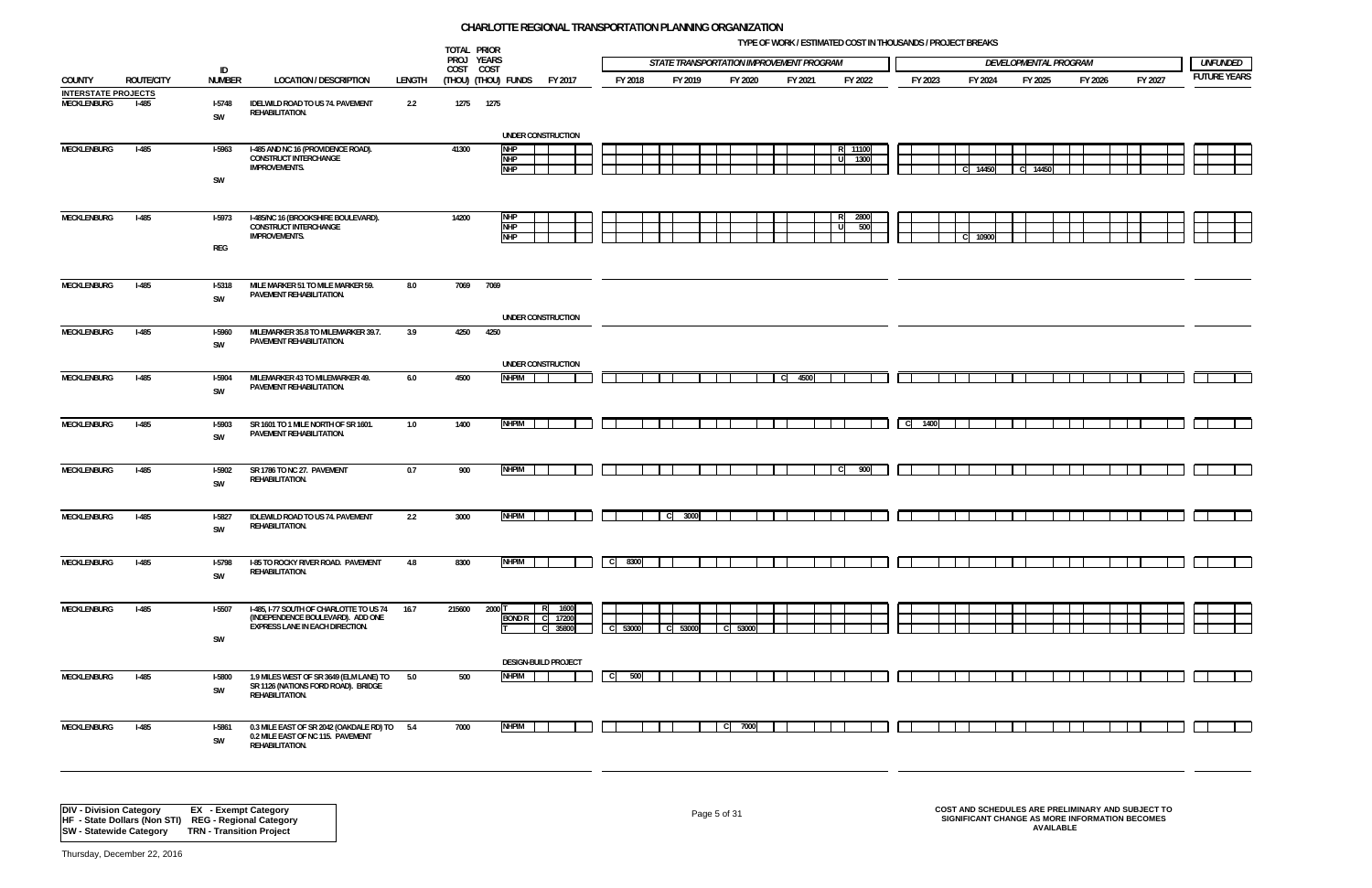# CHARLOTTE REGIONAL TRANSPORTATION PLANNING ORGANIZATION

TYPE OF WORK / ESTIMATED COST IN THOUSANDS / PROJECT BREAKS

| COUNTY | ROUTE/CITY | ID NUMBER | LOCATION / DESCRIPTION | LENGTH | TOTAL PROJ COST (THOU) | PRIOR YEARS COST (THOU) | FUNDS | FY 2017 | FY 2018 | FY 2019 | FY 2020 | FY 2021 | FY 2022 | FY 2023 | FY 2024 | FY 2025 | FY 2026 | FY 2027 | UNFUNDED FUTURE YEARS |
|---|---|---|---|---|---|---|---|---|---|---|---|---|---|---|---|---|---|---|---|
| | | | | | | | | | STATE TRANSPORTATION IMPROVEMENT PROGRAM | | | | | DEVELOPMENTAL PROGRAM | | | | | |
| **INTERSTATE PROJECTS** | | | | | | | | | | | | | | | | | | | |
| MECKLENBURG | I-485 | I-5748 SW | IDELWILD ROAD TO US 74. PAVEMENT REHABILITATION. | 2.2 | 1275 | 1275 | UNDER CONSTRUCTION | | | | | | | | | | | | |
| MECKLENBURG | I-485 | I-5963 SW | I-485 AND NC 16 (PROVIDENCE ROAD). CONSTRUCT INTERCHANGE IMPROVEMENTS. | | 41300 | | NHP | | | | | | R 11100 | | | | | | |
| | | | | | | | NHP | | | | | | U 1300 | | | | | | |
| | | | | | | | NHP | | | | | | | | C 14450 | C 14450 | | | |
| MECKLENBURG | I-485 | I-5973 REG | I-485/NC 16 (BROOKSHIRE BOULEVARD). CONSTRUCT INTERCHANGE IMPROVEMENTS. | | 14200 | | NHP | | | | | | R 2800 | | | | | | |
| | | | | | | | NHP | | | | | | U 500 | | | | | | |
| | | | | | | | NHP | | | | | | | | C 10900 | | | | |
| MECKLENBURG | I-485 | I-5318 SW | MILE MARKER 51 TO MILE MARKER 59. PAVEMENT REHABILITATION. | 8.0 | 7069 | 7069 | UNDER CONSTRUCTION | | | | | | | | | | | | |
| MECKLENBURG | I-485 | I-5960 SW | MILEMARKER 35.8 TO MILEMARKER 39.7. PAVEMENT REHABILITATION. | 3.9 | 4250 | 4250 | UNDER CONSTRUCTION | | | | | | | | | | | | |
| MECKLENBURG | I-485 | I-5904 SW | MILEMARKER 43 TO MILEMARKER 49. PAVEMENT REHABILITATION. | 6.0 | 4500 | | NHPIM | | | | | C 4500 | | | | | | | |
| MECKLENBURG | I-485 | I-5903 SW | SR 1601 TO 1 MILE NORTH OF SR 1601. PAVEMENT REHABILITATION. | 1.0 | 1400 | | NHPIM | | | | | | | C 1400 | | | | | |
| MECKLENBURG | I-485 | I-5902 SW | SR 1786 TO NC 27. PAVEMENT REHABILITATION. | 0.7 | 900 | | NHPIM | | | | | | C 900 | | | | | | |
| MECKLENBURG | I-485 | I-5827 SW | IDLEWILD ROAD TO US 74. PAVEMENT REHABILITATION. | 2.2 | 3000 | | NHPIM | | | C 3000 | | | | | | | | | |
| MECKLENBURG | I-485 | I-5798 SW | I-85 TO ROCKY RIVER ROAD. PAVEMENT REHABILITATION. | 4.8 | 8300 | | NHPIM | | C 8300 | | | | | | | | | | |
| MECKLENBURG | I-485 | I-5507 SW | I-485, I-77 SOUTH OF CHARLOTTE TO US 74 (INDEPENDENCE BOULEVARD). ADD ONE EXPRESS LANE IN EACH DIRECTION. | 16.7 | 215600 | 2000 | T | R 1600 | | | | | | | | | | | |
| | | | | | | | BOND R | C 17200 | | | | | | | | | | | |
| | | | | | | | T | C 35800 | C 53000 | C 53000 | C 53000 | | | | | | | | |
| | | | | | | | DESIGN-BUILD PROJECT | | | | | | | | | | | | |
| MECKLENBURG | I-485 | I-5800 SW | 1.9 MILES WEST OF SR 3649 (ELM LANE) TO SR 1126 (NATIONS FORD ROAD). BRIDGE REHABILITATION. | 5.0 | 500 | | NHPIM | | C 500 | | | | | | | | | | |
| MECKLENBURG | I-485 | I-5861 SW | 0.3 MILE EAST OF SR 2042 (OAKDALE RD) TO 0.2 MILE EAST OF NC 115. PAVEMENT REHABILITATION. | 5.4 | 7000 | | NHPIM | | | | C 7000 | | | | | | | | |

DIV - Division Category    EX - Exempt Category
HF - State Dollars (Non STI)    REG - Regional Category
SW - Statewide Category    TRN - Transition Project

COST AND SCHEDULES ARE PRELIMINARY AND SUBJECT TO SIGNIFICANT CHANGE AS MORE INFORMATION BECOMES AVAILABLE

Thursday, December 22, 2016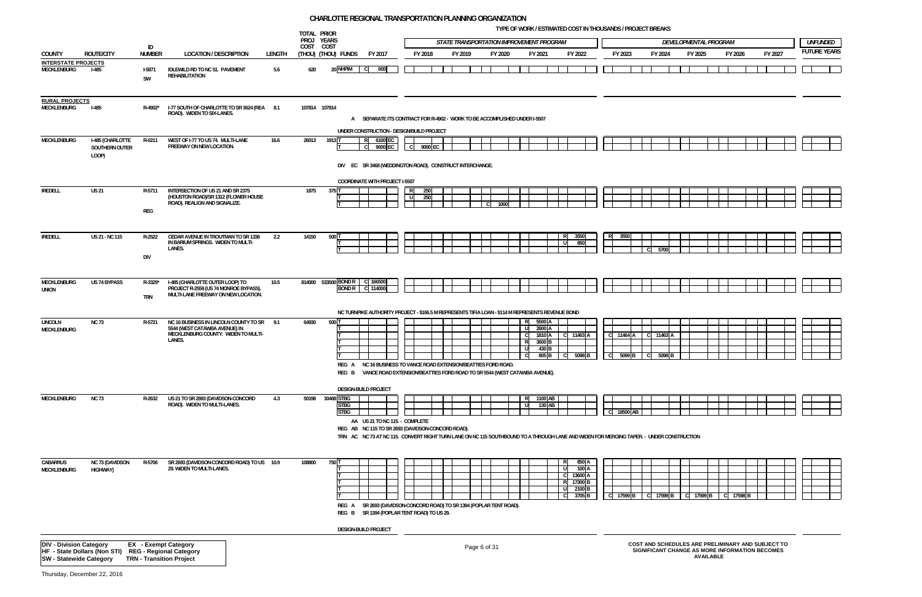# CHARLOTTE REGIONAL TRANSPORTATION PLANNING ORGANIZATION

TYPE OF WORK / ESTIMATED COST IN THOUSANDS / PROJECT BREAKS

| COUNTY | ROUTE/CITY | ID NUMBER | LOCATION / DESCRIPTION | LENGTH | TOTAL PROJ COST (THOU) | PRIOR YEARS COST (THOU) | FUNDS | FY 2017 | FY 2018 | FY 2019 | FY 2020 | FY 2021 | FY 2022 | FY 2023 | FY 2024 | FY 2025 | FY 2026 | FY 2027 | UNFUNDED FUTURE YEARS |
|---|---|---|---|---|---|---|---|---|---|---|---|---|---|---|---|---|---|---|---|
| | | | | | | | | | STATE TRANSPORTATION IMPROVEMENT PROGRAM | | | | | DEVELOPMENTAL PROGRAM | | | | | |
| **INTERSTATE PROJECTS** | | | | | | | | | | | | | | | | | | | |
| MECKLENBURG | I-485 | I-5871 SW | IDLEWILD RD TO NC 51. PAVEMENT REHABILITATION | 5.6 | 620 | 20 | NHPIM | C 600 | | | | | | | | | | | |
| **RURAL PROJECTS** | | | | | | | | | | | | | | | | | | | |
| MECKLENBURG | I-485 | R-4902* | I-77 SOUTH OF CHARLOTTE TO SR 3624 (REA ROAD). WIDEN TO SIX-LANES. | 8.1 | 107814 | 107814 | | | | | | | | | | | | | |
| | | | A SEPARATE ITS CONTRACT FOR R-4902 - WORK TO BE ACCOMPLISHED UNDER I-5507 | | | | | | | | | | | | | | | | |
| | | | UNDER CONSTRUCTION - DESIGN/BUILD PROJECT | | | | | | | | | | | | | | | | |
| MECKLENBURG | I-485 (CHARLOTTE SOUTHERN OUTER LOOP) | R-0211 | WEST OF I-77 TO US 74. MULTI-LANE FREEWAY ON NEW LOCATION. | 16.6 | 26013 | 1913 | T | R 6100 EC | | | | | | | | | | | |
| | | | | | | | T | C 9000 EC | C 9000 EC | | | | | | | | | | |
| | | | DIV EC SR 3468 (WEDDINGTON ROAD). CONSTRUCT INTERCHANGE. | | | | | | | | | | | | | | | | |
| | | | COORDINATE WITH PROJECT I-5507 | | | | | | | | | | | | | | | | |
| IREDELL | US 21 | R-5711 REG | INTERSECTION OF US 21 AND SR 2375 (HOUSTON ROAD)/SR 1312 (FLOWER HOUSE ROAD). REALIGN AND SIGNALIZE. | | 1875 | 375 | T | | R 250 | | | | | | | | | | |
| | | | | | | | T | | U 250 | | | | | | | | | | |
| | | | | | | | T | | | | C 1000 | | | | | | | | |
| IREDELL | US 21 - NC 115 | R-2522 DIV | CEDAR AVENUE IN TROUTMAN TO SR 1336 IN BARIUM SPRINGS. WIDEN TO MULTI-LANES. | 2.2 | 14150 | 500 | T | | | | | | R 3550 | R 3550 | | | | | |
| | | | | | | | T | | | | | | U 850 | | | | | | |
| | | | | | | | T | | | | | | | | C 5700 | | | | |
| MECKLENBURG UNION | US 74 BYPASS | R-3329* TRN | I-485 (CHARLOTTE OUTER LOOP) TO PROJECT R-2559 (US 74 MONROE BYPASS). MULTI-LANE FREEWAY ON NEW LOCATION. | 10.5 | 814000 | 533500 | BOND R | C 166500 | | | | | | | | | | | |
| | | | | | | | BOND R | C 114000 | | | | | | | | | | | |
| | | | NC TURNPIKE AUTHORITY PROJECT - $166.5 M REPRESENTS TIFIA LOAN - $114 M REPRESENTS REVENUE BOND | | | | | | | | | | | | | | | | |
| LINCOLN MECKLENBURG | NC 73 | R-5721 | NC 16 BUSINESS IN LINCOLN COUNTY TO SR 5544 (WEST CATAWBA AVENUE) IN MECKLENBURG COUNTY. WIDEN TO MULTI-LANES. | 9.1 | 64930 | 500 | T | | | | | R 5500 A | | | | | | | |
| | | | | | | | T | | | | | U 2600 A | | | | | | | |
| | | | | | | | T | | | | | C 1810 A | C 11463 A | C 11464 A | C 11463 A | | | | |
| | | | | | | | T | | | | | R 3600 B | | | | | | | |
| | | | | | | | T | | | | | U 430 B | | | | | | | |
| | | | | | | | T | | | | | C 805 B | C 5098 B | C 5099 B | C 5098 B | | | | |
| | | | REG A NC 16 BUSINESS TO VANCE ROAD EXTENSION/BEATTIES FORD ROAD. | | | | | | | | | | | | | | | | |
| | | | REG B VANCE ROAD EXTENSION/BEATTIES FORD ROAD TO SR 5544 (WEST CATAWBA AVENUE). | | | | | | | | | | | | | | | | |
| | | | DESIGN-BUILD PROJECT | | | | | | | | | | | | | | | | |
| MECKLENBURG | NC 73 | R-2632 | US 21 TO SR 2693 (DAVIDSON-CONCORD ROAD). WIDEN TO MULTI-LANES. | 4.3 | 50198 | 30468 | STBG | | | | | R 1100 AB | | | | | | | |
| | | | | | | | STBG | | | | | U 130 AB | | | | | | | |
| | | | | | | | STBG | | | | | | | C 18500 AB | | | | | |
| | | | AA US 21 TO NC 115. - COMPLETE | | | | | | | | | | | | | | | | |
| | | | REG AB NC 115 TO SR 2693 (DAVIDSON-CONCORD ROAD). | | | | | | | | | | | | | | | | |
| | | | TRN AC NC 73 AT NC 115. CONVERT RIGHT TURN LANE ON NC 115 SOUTHBOUND TO A THROUGH LANE AND WIDEN FOR MERGING TAPER. - UNDER CONSTRUCTION | | | | | | | | | | | | | | | | |
| CABARRUS MECKLENBURG | NC 73 (DAVIDSON HIGHWAY) | R-5706 | SR 2693 (DAVIDSON-CONCORD ROAD) TO US 29. WIDEN TO MULTI-LANES. | 10.9 | 108800 | 750 | T | | | | | | R 850 A | | | | | | |
| | | | | | | | T | | | | | | U 100 A | | | | | | |
| | | | | | | | T | | | | | | C 13600 A | | | | | | |
| | | | | | | | T | | | | | | R 17300 B | | | | | | |
| | | | | | | | T | | | | | | U 2100 B | | | | | | |
| | | | | | | | T | | | | | | C 3705 B | C 17599 B | C 17599 B | C 17599 B | C 17598 B | | |
| | | | REG A SR 2693 (DAVIDSON-CONCORD ROAD) TO SR 1394 (POPLAR TENT ROAD). | | | | | | | | | | | | | | | | |
| | | | REG B SR 1394 (POPLAR TENT ROAD) TO US 29. | | | | | | | | | | | | | | | | |
| | | | DESIGN-BUILD PROJECT | | | | | | | | | | | | | | | | |

DIV - Division Category | EX - Exempt Category
HF - State Dollars (Non STI) | REG - Regional Category
SW - Statewide Category | TRN - Transition Project

COST AND SCHEDULES ARE PRELIMINARY AND SUBJECT TO SIGNIFICANT CHANGE AS MORE INFORMATION BECOMES AVAILABLE

Thursday, December 22, 2016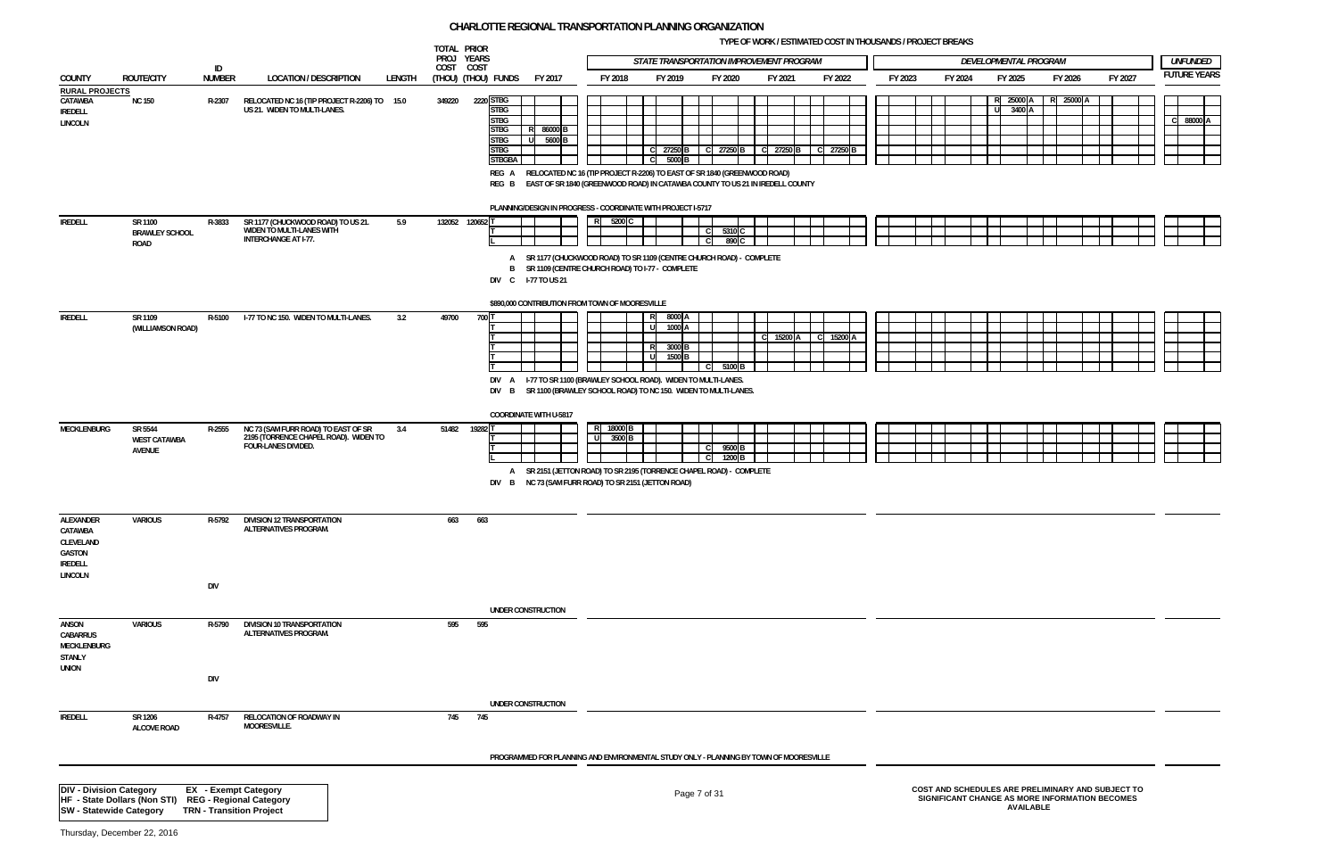# CHARLOTTE REGIONAL TRANSPORTATION PLANNING ORGANIZATION

TYPE OF WORK / ESTIMATED COST IN THOUSANDS / PROJECT BREAKS

| COUNTY | ROUTE/CITY | ID NUMBER | LOCATION / DESCRIPTION | LENGTH | TOTAL PROJ COST (THOU) | PRIOR YEARS COST (THOU) | FUNDS | FY 2017 | FY 2018 | FY 2019 | FY 2020 | FY 2021 | FY 2022 | FY 2023 | FY 2024 | FY 2025 | FY 2026 | FY 2027 | UNFUNDED FUTURE YEARS |
|---|---|---|---|---|---|---|---|---|---|---|---|---|---|---|---|---|---|---|---|
| **RURAL PROJECTS** | | | | | | | | | | | | | | | | | | | |
| CATAWBA IREDELL LINCOLN | NC 150 | R-2307 | RELOCATED NC 16 (TIP PROJECT R-2206) TO US 21. WIDEN TO MULTI-LANES. | 15.0 | 349220 | 2220 | STBG | | | | | | | | | R 25000 A | R 25000 A | | |
| | | | | | | | STBG | | | | | | | | | U 3400 A | | | |
| | | | | | | | STBG | | | | | | | | | | | | C 88000 A |
| | | | | | | | STBG | R 86000 B | | | | | | | | | | | |
| | | | | | | | STBG | U 5600 B | | | | | | | | | | | |
| | | | | | | | STBG | | | C 27250 B | C 27250 B | C 27250 B | C 27250 B | | | | | | |
| | | | | | | | STBGBA | | | C 5000 B | | | | | | | | | |

REG A RELOCATED NC 16 (TIP PROJECT R-2206) TO EAST OF SR 1840 (GREENWOOD ROAD)
REG B EAST OF SR 1840 (GREENWOOD ROAD) IN CATAWBA COUNTY TO US 21 IN IREDELL COUNTY

PLANNING/DESIGN IN PROGRESS - COORDINATE WITH PROJECT I-5717

| COUNTY | ROUTE/CITY | ID NUMBER | LOCATION / DESCRIPTION | LENGTH | TOTAL PROJ COST (THOU) | PRIOR YEARS COST (THOU) | FUNDS | FY 2017 | FY 2018 | FY 2019 | FY 2020 | FY 2021 | FY 2022 | FY 2023 | FY 2024 | FY 2025 | FY 2026 | FY 2027 | UNFUNDED FUTURE YEARS |
|---|---|---|---|---|---|---|---|---|---|---|---|---|---|---|---|---|---|---|---|
| IREDELL | SR 1100 BRAWLEY SCHOOL ROAD | R-3833 | SR 1177 (CHUCKWOOD ROAD) TO US 21. WIDEN TO MULTI-LANES WITH INTERCHANGE AT I-77. | 5.9 | 132052 | 120652 | T | | R 5200 C | | | | | | | | | | |
| | | | | | | | T | | | | C 5310 C | | | | | | | | |
| | | | | | | | L | | | | C 890 C | | | | | | | | |

A SR 1177 (CHUCKWOOD ROAD) TO SR 1109 (CENTRE CHURCH ROAD) - COMPLETE
B SR 1109 (CENTRE CHURCH ROAD) TO I-77 - COMPLETE
DIV C I-77 TO US 21

$890,000 CONTRIBUTION FROM TOWN OF MOORESVILLE

| COUNTY | ROUTE/CITY | ID NUMBER | LOCATION / DESCRIPTION | LENGTH | TOTAL PROJ COST (THOU) | PRIOR YEARS COST (THOU) | FUNDS | FY 2017 | FY 2018 | FY 2019 | FY 2020 | FY 2021 | FY 2022 | FY 2023 | FY 2024 | FY 2025 | FY 2026 | FY 2027 | UNFUNDED FUTURE YEARS |
|---|---|---|---|---|---|---|---|---|---|---|---|---|---|---|---|---|---|---|---|
| IREDELL | SR 1109 (WILLIAMSON ROAD) | R-5100 | I-77 TO NC 150. WIDEN TO MULTI-LANES. | 3.2 | 49700 | 700 | T | | | R 8000 A | | | | | | | | | |
| | | | | | | | T | | | U 1000 A | | | | | | | | | |
| | | | | | | | T | | | | | C 15200 A | C 15200 A | | | | | | |
| | | | | | | | T | | | R 3000 B | | | | | | | | | |
| | | | | | | | T | | | U 1500 B | | | | | | | | | |
| | | | | | | | T | | | | C 5100 B | | | | | | | | |

DIV A I-77 TO SR 1100 (BRAWLEY SCHOOL ROAD). WIDEN TO MULTI-LANES.
DIV B SR 1100 (BRAWLEY SCHOOL ROAD) TO NC 150. WIDEN TO MULTI-LANES.

COORDINATE WITH U-5817

| COUNTY | ROUTE/CITY | ID NUMBER | LOCATION / DESCRIPTION | LENGTH | TOTAL PROJ COST (THOU) | PRIOR YEARS COST (THOU) | FUNDS | FY 2017 | FY 2018 | FY 2019 | FY 2020 | FY 2021 | FY 2022 | FY 2023 | FY 2024 | FY 2025 | FY 2026 | FY 2027 | UNFUNDED FUTURE YEARS |
|---|---|---|---|---|---|---|---|---|---|---|---|---|---|---|---|---|---|---|---|
| MECKLENBURG | SR 5544 WEST CATAWBA AVENUE | R-2555 | NC 73 (SAM FURR ROAD) TO EAST OF SR 2195 (TORRENCE CHAPEL ROAD). WIDEN TO FOUR-LANES DIVIDED. | 3.4 | 51482 | 19282 | T | | R 18000 B | | | | | | | | | | |
| | | | | | | | T | | U 3500 B | | | | | | | | | | |
| | | | | | | | T | | | | C 9500 B | | | | | | | | |
| | | | | | | | L | | | | C 1200 B | | | | | | | | |

A SR 2151 (JETTON ROAD) TO SR 2195 (TORRENCE CHAPEL ROAD) - COMPLETE
DIV B NC 73 (SAM FURR ROAD) TO SR 2151 (JETTON ROAD)

| COUNTY | ROUTE/CITY | ID NUMBER | LOCATION / DESCRIPTION | LENGTH | TOTAL PROJ COST (THOU) | PRIOR YEARS COST (THOU) |
|---|---|---|---|---|---|---|
| ALEXANDER CATAWBA CLEVELAND GASTON IREDELL LINCOLN | VARIOUS | R-5792 DIV | DIVISION 12 TRANSPORTATION ALTERNATIVES PROGRAM. | | 663 | 663 |

UNDER CONSTRUCTION

| COUNTY | ROUTE/CITY | ID NUMBER | LOCATION / DESCRIPTION | LENGTH | TOTAL PROJ COST (THOU) | PRIOR YEARS COST (THOU) |
|---|---|---|---|---|---|---|
| ANSON CABARRUS MECKLENBURG STANLY UNION | VARIOUS | R-5790 DIV | DIVISION 10 TRANSPORTATION ALTERNATIVES PROGRAM. | | 595 | 595 |

UNDER CONSTRUCTION

| COUNTY | ROUTE/CITY | ID NUMBER | LOCATION / DESCRIPTION | LENGTH | TOTAL PROJ COST (THOU) | PRIOR YEARS COST (THOU) |
|---|---|---|---|---|---|---|
| IREDELL | SR 1206 ALCOVE ROAD | R-4757 | RELOCATION OF ROADWAY IN MOORESVILLE. | | 745 | 745 |

PROGRAMMED FOR PLANNING AND ENVIRONMENTAL STUDY ONLY - PLANNING BY TOWN OF MOORESVILLE

DIV - Division Category
HF - State Dollars (Non STI)
SW - Statewide Category
EX - Exempt Category
REG - Regional Category
TRN - Transition Project

COST AND SCHEDULES ARE PRELIMINARY AND SUBJECT TO SIGNIFICANT CHANGE AS MORE INFORMATION BECOMES AVAILABLE

Thursday, December 22, 2016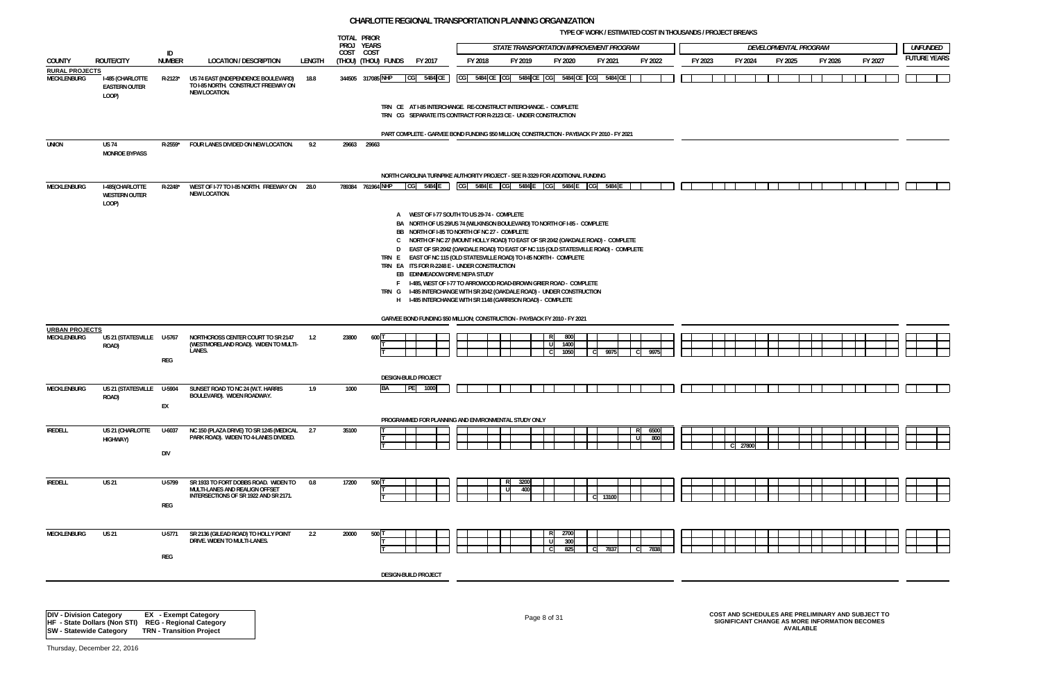# CHARLOTTE REGIONAL TRANSPORTATION PLANNING ORGANIZATION

TYPE OF WORK / ESTIMATED COST IN THOUSANDS / PROJECT BREAKS

| COUNTY | ROUTE/CITY | ID NUMBER | LOCATION / DESCRIPTION | LENGTH | TOTAL PROJ COST (THOU) | PRIOR YEARS COST (THOU) | FUNDS | FY 2017 | FY 2018 | FY 2019 | FY 2020 | FY 2021 | FY 2022 | FY 2023 | FY 2024 | FY 2025 | FY 2026 | FY 2027 | UNFUNDED FUTURE YEARS |
|---|---|---|---|---|---|---|---|---|---|---|---|---|---|---|---|---|---|---|---|
| | | | | | | | | | STATE TRANSPORTATION IMPROVEMENT PROGRAM | | | | | DEVELOPMENTAL PROGRAM | | | | | |
| **RURAL PROJECTS** | | | | | | | | | | | | | | | | | | | |
| MECKLENBURG | I-485 (CHARLOTTE EASTERN OUTER LOOP) | R-2123* | US 74 EAST (INDEPENDENCE BOULEVARD) TO I-85 NORTH. CONSTRUCT FREEWAY ON NEW LOCATION. | 18.8 | 344505 | 317085 | NHP | CG 5484 CE | CG 5484 CE | CG 5484 CE | CG 5484 CE | CG 5484 CE | | | | | | | |
| | | | TRN CE AT I-85 INTERCHANGE. RE-CONSTRUCT INTERCHANGE. - COMPLETE | | | | | | | | | | | | | | | | |
| | | | TRN CG SEPARATE ITS CONTRACT FOR R-2123 CE - UNDER CONSTRUCTION | | | | | | | | | | | | | | | | |
| | | | PART COMPLETE - GARVEE BOND FUNDING $50 MILLION; CONSTRUCTION - PAYBACK FY 2010 - FY 2021 | | | | | | | | | | | | | | | | |
| UNION | US 74 MONROE BYPASS | R-2559* | FOUR LANES DIVIDED ON NEW LOCATION. | 9.2 | 29663 | 29663 | | | | | | | | | | | | | |
| | | | NORTH CAROLINA TURNPIKE AUTHORITY PROJECT - SEE R-3329 FOR ADDITIONAL FUNDING | | | | | | | | | | | | | | | | |
| MECKLENBURG | I-485(CHARLOTTE WESTERN OUTER LOOP) | R-2248* | WEST OF I-77 TO I-85 NORTH. FREEWAY ON NEW LOCATION. | 28.0 | 789384 | 761964 | NHP | CG 5484 E | CG 5484 E | CG 5484 E | CG 5484 E | CG 5484 E | | | | | | | |
| | | | A WEST OF I-77 SOUTH TO US 29-74 - COMPLETE | | | | | | | | | | | | | | | | |
| | | | BA NORTH OF US 29/US 74 (WILKINSON BOULEVARD) TO NORTH OF I-85 - COMPLETE | | | | | | | | | | | | | | | | |
| | | | BB NORTH OF I-85 TO NORTH OF NC 27 - COMPLETE | | | | | | | | | | | | | | | | |
| | | | C NORTH OF NC 27 (MOUNT HOLLY ROAD) TO EAST OF SR 2042 (OAKDALE ROAD) - COMPLETE | | | | | | | | | | | | | | | | |
| | | | D EAST OF SR 2042 (OAKDALE ROAD) TO EAST OF NC 115 (OLD STATESVILLE ROAD) - COMPLETE | | | | | | | | | | | | | | | | |
| | | | TRN E EAST OF NC 115 (OLD STATESVILLE ROAD) TO I-85 NORTH - COMPLETE | | | | | | | | | | | | | | | | |
| | | | TRN EA ITS FOR R-2248 E - UNDER CONSTRUCTION | | | | | | | | | | | | | | | | |
| | | | EB EDINMEADOW DRIVE NEPA STUDY | | | | | | | | | | | | | | | | |
| | | | F I-485, WEST OF I-77 TO ARROWOOD ROAD-BROWN GRIER ROAD - COMPLETE | | | | | | | | | | | | | | | | |
| | | | TRN G I-485 INTERCHANGE WITH SR 2042 (OAKDALE ROAD) - UNDER CONSTRUCTION | | | | | | | | | | | | | | | | |
| | | | H I-485 INTERCHANGE WITH SR 1148 (GARRISON ROAD) - COMPLETE | | | | | | | | | | | | | | | | |
| | | | GARVEE BOND FUNDING $50 MILLION; CONSTRUCTION - PAYBACK FY 2010 - FY 2021 | | | | | | | | | | | | | | | | |
| **URBAN PROJECTS** | | | | | | | | | | | | | | | | | | | |
| MECKLENBURG | US 21 (STATESVILLE ROAD) | U-5767 REG | NORTHCROSS CENTER COURT TO SR 2147 (WESTMORELAND ROAD). WIDEN TO MULTI-LANES. | 1.2 | 23800 | 600 | T | | | | R 800 | | | | | | | | |
| | | | | | | | T | | | | U 1400 | | | | | | | | |
| | | | | | | | T | | | | C 1050 | C 9975 | C 9975 | | | | | | |
| | | | DESIGN-BUILD PROJECT | | | | | | | | | | | | | | | | |
| MECKLENBURG | US 21 (STATESVILLE ROAD) | U-5904 EX | SUNSET ROAD TO NC 24 (W.T. HARRIS BOULEVARD). WIDEN ROADWAY. | 1.9 | 1000 | | BA | PE 1000 | | | | | | | | | | | |
| | | | PROGRAMMED FOR PLANNING AND ENVIRONMENTAL STUDY ONLY | | | | | | | | | | | | | | | | |
| IREDELL | US 21 (CHARLOTTE HIGHWAY) | U-6037 DIV | NC 150 (PLAZA DRIVE) TO SR 1245 (MEDICAL PARK ROAD). WIDEN TO 4-LANES DIVIDED. | 2.7 | 35100 | | T | | | | | | R 6500 | | | | | | |
| | | | | | | | T | | | | | | U 800 | | | | | | |
| | | | | | | | T | | | | | | | | C 27800 | | | | |
| IREDELL | US 21 | U-5799 REG | SR 1933 TO FORT DOBBS ROAD. WIDEN TO MULTI-LANES AND REALIGN OFFSET INTERSECTIONS OF SR 1922 AND SR 2171. | 0.8 | 17200 | 500 | T | | | R 3200 | | | | | | | | | |
| | | | | | | | T | | | U 400 | | | | | | | | | |
| | | | | | | | T | | | | | C 13100 | | | | | | | |
| MECKLENBURG | US 21 | U-5771 REG | SR 2136 (GILEAD ROAD) TO HOLLY POINT DRIVE. WIDEN TO MULTI-LANES. | 2.2 | 20000 | 500 | T | | | | R 2700 | | | | | | | | |
| | | | | | | | T | | | | U 300 | | | | | | | | |
| | | | | | | | T | | | | C 825 | C 7837 | C 7838 | | | | | | |
| | | | DESIGN-BUILD PROJECT | | | | | | | | | | | | | | | | |

**DIV - Division Category** **EX - Exempt Category**
**HF - State Dollars (Non STI)** **REG - Regional Category**
**SW - Statewide Category** **TRN - Transition Project**

**COST AND SCHEDULES ARE PRELIMINARY AND SUBJECT TO SIGNIFICANT CHANGE AS MORE INFORMATION BECOMES AVAILABLE**

Thursday, December 22, 2016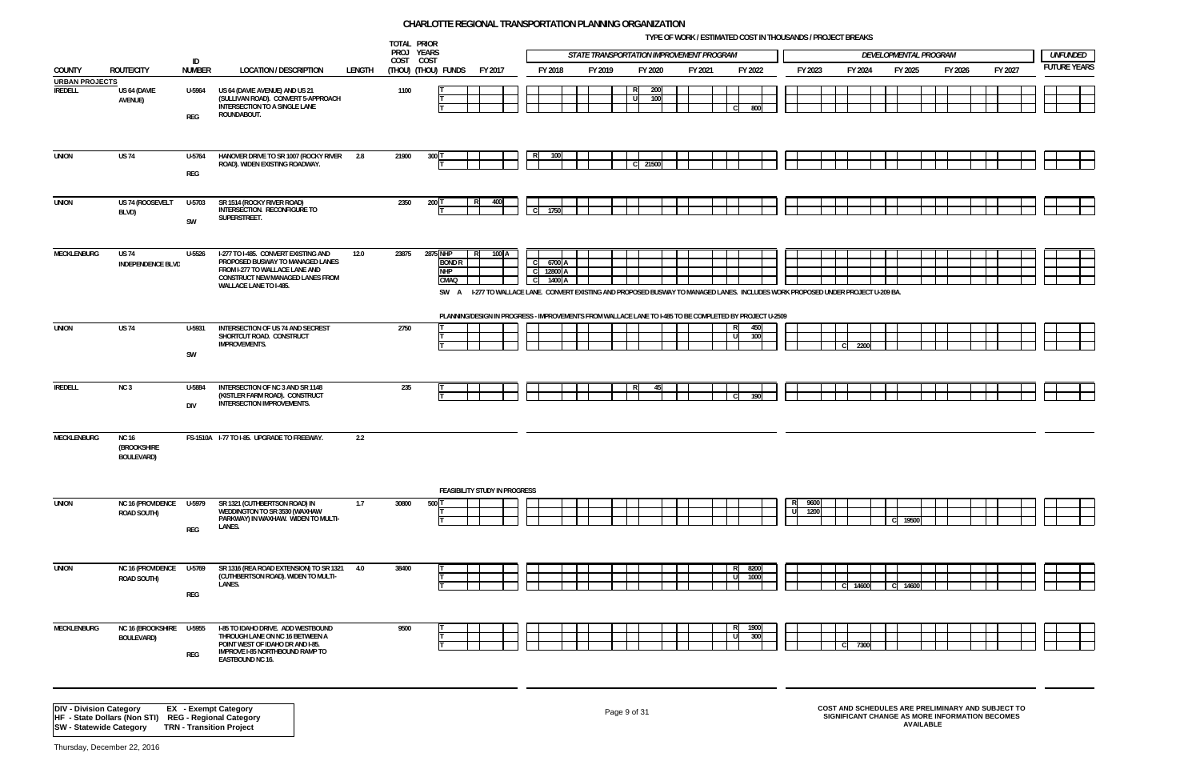# CHARLOTTE REGIONAL TRANSPORTATION PLANNING ORGANIZATION

TYPE OF WORK / ESTIMATED COST IN THOUSANDS / PROJECT BREAKS

| COUNTY | ROUTE/CITY | ID NUMBER | LOCATION / DESCRIPTION | LENGTH | TOTAL PROJ COST (THOU) | PRIOR YEARS COST (THOU) | FUNDS | FY 2017 | FY 2018 | FY 2019 | FY 2020 | FY 2021 | FY 2022 | FY 2023 | FY 2024 | FY 2025 | FY 2026 | FY 2027 | UNFUNDED FUTURE YEARS |
|---|---|---|---|---|---|---|---|---|---|---|---|---|---|---|---|---|---|---|---|
| | | | | | | | | | STATE TRANSPORTATION IMPROVEMENT PROGRAM | | | | | DEVELOPMENTAL PROGRAM | | | | | |
| **URBAN PROJECTS** | | | | | | | | | | | | | | | | | | | |
| IREDELL | US 64 (DAVIE AVENUE) | U-5964 REG | US 64 (DAVIE AVENUE) AND US 21 (SULLIVAN ROAD). CONVERT 5-APPROACH INTERSECTION TO A SINGLE LANE ROUNDABOUT. | | 1100 | | T | | | | R 200 | | | | | | | | |
| | | | | | | | T | | | | U 100 | | | | | | | | |
| | | | | | | | T | | | | | | C 800 | | | | | | |
| UNION | US 74 | U-5764 REG | HANOVER DRIVE TO SR 1007 (ROCKY RIVER ROAD). WIDEN EXISTING ROADWAY. | 2.8 | 21900 | 300 | T | | R 100 | | | | | | | | | | |
| | | | | | | | T | | | | C 21500 | | | | | | | | |
| UNION | US 74 (ROOSEVELT BLVD) | U-5703 SW | SR 1514 (ROCKY RIVER ROAD) INTERSECTION. RECONFIGURE TO SUPERSTREET. | | 2350 | 200 | T | R 400 | | | | | | | | | | | |
| | | | | | | | T | | C 1750 | | | | | | | | | | |
| MECKLENBURG | US 74 INDEPENDENCE BLVD | U-5526 | I-277 TO I-485. CONVERT EXISTING AND PROPOSED BUSWAY TO MANAGED LANES FROM I-277 TO WALLACE LANE AND CONSTRUCT NEW MANAGED LANES FROM WALLACE LANE TO I-485. | 12.0 | 23875 | 2875 | NHP | R 100 A | | | | | | | | | | | |
| | | | | | | | BONDR | | C 6700 A | | | | | | | | | | |
| | | | | | | | NHP | | C 12800 A | | | | | | | | | | |
| | | | | | | | CMAQ | | C 1400 A | | | | | | | | | | |
| | | | | | | | SW A | I-277 TO WALLACE LANE. CONVERT EXISTING AND PROPOSED BUSWAY TO MANAGED LANES. INCLUDES WORK PROPOSED UNDER PROJECT U-209 BA. | | | | | | | | | | | |
| | | | | | | | | PLANNING/DESIGN IN PROGRESS - IMPROVEMENTS FROM WALLACE LANE TO I-485 TO BE COMPLETED BY PROJECT U-2509 | | | | | | | | | | | |
| UNION | US 74 | U-5931 SW | INTERSECTION OF US 74 AND SECREST SHORTCUT ROAD. CONSTRUCT IMPROVEMENTS. | | 2750 | | T | | | | | | R 450 | | | | | | |
| | | | | | | | T | | | | | | U 100 | | | | | | |
| | | | | | | | T | | | | | | | | C 2200 | | | | |
| IREDELL | NC 3 | U-5884 DIV | INTERSECTION OF NC 3 AND SR 1148 (KISTLER FARM ROAD). CONSTRUCT INTERSECTION IMPROVEMENTS. | | 235 | | T | | | | R 45 | | | | | | | | |
| | | | | | | | T | | | | | | C 190 | | | | | | |
| MECKLENBURG | NC 16 (BROOKSHIRE BOULEVARD) | FS-1510A | I-77 TO I-85. UPGRADE TO FREEWAY. | 2.2 | | | | | | | | | | | | | | | |
| | | | | | | | | FEASIBILITY STUDY IN PROGRESS | | | | | | | | | | | |
| UNION | NC 16 (PROVIDENCE ROAD SOUTH) | U-5979 REG | SR 1321 (CUTHBERTSON ROAD) IN WEDDINGTON TO SR 3530 (WAXHAW PARKWAY) IN WAXHAW. WIDEN TO MULTI-LANES. | 1.7 | 30800 | 500 | T | | | | | | | R 9600 | | | | | |
| | | | | | | | T | | | | | | | U 1200 | | | | | |
| | | | | | | | T | | | | | | | | | C 19500 | | | |
| UNION | NC 16 (PROVIDENCE ROAD SOUTH) | U-5769 REG | SR 1316 (REA ROAD EXTENSION) TO SR 1321 (CUTHBERTSON ROAD). WIDEN TO MULTI-LANES. | 4.0 | 38400 | | T | | | | | | R 8200 | | | | | | |
| | | | | | | | T | | | | | | U 1000 | | | | | | |
| | | | | | | | T | | | | | | | | C 14600 | C 14600 | | | |
| MECKLENBURG | NC 16 (BROOKSHIRE BOULEVARD) | U-5955 REG | I-85 TO IDAHO DRIVE. ADD WESTBOUND THROUGH LANE ON NC 16 BETWEEN A POINT WEST OF IDAHO DR AND I-85. IMPROVE I-85 NORTHBOUND RAMP TO EASTBOUND NC 16. | | 9500 | | T | | | | | | R 1900 | | | | | | |
| | | | | | | | T | | | | | | U 300 | | | | | | |
| | | | | | | | T | | | | | | | | C 7300 | | | | |

**DIV - Division Category** EX - Exempt Category
**HF - State Dollars (Non STI)** REG - Regional Category
**SW - Statewide Category** TRN - Transition Project

COST AND SCHEDULES ARE PRELIMINARY AND SUBJECT TO SIGNIFICANT CHANGE AS MORE INFORMATION BECOMES AVAILABLE

Thursday, December 22, 2016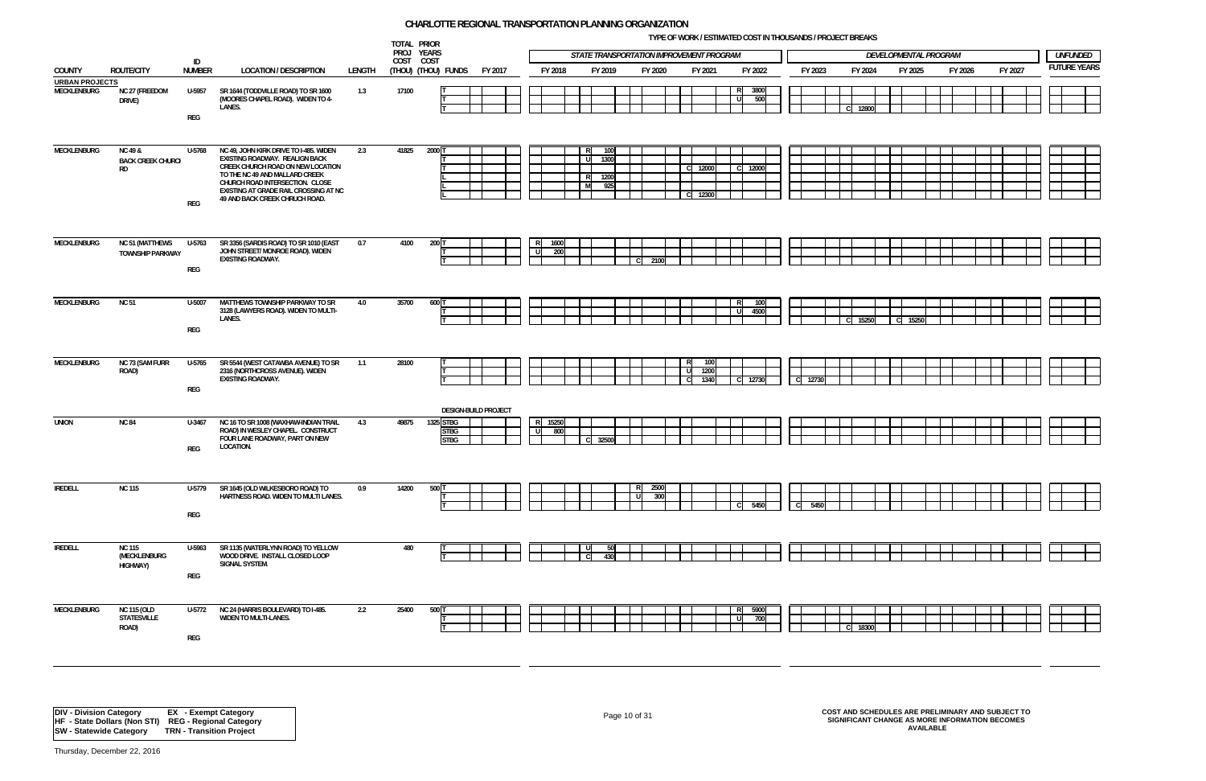# CHARLOTTE REGIONAL TRANSPORTATION PLANNING ORGANIZATION

TYPE OF WORK / ESTIMATED COST IN THOUSANDS / PROJECT BREAKS

STATE TRANSPORTATION IMPROVEMENT PROGRAM: FY 2018 – FY 2022 · DEVELOPMENTAL PROGRAM: FY 2023 – FY 2027 · UNFUNDED: FUTURE YEARS

| COUNTY | ROUTE/CITY | ID NUMBER | LOCATION / DESCRIPTION | LENGTH | TOTAL PROJ COST (THOU) | PRIOR YEARS COST (THOU) | FUNDS | FY 2017 | FY 2018 | FY 2019 | FY 2020 | FY 2021 | FY 2022 | FY 2023 | FY 2024 | FY 2025 | FY 2026 | FY 2027 | FUTURE YEARS |
|---|---|---|---|---|---|---|---|---|---|---|---|---|---|---|---|---|---|---|---|
| **URBAN PROJECTS** | | | | | | | | | | | | | | | | | | | |
| MECKLENBURG | NC 27 (FREEDOM DRIVE) | U-5957 REG | SR 1644 (TODDVILLE ROAD) TO SR 1600 (MOORES CHAPEL ROAD). WIDEN TO 4-LANES. | 1.3 | 17100 | | T | | | | | | R 3800 | | | | | | |
| | | | | | | | T | | | | | | U 500 | | | | | | |
| | | | | | | | T | | | | | | | | C 12800 | | | | |
| MECKLENBURG | NC 49 & BACK CREEK CHURCH RD | U-5768 REG | NC 49, JOHN KIRK DRIVE TO I-485. WIDEN EXISTING ROADWAY. REALIGN BACK CREEK CHURCH ROAD ON NEW LOCATION TO THE NC 49 AND MALLARD CREEK CHURCH ROAD INTERSECTION. CLOSE EXISTING AT GRADE RAIL CROSSING AT NC 49 AND BACK CREEK CHRUCH ROAD. | 2.3 | 41825 | 2000 | T | | | R 100 | | | | | | | | | |
| | | | | | | | T | | | U 1300 | | | | | | | | | |
| | | | | | | | T | | | | | C 12000 | C 12000 | | | | | | |
| | | | | | | | L | | | R 1200 | | | | | | | | | |
| | | | | | | | L | | | M 925 | | | | | | | | | |
| | | | | | | | L | | | | | C 12300 | | | | | | | |
| MECKLENBURG | NC 51 (MATTHEWS TOWNSHIP PARKWAY | U-5763 REG | SR 3356 (SARDIS ROAD) TO SR 1010 (EAST JOHN STREET/ MONROE ROAD). WIDEN EXISTING ROADWAY. | 0.7 | 4100 | 200 | T | | R 1600 | | | | | | | | | | |
| | | | | | | | T | | U 200 | | | | | | | | | | |
| | | | | | | | T | | | | C 2100 | | | | | | | | |
| MECKLENBURG | NC 51 | U-5007 REG | MATTHEWS TOWNSHIP PARKWAY TO SR 3128 (LAWYERS ROAD). WIDEN TO MULTI-LANES. | 4.0 | 35700 | 600 | T | | | | | | R 100 | | | | | | |
| | | | | | | | T | | | | | | U 4500 | | | | | | |
| | | | | | | | T | | | | | | | | C 15250 | C 15250 | | | |
| MECKLENBURG | NC 73 (SAM FURR ROAD) | U-5765 REG | SR 5544 (WEST CATAWBA AVENUE) TO SR 2316 (NORTHCROSS AVENUE). WIDEN EXISTING ROADWAY. | 1.1 | 28100 | | T | | | | | R 100 | | | | | | | |
| | | | | | | | T | | | | | U 1200 | | | | | | | |
| | | | | | | | T | | | | | C 1340 | C 12730 | C 12730 | | | | | |
| UNION | NC 84 | U-3467 REG | NC 16 TO SR 1008 (WAXHAW-INDIAN TRAIL ROAD) IN WESLEY CHAPEL. CONSTRUCT FOUR LANE ROADWAY, PART ON NEW LOCATION. | 4.3 | 49875 | 1325 | STBG (DESIGN-BUILD PROJECT) | | R 15250 | | | | | | | | | | |
| | | | | | | | STBG | | U 800 | | | | | | | | | | |
| | | | | | | | STBG | | | C 32500 | | | | | | | | | |
| IREDELL | NC 115 | U-5779 REG | SR 1645 (OLD WILKESBORO ROAD) TO HARTNESS ROAD. WIDEN TO MULTI LANES. | 0.9 | 14200 | 500 | T | | | | R 2500 | | | | | | | | |
| | | | | | | | T | | | | U 300 | | | | | | | | |
| | | | | | | | T | | | | | | C 5450 | C 5450 | | | | | |
| IREDELL | NC 115 (MECKLENBURG HIGHWAY) | U-5963 REG | SR 1135 (WATERLYNN ROAD) TO YELLOW WOOD DRIVE. INSTALL CLOSED LOOP SIGNAL SYSTEM. | | 480 | | T | | | U 50 | | | | | | | | | |
| | | | | | | | T | | | C 430 | | | | | | | | | |
| MECKLENBURG | NC 115 (OLD STATESVILLE ROAD) | U-5772 REG | NC 24 (HARRIS BOULEVARD) TO I-485. WIDEN TO MULTI-LANES. | 2.2 | 25400 | 500 | T | | | | | | R 5900 | | | | | | |
| | | | | | | | T | | | | | | U 700 | | | | | | |
| | | | | | | | T | | | | | | | | C 18300 | | | | |

| | |
|---|---|
| **DIV - Division Category** | **EX - Exempt Category** |
| **HF - State Dollars (Non STI)** | **REG - Regional Category** |
| **SW - Statewide Category** | **TRN - Transition Project** |

**COST AND SCHEDULES ARE PRELIMINARY AND SUBJECT TO SIGNIFICANT CHANGE AS MORE INFORMATION BECOMES AVAILABLE**

Thursday, December 22, 2016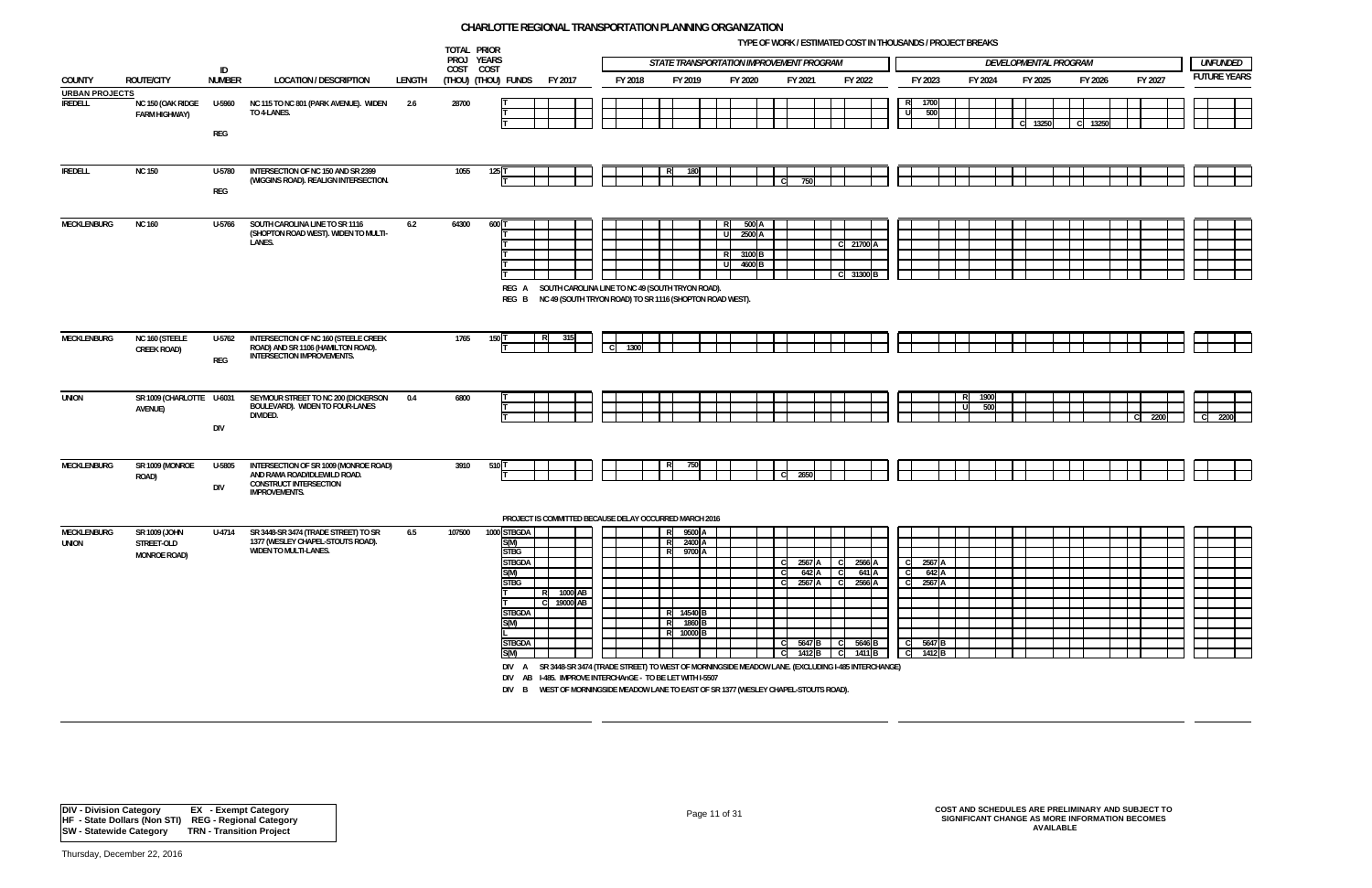# CHARLOTTE REGIONAL TRANSPORTATION PLANNING ORGANIZATION

TYPE OF WORK / ESTIMATED COST IN THOUSANDS / PROJECT BREAKS

| COUNTY | ROUTE/CITY | ID NUMBER | LOCATION / DESCRIPTION | LENGTH | TOTAL PROJ COST (THOU) | PRIOR YEARS COST (THOU) | FUNDS | FY 2017 | FY 2018 | FY 2019 | FY 2020 | FY 2021 | FY 2022 | FY 2023 | FY 2024 | FY 2025 | FY 2026 | FY 2027 | FUTURE YEARS |
|---|---|---|---|---|---|---|---|---|---|---|---|---|---|---|---|---|---|---|---|
| | | | | | | | | | STATE TRANSPORTATION IMPROVEMENT PROGRAM | | | | | DEVELOPMENTAL PROGRAM | | | | | UNFUNDED |
| **URBAN PROJECTS** | | | | | | | | | | | | | | | | | | | |
| IREDELL | NC 150 (OAK RIDGE FARM HIGHWAY) | U-5960 REG | NC 115 TO NC 801 (PARK AVENUE). WIDEN TO 4-LANES. | 2.6 | 28700 | | T | | | | | | | R 1700 | | | | | |
| | | | | | | | T | | | | | | | U 500 | | | | | |
| | | | | | | | T | | | | | | | | | C 13250 | C 13250 | | |
| IREDELL | NC 150 | U-5780 REG | INTERSECTION OF NC 150 AND SR 2399 (WIGGINS ROAD). REALIGN INTERSECTION. | | 1055 | 125 | T | | | R 180 | | | | | | | | | |
| | | | | | | | T | | | | | C 750 | | | | | | | |
| MECKLENBURG | NC 160 | U-5766 | SOUTH CAROLINA LINE TO SR 1116 (SHOPTON ROAD WEST). WIDEN TO MULTI-LANES. | 6.2 | 64300 | 600 | T | | | | R 500 A | | | | | | | | |
| | | | | | | | T | | | | U 2500 A | | | | | | | | |
| | | | | | | | T | | | | | | C 21700 A | | | | | | |
| | | | | | | | T | | | | R 3100 B | | | | | | | | |
| | | | | | | | T | | | | U 4600 B | | | | | | | | |
| | | | | | | | T | | | | | | C 31300 B | | | | | | |
| | | | REG A SOUTH CAROLINA LINE TO NC 49 (SOUTH TRYON ROAD). | | | | | | | | | | | | | | | | |
| | | | REG B NC 49 (SOUTH TRYON ROAD) TO SR 1116 (SHOPTON ROAD WEST). | | | | | | | | | | | | | | | | |
| MECKLENBURG | NC 160 (STEELE CREEK ROAD) | U-5762 REG | INTERSECTION OF NC 160 (STEELE CREEK ROAD) AND SR 1106 (HAMILTON ROAD). INTERSECTION IMPROVEMENTS. | | 1765 | 150 | T | R 315 | | | | | | | | | | | |
| | | | | | | | T | | C 1300 | | | | | | | | | | |
| UNION | SR 1009 (CHARLOTTE AVENUE) | U-6031 DIV | SEYMOUR STREET TO NC 200 (DICKERSON BOULEVARD). WIDEN TO FOUR-LANES DIVIDED. | 0.4 | 6800 | | T | | | | | | | | R 1900 | | | | |
| | | | | | | | T | | | | | | | | U 500 | | | | |
| | | | | | | | T | | | | | | | | | | | C 2200 | C 2200 |
| MECKLENBURG | SR 1009 (MONROE ROAD) | U-5805 DIV | INTERSECTION OF SR 1009 (MONROE ROAD) AND RAMA ROAD/IDLEWILD ROAD. CONSTRUCT INTERSECTION IMPROVEMENTS. | | 3910 | 510 | T | | | R 750 | | | | | | | | | |
| | | | | | | | T | | | | | C 2650 | | | | | | | |
| | | | PROJECT IS COMMITTED BECAUSE DELAY OCCURRED MARCH 2016 | | | | | | | | | | | | | | | | |
| MECKLENBURG UNION | SR 1009 (JOHN STREET-OLD MONROE ROAD) | U-4714 | SR 3448-SR 3474 (TRADE STREET) TO SR 1377 (WESLEY CHAPEL-STOUTS ROAD). WIDEN TO MULTI-LANES. | 6.5 | 107500 | 1000 | STBGDA | | | R 9500 A | | | | | | | | | |
| | | | | | | | S(M) | | | R 2400 A | | | | | | | | | |
| | | | | | | | STBG | | | R 9700 A | | | | | | | | | |
| | | | | | | | STBGDA | | | | | C 2567 A | C 2566 A | C 2567 A | | | | | |
| | | | | | | | S(M) | | | | | C 642 A | C 641 A | C 642 A | | | | | |
| | | | | | | | STBG | | | | | C 2567 A | C 2566 A | C 2567 A | | | | | |
| | | | | | | | T | R 1000 AB | | | | | | | | | | | |
| | | | | | | | T | C 19000 AB | | | | | | | | | | | |
| | | | | | | | STBGDA | | | R 14540 B | | | | | | | | | |
| | | | | | | | S(M) | | | R 1860 B | | | | | | | | | |
| | | | | | | | L | | | R 10000 B | | | | | | | | | |
| | | | | | | | STBGDA | | | | | C 5647 B | C 5646 B | C 5647 B | | | | | |
| | | | | | | | S(M) | | | | | C 1412 B | C 1411 B | C 1412 B | | | | | |
| | | | DIV A SR 3448-SR 3474 (TRADE STREET) TO WEST OF MORNINGSIDE MEADOW LANE. (EXCLUDING I-485 INTERCHANGE) | | | | | | | | | | | | | | | | |
| | | | DIV AB I-485. IMPROVE INTERCHANGE - TO BE LET WITH I-5507 | | | | | | | | | | | | | | | | |
| | | | DIV B WEST OF MORNINGSIDE MEADOW LANE TO EAST OF SR 1377 (WESLEY CHAPEL-STOUTS ROAD). | | | | | | | | | | | | | | | | |

DIV - Division Category EX - Exempt Category
HF - State Dollars (Non STI) REG - Regional Category
SW - Statewide Category TRN - Transition Project

COST AND SCHEDULES ARE PRELIMINARY AND SUBJECT TO SIGNIFICANT CHANGE AS MORE INFORMATION BECOMES AVAILABLE

Thursday, December 22, 2016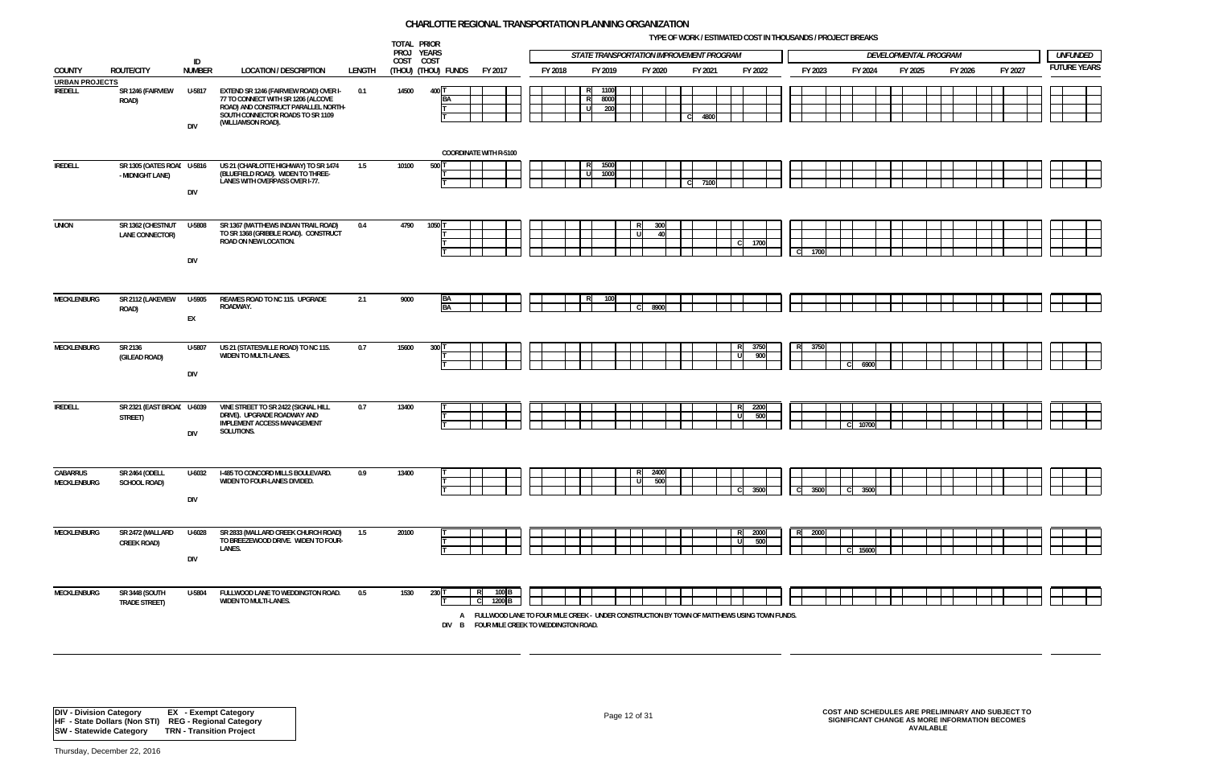# CHARLOTTE REGIONAL TRANSPORTATION PLANNING ORGANIZATION

TYPE OF WORK / ESTIMATED COST IN THOUSANDS / PROJECT BREAKS

| COUNTY | ROUTE/CITY | ID NUMBER | LOCATION / DESCRIPTION | LENGTH | TOTAL PROJ COST (THOU) | PRIOR YEARS COST (THOU) | FUNDS | FY 2017 | FY 2018 | FY 2019 | FY 2020 | FY 2021 | FY 2022 | FY 2023 | FY 2024 | FY 2025 | FY 2026 | FY 2027 | UNFUNDED FUTURE YEARS |
|---|---|---|---|---|---|---|---|---|---|---|---|---|---|---|---|---|---|---|---|
| | | | | | | | | | STATE TRANSPORTATION IMPROVEMENT PROGRAM | | | | | DEVELOPMENTAL PROGRAM | | | | | |
| **URBAN PROJECTS** | | | | | | | | | | | | | | | | | | | |
| IREDELL | SR 1246 (FAIRVIEW ROAD) | U-5817 DIV | EXTEND SR 1246 (FAIRVIEW ROAD) OVER I-77 TO CONNECT WITH SR 1206 (ALCOVE ROAD) AND CONSTRUCT PARALLEL NORTH-SOUTH CONNECTOR ROADS TO SR 1109 (WILLIAMSON ROAD). | 0.1 | 14500 | 400 | T | | | R 1100 | | | | | | | | | |
| | | | | | | | BA | | | R 8000 | | | | | | | | | |
| | | | | | | | T | | | U 200 | | | | | | | | | |
| | | | | | | | T | | | | | C 4800 | | | | | | | |
| | | | COORDINATE WITH R-5100 | | | | | | | | | | | | | | | | |
| IREDELL | SR 1305 (OATES ROAD - MIDNIGHT LANE) | U-5816 DIV | US 21 (CHARLOTTE HIGHWAY) TO SR 1474 (BLUEFIELD ROAD). WIDEN TO THREE-LANES WITH OVERPASS OVER I-77. | 1.5 | 10100 | 500 | T | | | R 1500 | | | | | | | | | |
| | | | | | | | T | | | U 1000 | | | | | | | | | |
| | | | | | | | T | | | | | C 7100 | | | | | | | |
| UNION | SR 1362 (CHESTNUT LANE CONNECTOR) | U-5808 DIV | SR 1367 (MATTHEWS INDIAN TRAIL ROAD) TO SR 1368 (GRIBBLE ROAD). CONSTRUCT ROAD ON NEW LOCATION. | 0.4 | 4790 | 1050 | T | | | | R 300 | | | | | | | | |
| | | | | | | | T | | | | U 40 | | | | | | | | |
| | | | | | | | T | | | | | | C 1700 | | | | | | |
| | | | | | | | T | | | | | | | C 1700 | | | | | |
| MECKLENBURG | SR 2112 (LAKEVIEW ROAD) | U-5905 EX | REAMES ROAD TO NC 115. UPGRADE ROADWAY. | 2.1 | 9000 | | BA | | | R 100 | | | | | | | | | |
| | | | | | | | BA | | | | C 8900 | | | | | | | | |
| MECKLENBURG | SR 2136 (GILEAD ROAD) | U-5807 DIV | US 21 (STATESVILLE ROAD) TO NC 115. WIDEN TO MULTI-LANES. | 0.7 | 15600 | 300 | T | | | | | | R 3750 | R 3750 | | | | | |
| | | | | | | | T | | | | | | U 900 | | | | | | |
| | | | | | | | T | | | | | | | | C 6900 | | | | |
| IREDELL | SR 2321 (EAST BROAD STREET) | U-6039 DIV | VINE STREET TO SR 2422 (SIGNAL HILL DRIVE). UPGRADE ROADWAY AND IMPLEMENT ACCESS MANAGEMENT SOLUTIONS. | 0.7 | 13400 | | T | | | | | | R 2200 | | | | | | |
| | | | | | | | T | | | | | | U 500 | | | | | | |
| | | | | | | | T | | | | | | | | C 10700 | | | | |
| CABARRUS MECKLENBURG | SR 2464 (ODELL SCHOOL ROAD) | U-6032 DIV | I-485 TO CONCORD MILLS BOULEVARD. WIDEN TO FOUR-LANES DIVIDED. | 0.9 | 13400 | | T | | | | R 2400 | | | | | | | | |
| | | | | | | | T | | | | U 500 | | | | | | | | |
| | | | | | | | T | | | | | | C 3500 | C 3500 | C 3500 | | | | |
| MECKLENBURG | SR 2472 (MALLARD CREEK ROAD) | U-6028 DIV | SR 2833 (MALLARD CREEK CHURCH ROAD) TO BREEZEWOOD DRIVE. WIDEN TO FOUR-LANES. | 1.5 | 20100 | | T | | | | | | R 2000 | R 2000 | | | | | |
| | | | | | | | T | | | | | | U 500 | | | | | | |
| | | | | | | | T | | | | | | | | C 15600 | | | | |
| MECKLENBURG | SR 3448 (SOUTH TRADE STREET) | U-5804 | FULLWOOD LANE TO WEDDINGTON ROAD. WIDEN TO MULTI-LANES. | 0.5 | 1530 | 230 | T | R 100 B | | | | | | | | | | | |
| | | | | | | | T | C 1200 B | | | | | | | | | | | |

A FULLWOOD LANE TO FOUR MILE CREEK - UNDER CONSTRUCTION BY TOWN OF MATTHEWS USING TOWN FUNDS.
DIV B FOUR MILE CREEK TO WEDDINGTON ROAD.

**DIV** - Division Category **EX** - Exempt Category
**HF** - State Dollars (Non STI) **REG** - Regional Category
**SW** - Statewide Category **TRN** - Transition Project

COST AND SCHEDULES ARE PRELIMINARY AND SUBJECT TO SIGNIFICANT CHANGE AS MORE INFORMATION BECOMES AVAILABLE

Thursday, December 22, 2016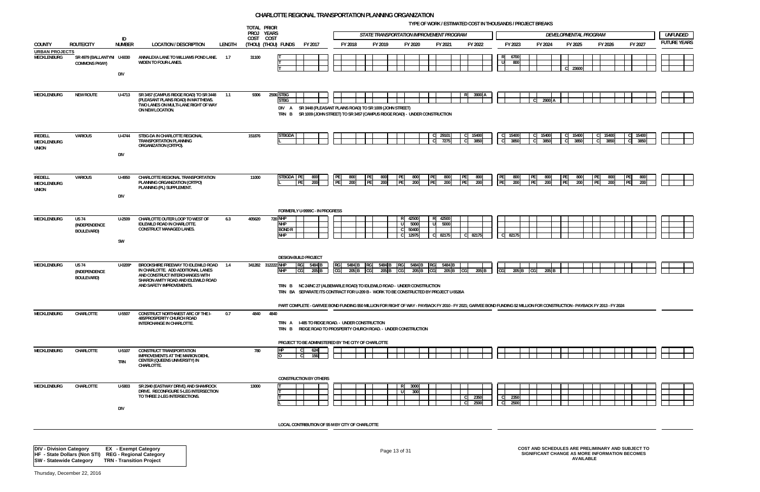# CHARLOTTE REGIONAL TRANSPORTATION PLANNING ORGANIZATION

TYPE OF WORK / ESTIMATED COST IN THOUSANDS / PROJECT BREAKS

| COUNTY | ROUTE/CITY | ID NUMBER | LOCATION / DESCRIPTION | LENGTH | TOTAL PROJ COST (THOU) | PRIOR YEARS COST (THOU) | FUNDS | FY 2017 | FY 2018 | FY 2019 | FY 2020 | FY 2021 | FY 2022 | FY 2023 | FY 2024 | FY 2025 | FY 2026 | FY 2027 | UNFUNDED FUTURE YEARS |
|---|---|---|---|---|---|---|---|---|---|---|---|---|---|---|---|---|---|---|---|
| | | | | | | | | | STATE TRANSPORTATION IMPROVEMENT PROGRAM | | | | | DEVELOPMENTAL PROGRAM | | | | | |
| **URBAN PROJECTS** | | | | | | | | | | | | | | | | | | | |
| MECKLENBURG | SR 4979 (BALLANTYNE COMMONS PKWY) | U-6030 DIV | ANNALEXA LANE TO WILLIAMS POND LANE. WIDEN TO FOUR-LANES. | 1.7 | 31100 | | T | | | | | | | R 6700 | | | | | |
| | | | | | | | T | | | | | | | U 800 | | | | | |
| | | | | | | | T | | | | | | | | | C 23600 | | | |
| MECKLENBURG | NEW ROUTE | U-4713 | SR 3457 (CAMPUS RIDGE ROAD) TO SR 3448 (PLEASANT PLAINS ROAD) IN MATTHEWS. TWO LANES ON MULTI-LANE RIGHT OF WAY ON NEW LOCATION. | 1.1 | 9306 | 2506 | STBG | | | | | | R 3900 A | | | | | | |
| | | | | | | | STBG | | | | | | | | C 2900 A | | | | |
| | | | DIV A SR 3448 (PLEASANT PLAINS ROAD) TO SR 1009 (JOHN STREET) | | | | | | | | | | | | | | | | |
| | | | TRN B SR 1009 (JOHN STREET) TO SR 3457 (CAMPUS RIDGE ROAD) - UNDER CONSTRUCTION | | | | | | | | | | | | | | | | |
| IREDELL MECKLENBURG UNION | VARIOUS | U-4744 DIV | STBG-DA IN CHARLOTTE REGIONAL TRANSPORTATION PLANNING ORGANIZATION (CRTPO). | | 151876 | | STBGDA | | | | | C 29101 | C 15400 | C 15400 | C 15400 | C 15400 | C 15400 | C 15400 | |
| | | | | | | | L | | | | | C 7275 | C 3850 | C 3850 | C 3850 | C 3850 | C 3850 | C 3850 | |
| IREDELL MECKLENBURG UNION | VARIOUS | U-4950 DIV | CHARLOTTE REGIONAL TRANSPORTATION PLANNING ORGANIZATION (CRTPO) PLANNING (PL) SUPPLEMENT. | | 11000 | | STBGDA | PE 800 | PE 800 | PE 800 | PE 800 | PE 800 | PE 800 | PE 800 | PE 800 | PE 800 | PE 800 | PE 800 | |
| | | | | | | | L | PE 200 | PE 200 | PE 200 | PE 200 | PE 200 | PE 200 | PE 200 | PE 200 | PE 200 | PE 200 | PE 200 | |
| | | | FORMERLY U-9999C - IN PROGRESS | | | | | | | | | | | | | | | | |
| MECKLENBURG | US 74 (INDEPENDENCE BOULEVARD) | U-2509 SW | CHARLOTTE OUTER LOOP TO WEST OF IDLEWILD ROAD IN CHARLOTTE. CONSTRUCT MANAGED LANES. | 6.3 | 405620 | 720 | NHP | | | | R 42500 | R 42500 | | | | | | | |
| | | | | | | | NHP | | | | U 5000 | U 5000 | | | | | | | |
| | | | | | | | BOND R | | | | C 50400 | | | | | | | | |
| | | | | | | | NHP | | | | C 12975 | C 82175 | C 82175 | C 82175 | | | | | |
| | | | DESIGN-BUILD PROJECT | | | | | | | | | | | | | | | | |
| MECKLENBURG | US 74 (INDEPENDENCE BOULEVARD) | U-0209* | BROOKSHIRE FREEWAY TO IDLEWILD ROAD IN CHARLOTTE. ADD ADDITIONAL LANES AND CONSTRUCT INTERCHANGES WITH SHARON AMITY ROAD AND IDLEWILD ROAD AND SAFETY IMPROVEMENTS. | 1.4 | 341282 | 312222 | NHP | RG 5484 B | RG 5484 B | RG 5484 B | RG 5484 B | RG 5484 B | | | | | | | |
| | | | | | | | NHP | CG 205 B | CG 205 B | CG 205 B | CG 205 B | CG 205 B | CG 205 B | CG 205 B | CG 205 B | | | | |
| | | | TRN B NC 24/NC 27 (ALBEMARLE ROAD) TO IDLEWILD ROAD - UNDER CONSTRUCTION | | | | | | | | | | | | | | | | |
| | | | TRN BA SEPARATE ITS CONTRACT FOR U-209 B - WORK TO BE CONSTRUCTED BY PROJECT U-5526A | | | | | | | | | | | | | | | | |
| | | | PART COMPLETE - GARVEE BOND FUNDING $50 MILLION FOR RIGHT OF WAY - PAYBACK FY 2010 - FY 2021; GARVEE BOND FUNDING $2 MILLION FOR CONSTRUCTION - PAYBACK FY 2013 - FY 2024 | | | | | | | | | | | | | | | | |
| MECKLENBURG | CHARLOTTE | U-5507 | CONSTRUCT NORTHWEST ARC OF THE I-485/PROSPERITY CHURCH ROAD INTERCHANGE IN CHARLOTTE. | 0.7 | 4840 | 4840 | | | | | | | | | | | | | |
| | | | TRN A I-485 TO RIDGE ROAD. - UNDER CONSTRUCTION | | | | | | | | | | | | | | | | |
| | | | TRN B RIDGE ROAD TO PROSPERITY CHURCH ROAD. - UNDER CONSTRUCTION | | | | | | | | | | | | | | | | |
| | | | PROJECT TO BE ADMINISTERED BY THE CITY OF CHARLOTTE | | | | | | | | | | | | | | | | |
| MECKLENBURG | CHARLOTTE | U-5107 TRN | CONSTRUCT TRANSPORTATION IMPROVEMENTS AT THE MARION DIEHL CENTER (QUEENS UNIVERSITY) IN CHARLOTTE. | | 780 | | HP | C 624 | | | | | | | | | | | |
| | | | | | | | O | C 156 | | | | | | | | | | | |
| | | | CONSTRUCTION BY OTHERS | | | | | | | | | | | | | | | | |
| MECKLENBURG | CHARLOTTE | U-5803 DIV | SR 2940 (EASTWAY DRIVE) AND SHAMROCK DRIVE. RECONFIGURE 5-LEG INTERSECTION TO THREE 2-LEG INTERSECTIONS. | | 13000 | | T | | | | R 3000 | | | | | | | | |
| | | | | | | | T | | | | U 300 | | | | | | | | |
| | | | | | | | T | | | | | | C 2350 | C 2350 | | | | | |
| | | | | | | | L | | | | | | C 2500 | C 2500 | | | | | |
| | | | LOCAL CONTRIBUTION OF $5 M BY CITY OF CHARLOTTE | | | | | | | | | | | | | | | | |

DIV - Division Category EX - Exempt Category
HF - State Dollars (Non STI) REG - Regional Category
SW - Statewide Category TRN - Transition Project

COST AND SCHEDULES ARE PRELIMINARY AND SUBJECT TO SIGNIFICANT CHANGE AS MORE INFORMATION BECOMES AVAILABLE

Thursday, December 22, 2016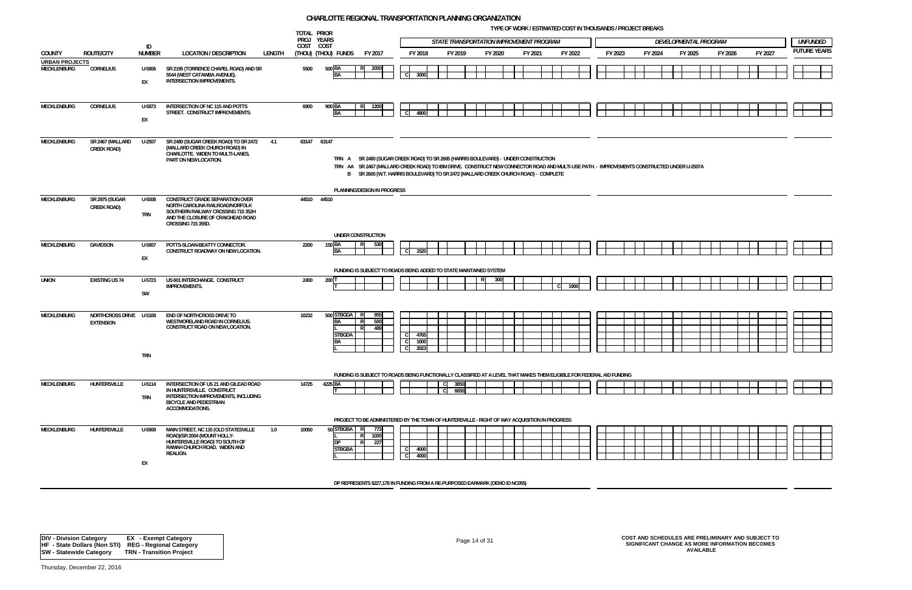# CHARLOTTE REGIONAL TRANSPORTATION PLANNING ORGANIZATION

TYPE OF WORK / ESTIMATED COST IN THOUSANDS / PROJECT BREAKS

| COUNTY | ROUTE/CITY | ID NUMBER | LOCATION / DESCRIPTION | LENGTH | TOTAL PROJ COST (THOU) | PRIOR YEARS COST (THOU) | FUNDS | FY 2017 | FY 2018 | FY 2019 | FY 2020 | FY 2021 | FY 2022 | FY 2023 | FY 2024 | FY 2025 | FY 2026 | FY 2027 | UNFUNDED FUTURE YEARS |
|---|---|---|---|---|---|---|---|---|---|---|---|---|---|---|---|---|---|---|---|
| | | | | | | | | | STATE TRANSPORTATION IMPROVEMENT PROGRAM | | | | | DEVELOPMENTAL PROGRAM | | | | | |
| **URBAN PROJECTS** | | | | | | | | | | | | | | | | | | | |
| MECKLENBURG | CORNELIUS | U-5906 EX | SR 2195 (TORRENCE CHAPEL ROAD) AND SR 5544 (WEST CATAWBA AVENUE). INTERSECTION IMPROVEMENTS. | | 5500 | 500 | BA | R 2000 | | | | | | | | | | | |
| | | | | | | | BA | | C 3000 | | | | | | | | | | |
| MECKLENBURG | CORNELIUS | U-5873 EX | INTERSECTION OF NC 115 AND POTTS STREET. CONSTRUCT IMPROVEMENTS. | | 6900 | 900 | BA | R 1200 | | | | | | | | | | | |
| | | | | | | | BA | | C 4800 | | | | | | | | | | |
| MECKLENBURG | SR 2467 (MALLARD CREEK ROAD) | U-2507 | SR 2480 (SUGAR CREEK ROAD) TO SR 2472 (MALLARD CREEK CHURCH ROAD) IN CHARLOTTE. WIDEN TO MULTI-LANES, PART ON NEW LOCATION. | 4.1 | 63147 | 63147 | | | | | | | | | | | | | |
| MECKLENBURG | SR 2975 (SUGAR CREEK ROAD) | U-5008 TRN | CONSTRUCT GRADE SEPARATION OVER NORTH CAROLINA RAILROAD/NORFOLK SOUTHERN RAILWAY CROSSING 715 352H AND THE CLOSURE OF CRAIGHEAD ROAD CROSSING 715 355D. | | 44510 | 44510 | | | | | | | | | | | | | |
| MECKLENBURG | DAVIDSON | U-5907 EX | POTTS-SLOAN-BEATTY CONNECTOR. CONSTRUCT ROADWAY ON NEW LOCATION. | | 2200 | 150 | BA | R 530 | | | | | | | | | | | |
| | | | | | | | BA | | C 1520 | | | | | | | | | | |
| UNION | EXISTING US 74 | U-5723 SW | US 601 INTERCHANGE. CONSTRUCT IMPROVEMENTS. | | 2400 | 200 | T | | | | R 300 | | | | | | | | |
| | | | | | | | T | | | | | | C 1900 | | | | | | |
| MECKLENBURG | NORTHCROSS DRIVE EXTENSION | U-5108 TRN | END OF NORTHCROSS DRIVE TO WESTMORELAND ROAD IN CORNELIUS. CONSTRUCT ROAD ON NEW LOCATION. | | 10232 | 500 | STBGDA | R 955 | | | | | | | | | | | |
| | | | | | | | BA | R 500 | | | | | | | | | | | |
| | | | | | | | L | R 489 | | | | | | | | | | | |
| | | | | | | | STBGDA | | C 4765 | | | | | | | | | | |
| | | | | | | | BA | | C 1000 | | | | | | | | | | |
| | | | | | | | L | | C 2023 | | | | | | | | | | |
| MECKLENBURG | HUNTERSVILLE | U-5114 TRN | INTERSECTION OF US 21 AND GILEAD ROAD IN HUNTERSVILLE. CONSTRUCT INTERSECTION IMPROVEMENTS, INCLUDING BICYCLE AND PEDESTRIAN ACCOMMODATIONS. | | 14725 | 4225 | BA | | | C 3850 | | | | | | | | | |
| | | | | | | | T | | | C 6650 | | | | | | | | | |
| MECKLENBURG | HUNTERSVILLE | U-5908 EX | MAIN STREET, NC 115 (OLD STATESVILLE ROAD)/SR 2004 (MOUNT HOLLY-HUNTERSVILLE ROAD) TO SOUTH OF RAMAH CHURCH ROAD. WIDEN AND REALIGN. | 1.0 | 10050 | 50 | STBGBA | R 773 | | | | | | | | | | | |
| | | | | | | | L | R 1000 | | | | | | | | | | | |
| | | | | | | | DP | R 227 | | | | | | | | | | | |
| | | | | | | | STBGBA | | C 4000 | | | | | | | | | | |
| | | | | | | | L | | C 4000 | | | | | | | | | | |

U-2507 notes:

- TRN A SR 2480 (SUGAR CREEK ROAD) TO SR 2665 (HARRIS BOULEVARD) - UNDER CONSTRUCTION
- TRN AA SR 2467 (MALLARD CREEK ROAD) TO IBM DRIVE. CONSTRUCT NEW CONNECTOR ROAD AND MULTI-USE PATH. - IMPROVEMENTS CONSTRUCTED UNDER U-2507A
- B SR 2665 (W.T. HARRIS BOULEVARD) TO SR 2472 (MALLARD CREEK CHURCH ROAD) - COMPLETE

PLANNING/DESIGN IN PROGRESS

U-5008: UNDER CONSTRUCTION

U-5907: FUNDING IS SUBJECT TO ROADS BEING ADDED TO STATE MAINTAINED SYSTEM

U-5108: FUNDING IS SUBJECT TO ROADS BEING FUNCTIONALLY CLASSIFIED AT A LEVEL THAT MAKES THEM ELIGIBLE FOR FEDERAL AID FUNDING

U-5114: PROJECT TO BE ADMINISTERED BY THE TOWN OF HUNTERSVILLE - RIGHT OF WAY ACQUISITION IN PROGRESS

U-5908: DP REPRESENTS $227,178 IN FUNDING FROM A RE-PURPOSED EARMARK (DEMO ID NC055)

DIV - Division Category EX - Exempt Category
HF - State Dollars (Non STI) REG - Regional Category
SW - Statewide Category TRN - Transition Project

COST AND SCHEDULES ARE PRELIMINARY AND SUBJECT TO SIGNIFICANT CHANGE AS MORE INFORMATION BECOMES AVAILABLE

Thursday, December 22, 2016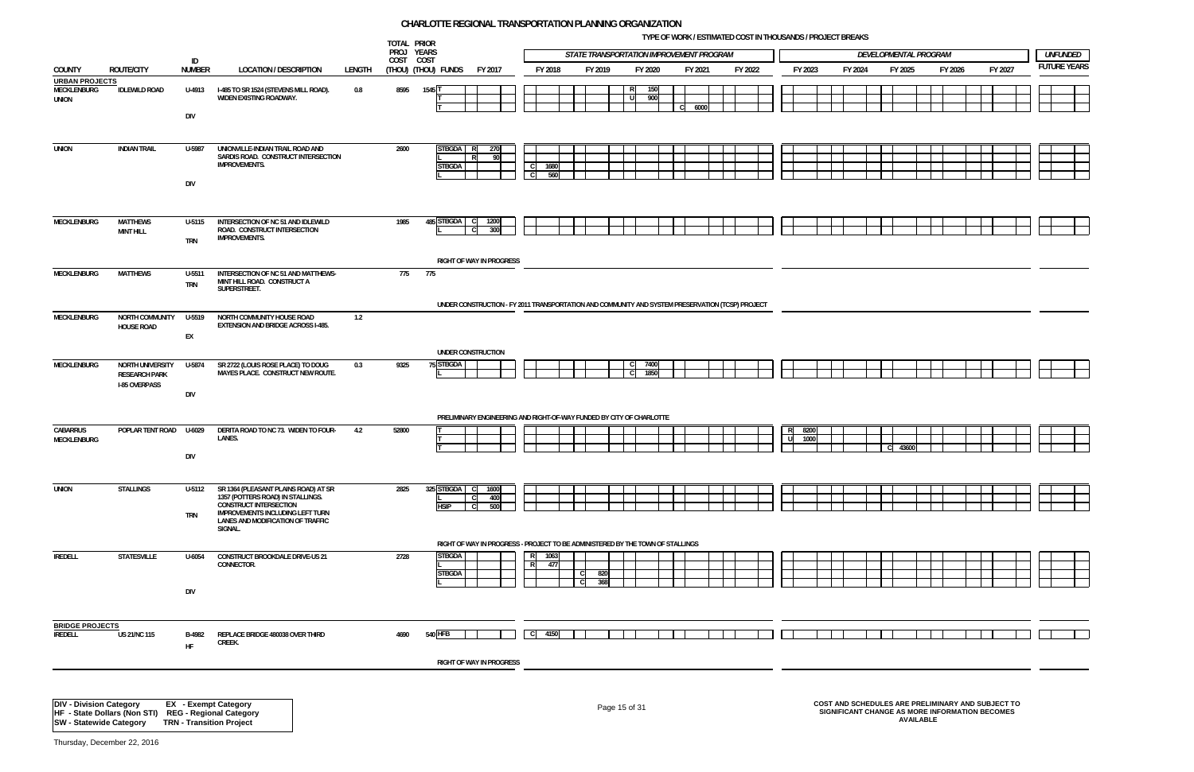# CHARLOTTE REGIONAL TRANSPORTATION PLANNING ORGANIZATION

TYPE OF WORK / ESTIMATED COST IN THOUSANDS / PROJECT BREAKS

| COUNTY | ROUTE/CITY | ID NUMBER | LOCATION / DESCRIPTION | LENGTH | TOTAL PROJ COST (THOU) | PRIOR YEARS COST (THOU) | FUNDS | FY 2017 | FY 2018 | FY 2019 | FY 2020 | FY 2021 | FY 2022 | FY 2023 | FY 2024 | FY 2025 | FY 2026 | FY 2027 | UNFUNDED FUTURE YEARS |
|---|---|---|---|---|---|---|---|---|---|---|---|---|---|---|---|---|---|---|---|
| | | | | | | | | | STATE TRANSPORTATION IMPROVEMENT PROGRAM | | | | | DEVELOPMENTAL PROGRAM | | | | | |
| **URBAN PROJECTS** | | | | | | | | | | | | | | | | | | | |
| MECKLENBURG UNION | IDLEWILD ROAD | U-4913 DIV | I-485 TO SR 1524 (STEVENS MILL ROAD). WIDEN EXISTING ROADWAY. | 0.8 | 8595 | 1545 | T | | | | R 150 | | | | | | | | |
| | | | | | | | T | | | | U 900 | | | | | | | | |
| | | | | | | | T | | | | | C 6000 | | | | | | | |
| UNION | INDIAN TRAIL | U-5987 DIV | UNIONVILLE-INDIAN TRAIL ROAD AND SARDIS ROAD. CONSTRUCT INTERSECTION IMPROVEMENTS. | | 2600 | | STBGDA | R 270 | | | | | | | | | | | |
| | | | | | | | L | R 90 | | | | | | | | | | | |
| | | | | | | | STBGDA | | C 1680 | | | | | | | | | | |
| | | | | | | | L | | C 560 | | | | | | | | | | |
| MECKLENBURG | MATTHEWS MINT HILL | U-5115 TRN | INTERSECTION OF NC 51 AND IDLEWILD ROAD. CONSTRUCT INTERSECTION IMPROVEMENTS. | | 1985 | 485 | STBGDA | C 1200 | | | | | | | | | | | |
| | | | | | | | L | C 300 | | | | | | | | | | | |
| | | | | | | | RIGHT OF WAY IN PROGRESS | | | | | | | | | | | | |
| MECKLENBURG | MATTHEWS | U-5511 TRN | INTERSECTION OF NC 51 AND MATTHEWS-MINT HILL ROAD. CONSTRUCT A SUPERSTREET. | | 775 | 775 | | | | | | | | | | | | | |
| | | | | | | | UNDER CONSTRUCTION - FY 2011 TRANSPORTATION AND COMMUNITY AND SYSTEM PRESERVATION (TCSP) PROJECT | | | | | | | | | | | | |
| MECKLENBURG | NORTH COMMUNITY HOUSE ROAD | U-5519 EX | NORTH COMMUNITY HOUSE ROAD EXTENSION AND BRIDGE ACROSS I-485. | 1.2 | | | | | | | | | | | | | | | |
| | | | | | | | UNDER CONSTRUCTION | | | | | | | | | | | | |
| MECKLENBURG | NORTH UNIVERSITY RESEARCH PARK I-85 OVERPASS | U-5874 DIV | SR 2722 (LOUIS ROSE PLACE) TO DOUG MAYES PLACE. CONSTRUCT NEW ROUTE. | 0.3 | 9325 | 75 | STBGDA | | | | C 7400 | | | | | | | | |
| | | | | | | | L | | | | C 1850 | | | | | | | | |
| | | | | | | | PRELIMINARY ENGINEERING AND RIGHT-OF-WAY FUNDED BY CITY OF CHARLOTTE | | | | | | | | | | | | |
| CABARRUS MECKLENBURG | POPLAR TENT ROAD | U-6029 DIV | DERITA ROAD TO NC 73. WIDEN TO FOUR-LANES. | 4.2 | 52800 | | T | | | | | | | R 8200 | | | | | |
| | | | | | | | T | | | | | | | U 1000 | | | | | |
| | | | | | | | T | | | | | | | | | C 43600 | | | |
| UNION | STALLINGS | U-5112 TRN | SR 1364 (PLEASANT PLAINS ROAD) AT SR 1357 (POTTERS ROAD) IN STALLINGS. CONSTRUCT INTERSECTION IMPROVEMENTS INCLUDING LEFT TURN LANES AND MODIFICATION OF TRAFFIC SIGNAL. | | 2825 | 325 | STBGDA | C 1600 | | | | | | | | | | | |
| | | | | | | | L | C 400 | | | | | | | | | | | |
| | | | | | | | HSIP | C 500 | | | | | | | | | | | |
| | | | | | | | RIGHT OF WAY IN PROGRESS - PROJECT TO BE ADMINISTERED BY THE TOWN OF STALLINGS | | | | | | | | | | | | |
| IREDELL | STATESVILLE | U-6054 DIV | CONSTRUCT BROOKDALE DRIVE-US 21 CONNECTOR. | | 2728 | | STBGDA | | R 1063 | | | | | | | | | | |
| | | | | | | | L | | R 477 | | | | | | | | | | |
| | | | | | | | STBGDA | | | C 820 | | | | | | | | | |
| | | | | | | | L | | | C 368 | | | | | | | | | |
| **BRIDGE PROJECTS** | | | | | | | | | | | | | | | | | | | |
| IREDELL | US 21/NC 115 | B-4982 HF | REPLACE BRIDGE 480038 OVER THIRD CREEK. | | 4690 | 540 | HFB | | C 4150 | | | | | | | | | | |
| | | | | | | | RIGHT OF WAY IN PROGRESS | | | | | | | | | | | | |

DIV - Division Category EX - Exempt Category
HF - State Dollars (Non STI) REG - Regional Category
SW - Statewide Category TRN - Transition Project

COST AND SCHEDULES ARE PRELIMINARY AND SUBJECT TO SIGNIFICANT CHANGE AS MORE INFORMATION BECOMES AVAILABLE

Thursday, December 22, 2016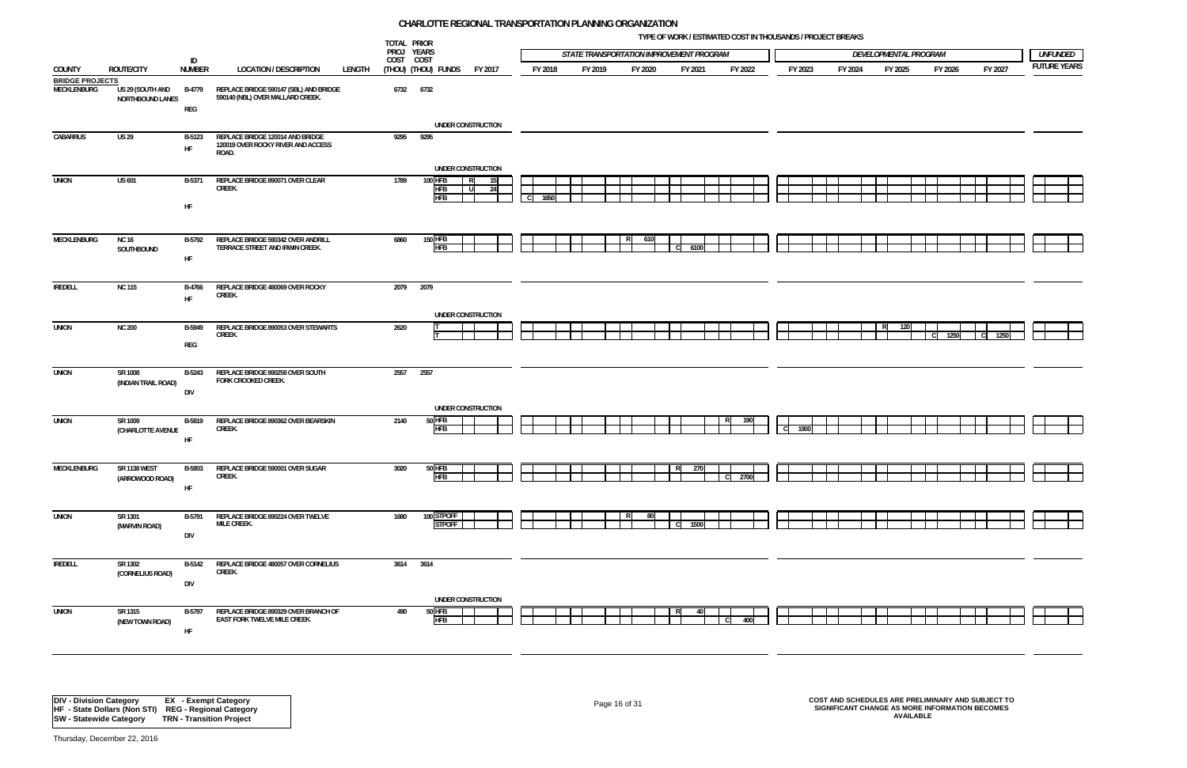# CHARLOTTE REGIONAL TRANSPORTATION PLANNING ORGANIZATION

TYPE OF WORK / ESTIMATED COST IN THOUSANDS / PROJECT BREAKS

| COUNTY | ROUTE/CITY | ID NUMBER | LOCATION / DESCRIPTION | LENGTH | TOTAL PROJ COST (THOU) | PRIOR YEARS COST (THOU) | FUNDS | FY 2017 | FY 2018 | FY 2019 | FY 2020 | FY 2021 | FY 2022 | FY 2023 | FY 2024 | FY 2025 | FY 2026 | FY 2027 | UNFUNDED FUTURE YEARS |
|---|---|---|---|---|---|---|---|---|---|---|---|---|---|---|---|---|---|---|---|
| | | | | | | | | | STATE TRANSPORTATION IMPROVEMENT PROGRAM | | | | | DEVELOPMENTAL PROGRAM | | | | | |
| **BRIDGE PROJECTS** | | | | | | | | | | | | | | | | | | | |
| MECKLENBURG | US 29 (SOUTH AND NORTHBOUND LANES | B-4779 REG | REPLACE BRIDGE 590147 (SBL) AND BRIDGE 590140 (NBL) OVER MALLARD CREEK. | | 6732 | 6732 | UNDER CONSTRUCTION | | | | | | | | | | | | |
| CABARRUS | US 29 | B-5123 HF | REPLACE BRIDGE 120014 AND BRIDGE 120019 OVER ROCKY RIVER AND ACCESS ROAD. | | 9295 | 9295 | UNDER CONSTRUCTION | | | | | | | | | | | | |
| UNION | US 601 | B-5371 HF | REPLACE BRIDGE 890071 OVER CLEAR CREEK. | | 1789 | 100 | HFB | R 15 | | | | | | | | | | | |
| | | | | | | | HFB | U 24 | | | | | | | | | | | |
| | | | | | | | HFB | | C 1650 | | | | | | | | | | |
| MECKLENBURG | NC 16 SOUTHBOUND | B-5792 HF | REPLACE BRIDGE 590342 OVER ANDRILL TERRACE STREET AND IRWIN CREEK. | | 6860 | 150 | HFB | | | | R 610 | | | | | | | | |
| | | | | | | | HFB | | | | | C 6100 | | | | | | | |
| IREDELL | NC 115 | B-4766 HF | REPLACE BRIDGE 480069 OVER ROCKY CREEK. | | 2079 | 2079 | UNDER CONSTRUCTION | | | | | | | | | | | | |
| UNION | NC 200 | B-5949 REG | REPLACE BRIDGE 890053 OVER STEWARTS CREEK. | | 2620 | | T | | | | | | | | | R 120 | | | |
| | | | | | | | T | | | | | | | | | | C 1250 | C 1250 | |
| UNION | SR 1008 (INDIAN TRAIL ROAD) | B-5243 DIV | REPLACE BRIDGE 890258 OVER SOUTH FORK CROOKED CREEK. | | 2557 | 2557 | UNDER CONSTRUCTION | | | | | | | | | | | | |
| UNION | SR 1009 (CHARLOTTE AVENUE | B-5819 HF | REPLACE BRIDGE 890362 OVER BEARSKIN CREEK. | | 2140 | 50 | HFB | | | | | | R 190 | | | | | | |
| | | | | | | | HFB | | | | | | | C 1900 | | | | | |
| MECKLENBURG | SR 1138 WEST (ARROWOOD ROAD) | B-5803 HF | REPLACE BRIDGE 590001 OVER SUGAR CREEK. | | 3020 | 50 | HFB | | | | | R 270 | | | | | | | |
| | | | | | | | HFB | | | | | | C 2700 | | | | | | |
| UNION | SR 1301 (MARVIN ROAD) | B-5791 DIV | REPLACE BRIDGE 890224 OVER TWELVE MILE CREEK. | | 1680 | 100 | STPOFF | | | | R 80 | | | | | | | | |
| | | | | | | | STPOFF | | | | | C 1500 | | | | | | | |
| IREDELL | SR 1302 (CORNELIUS ROAD) | B-5142 DIV | REPLACE BRIDGE 480057 OVER CORNELIUS CREEK. | | 3614 | 3614 | UNDER CONSTRUCTION | | | | | | | | | | | | |
| UNION | SR 1315 (NEW TOWN ROAD) | B-5797 HF | REPLACE BRIDGE 890329 OVER BRANCH OF EAST FORK TWELVE MILE CREEK. | | 490 | 50 | HFB | | | | | R 40 | | | | | | | |
| | | | | | | | HFB | | | | | | C 400 | | | | | | |

**DIV - Division Category** **EX - Exempt Category**
**HF - State Dollars (Non STI)** **REG - Regional Category**
**SW - Statewide Category** **TRN - Transition Project**

**COST AND SCHEDULES ARE PRELIMINARY AND SUBJECT TO SIGNIFICANT CHANGE AS MORE INFORMATION BECOMES AVAILABLE**

Thursday, December 22, 2016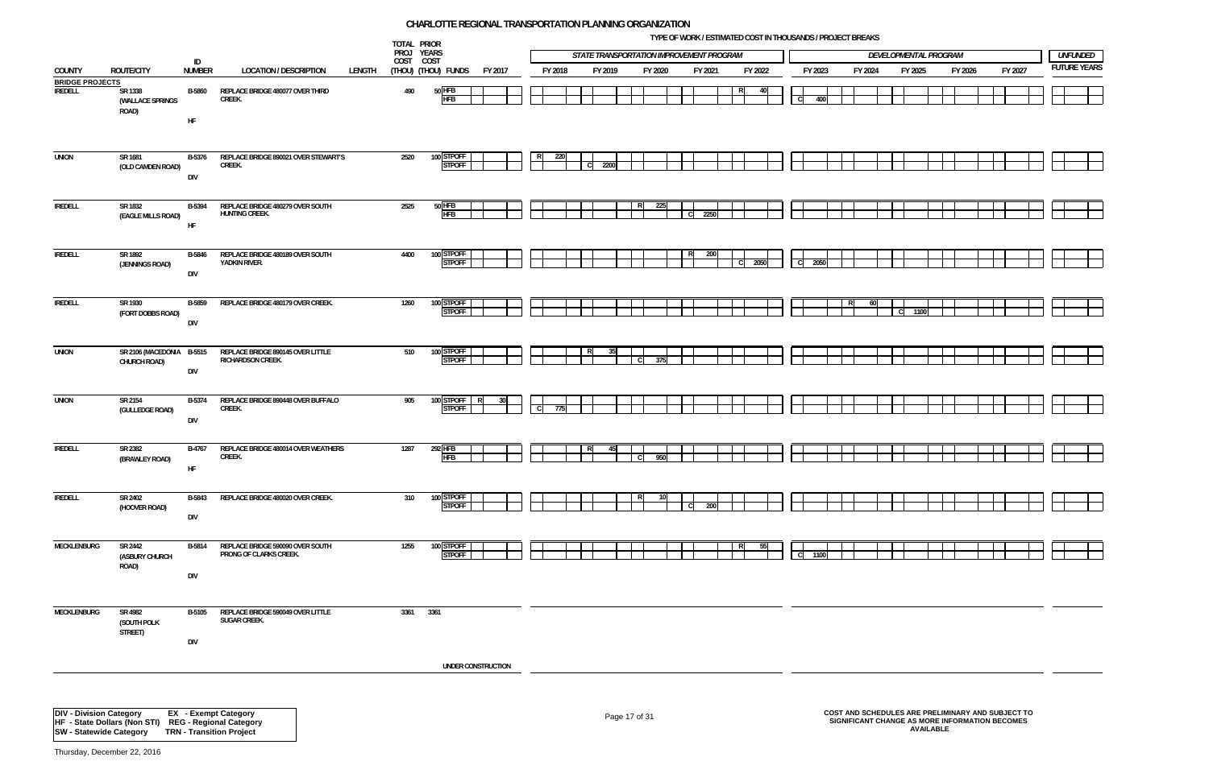# CHARLOTTE REGIONAL TRANSPORTATION PLANNING ORGANIZATION

TYPE OF WORK / ESTIMATED COST IN THOUSANDS / PROJECT BREAKS

| COUNTY | ROUTE/CITY | ID NUMBER | LOCATION / DESCRIPTION | LENGTH | TOTAL PROJ COST (THOU) | PRIOR YEARS COST (THOU) | FUNDS | FY 2017 | FY 2018 | FY 2019 | FY 2020 | FY 2021 | FY 2022 | FY 2023 | FY 2024 | FY 2025 | FY 2026 | FY 2027 | UNFUNDED FUTURE YEARS |
|---|---|---|---|---|---|---|---|---|---|---|---|---|---|---|---|---|---|---|---|
| | | | | | | | | | STATE TRANSPORTATION IMPROVEMENT PROGRAM | | | | | DEVELOPMENTAL PROGRAM | | | | | |
| **BRIDGE PROJECTS** | | | | | | | | | | | | | | | | | | | |
| IREDELL | SR 1338 (WALLACE SPRINGS ROAD) | B-5860 HF | REPLACE BRIDGE 480077 OVER THIRD CREEK. | | 490 | 50 | HFB | | | | | | R 40 | | | | | | |
| | | | | | | | HFB | | | | | | | C 400 | | | | | |
| UNION | SR 1681 (OLD CAMDEN ROAD) | B-5376 DIV | REPLACE BRIDGE 890021 OVER STEWART'S CREEK. | | 2520 | 100 | STPOFF | | R 220 | | | | | | | | | | |
| | | | | | | | STPOFF | | | C 2200 | | | | | | | | | |
| IREDELL | SR 1832 (EAGLE MILLS ROAD) | B-5394 HF | REPLACE BRIDGE 480279 OVER SOUTH HUNTING CREEK. | | 2525 | 50 | HFB | | | | R 225 | | | | | | | | |
| | | | | | | | HFB | | | | | C 2250 | | | | | | | |
| IREDELL | SR 1892 (JENNINGS ROAD) | B-5846 DIV | REPLACE BRIDGE 480189 OVER SOUTH YADKIN RIVER. | | 4400 | 100 | STPOFF | | | | | R 200 | | | | | | | |
| | | | | | | | STPOFF | | | | | | C 2050 | C 2050 | | | | | |
| IREDELL | SR 1930 (FORT DOBBS ROAD) | B-5859 DIV | REPLACE BRIDGE 480179 OVER CREEK. | | 1260 | 100 | STPOFF | | | | | | | | R 60 | | | | |
| | | | | | | | STPOFF | | | | | | | | | C 1100 | | | |
| UNION | SR 2106 (MACEDONIA CHURCH ROAD) | B-5515 DIV | REPLACE BRIDGE 890145 OVER LITTLE RICHARDSON CREEK. | | 510 | 100 | STPOFF | | | R 35 | | | | | | | | | |
| | | | | | | | STPOFF | | | | C 375 | | | | | | | | |
| UNION | SR 2154 (GULLEDGE ROAD) | B-5374 DIV | REPLACE BRIDGE 890448 OVER BUFFALO CREEK. | | 905 | 100 | STPOFF | R 30 | | | | | | | | | | | |
| | | | | | | | STPOFF | | C 775 | | | | | | | | | | |
| IREDELL | SR 2382 (BRAWLEY ROAD) | B-4767 HF | REPLACE BRIDGE 480014 OVER WEATHERS CREEK. | | 1287 | 292 | HFB | | | R 45 | | | | | | | | | |
| | | | | | | | HFB | | | | C 950 | | | | | | | | |
| IREDELL | SR 2402 (HOOVER ROAD) | B-5843 DIV | REPLACE BRIDGE 480020 OVER CREEK. | | 310 | 100 | STPOFF | | | | R 10 | | | | | | | | |
| | | | | | | | STPOFF | | | | | C 200 | | | | | | | |
| MECKLENBURG | SR 2442 (ASBURY CHURCH ROAD) | B-5814 DIV | REPLACE BRIDGE 590090 OVER SOUTH PRONG OF CLARKS CREEK. | | 1255 | 100 | STPOFF | | | | | | R 55 | | | | | | |
| | | | | | | | STPOFF | | | | | | | C 1100 | | | | | |
| MECKLENBURG | SR 4982 (SOUTH POLK STREET) | B-5105 DIV | REPLACE BRIDGE 590049 OVER LITTLE SUGAR CREEK. | | 3361 | 3361 | UNDER CONSTRUCTION | | | | | | | | | | | | |

DIV - Division Category EX - Exempt Category
HF - State Dollars (Non STI) REG - Regional Category
SW - Statewide Category TRN - Transition Project

COST AND SCHEDULES ARE PRELIMINARY AND SUBJECT TO SIGNIFICANT CHANGE AS MORE INFORMATION BECOMES AVAILABLE

Thursday, December 22, 2016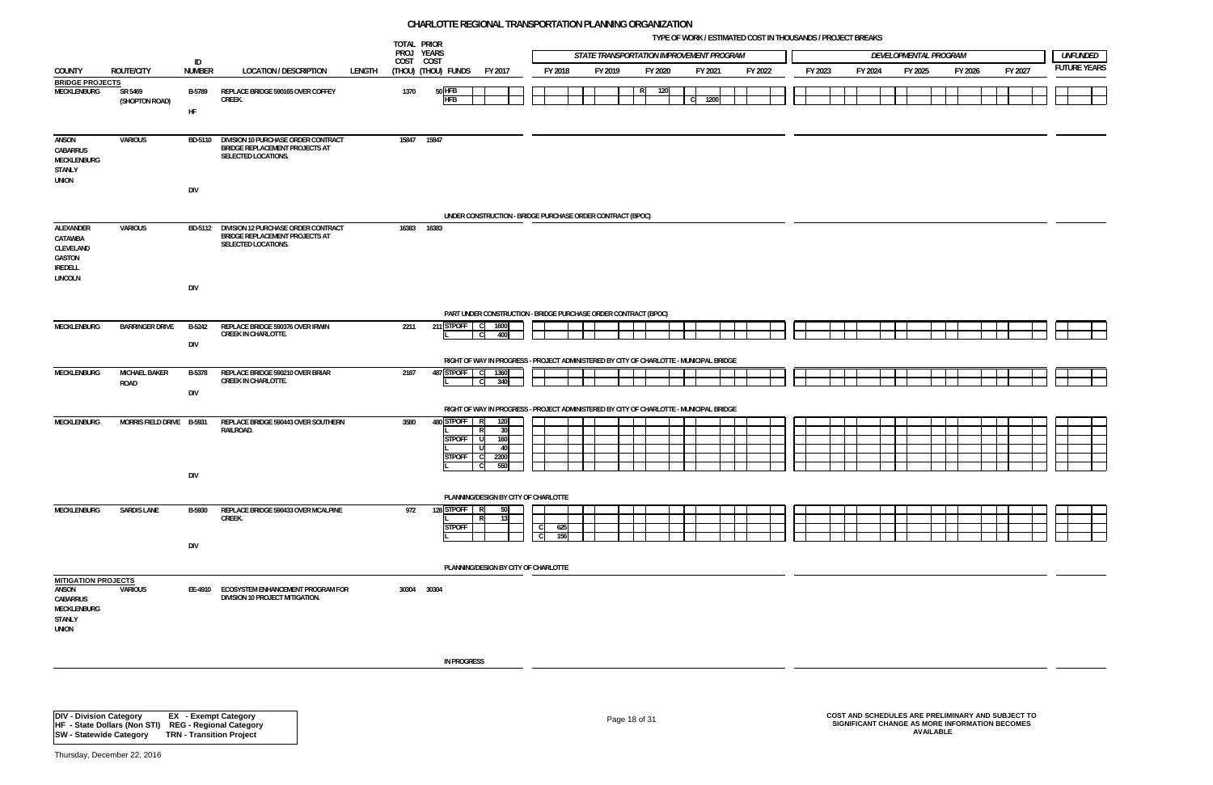# CHARLOTTE REGIONAL TRANSPORTATION PLANNING ORGANIZATION

TYPE OF WORK / ESTIMATED COST IN THOUSANDS / PROJECT BREAKS

| COUNTY | ROUTE/CITY | ID NUMBER | LOCATION / DESCRIPTION | LENGTH | TOTAL PROJ COST (THOU) | PRIOR YEARS COST (THOU) | FUNDS | FY 2017 | FY 2018 | FY 2019 | FY 2020 | FY 2021 | FY 2022 | FY 2023 | FY 2024 | FY 2025 | FY 2026 | FY 2027 | UNFUNDED FUTURE YEARS |
|---|---|---|---|---|---|---|---|---|---|---|---|---|---|---|---|---|---|---|---|
| **BRIDGE PROJECTS** | | | | | | | | | | | | | | | | | | | |
| MECKLENBURG | SR 5469 (SHOPTON ROAD) | B-5789 HF | REPLACE BRIDGE 590165 OVER COFFEY CREEK. | | 1370 | 50 | HFB | | | | R 120 | | | | | | | | |
| | | | | | | | HFB | | | | | C 1200 | | | | | | | |
| ANSON CABARRUS MECKLENBURG STANLY UNION | VARIOUS | BD-5110 DIV | DIVISION 10 PURCHASE ORDER CONTRACT BRIDGE REPLACEMENT PROJECTS AT SELECTED LOCATIONS. | | 15847 | 15847 | | | | | | | | | | | | | |
| | | | UNDER CONSTRUCTION - BRIDGE PURCHASE ORDER CONTRACT (BPOC) | | | | | | | | | | | | | | | | |
| ALEXANDER CATAWBA CLEVELAND GASTON IREDELL LINCOLN | VARIOUS | BD-5112 DIV | DIVISION 12 PURCHASE ORDER CONTRACT BRIDGE REPLACEMENT PROJECTS AT SELECTED LOCATIONS. | | 16383 | 16383 | | | | | | | | | | | | | |
| | | | PART UNDER CONSTRUCTION - BRIDGE PURCHASE ORDER CONTRACT (BPOC) | | | | | | | | | | | | | | | | |
| MECKLENBURG | BARRINGER DRIVE | B-5242 DIV | REPLACE BRIDGE 590376 OVER IRWIN CREEK IN CHARLOTTE. | | 2211 | 211 | STPOFF | C 1600 | | | | | | | | | | | |
| | | | | | | | L | C 400 | | | | | | | | | | | |
| | | | RIGHT OF WAY IN PROGRESS - PROJECT ADMINISTERED BY CITY OF CHARLOTTE - MUNICIPAL BRIDGE | | | | | | | | | | | | | | | | |
| MECKLENBURG | MICHAEL BAKER ROAD | B-5378 DIV | REPLACE BRIDGE 590210 OVER BRIAR CREEK IN CHARLOTTE. | | 2187 | 487 | STPOFF | C 1360 | | | | | | | | | | | |
| | | | | | | | L | C 340 | | | | | | | | | | | |
| | | | RIGHT OF WAY IN PROGRESS - PROJECT ADMINISTERED BY CITY OF CHARLOTTE - MUNICIPAL BRIDGE | | | | | | | | | | | | | | | | |
| MECKLENBURG | MORRIS FIELD DRIVE | B-5931 DIV | REPLACE BRIDGE 590443 OVER SOUTHERN RAILROAD. | | 3580 | 480 | STPOFF | R 120 | | | | | | | | | | | |
| | | | | | | | L | R 30 | | | | | | | | | | | |
| | | | | | | | STPOFF | U 160 | | | | | | | | | | | |
| | | | | | | | L | U 40 | | | | | | | | | | | |
| | | | | | | | STPOFF | C 2200 | | | | | | | | | | | |
| | | | | | | | L | C 550 | | | | | | | | | | | |
| | | | PLANNING/DESIGN BY CITY OF CHARLOTTE | | | | | | | | | | | | | | | | |
| MECKLENBURG | SARDIS LANE | B-5930 DIV | REPLACE BRIDGE 590433 OVER MCALPINE CREEK. | | 972 | 128 | STPOFF | R 50 | | | | | | | | | | | |
| | | | | | | | L | R 13 | | | | | | | | | | | |
| | | | | | | | STPOFF | | C 625 | | | | | | | | | | |
| | | | | | | | L | | C 156 | | | | | | | | | | |
| | | | PLANNING/DESIGN BY CITY OF CHARLOTTE | | | | | | | | | | | | | | | | |
| **MITIGATION PROJECTS** | | | | | | | | | | | | | | | | | | | |
| ANSON CABARRUS MECKLENBURG STANLY UNION | VARIOUS | EE-4910 | ECOSYSTEM ENHANCEMENT PROGRAM FOR DIVISION 10 PROJECT MITIGATION. | | 30304 | 30304 | | | | | | | | | | | | | |
| | | | IN PROGRESS | | | | | | | | | | | | | | | | |

STATE TRANSPORTATION IMPROVEMENT PROGRAM: FY 2018 – FY 2022; DEVELOPMENTAL PROGRAM: FY 2023 – FY 2027

DIV - Division Category  
HF - State Dollars (Non STI)  
SW - Statewide Category  
EX - Exempt Category  
REG - Regional Category  
TRN - Transition Project

COST AND SCHEDULES ARE PRELIMINARY AND SUBJECT TO SIGNIFICANT CHANGE AS MORE INFORMATION BECOMES AVAILABLE

Thursday, December 22, 2016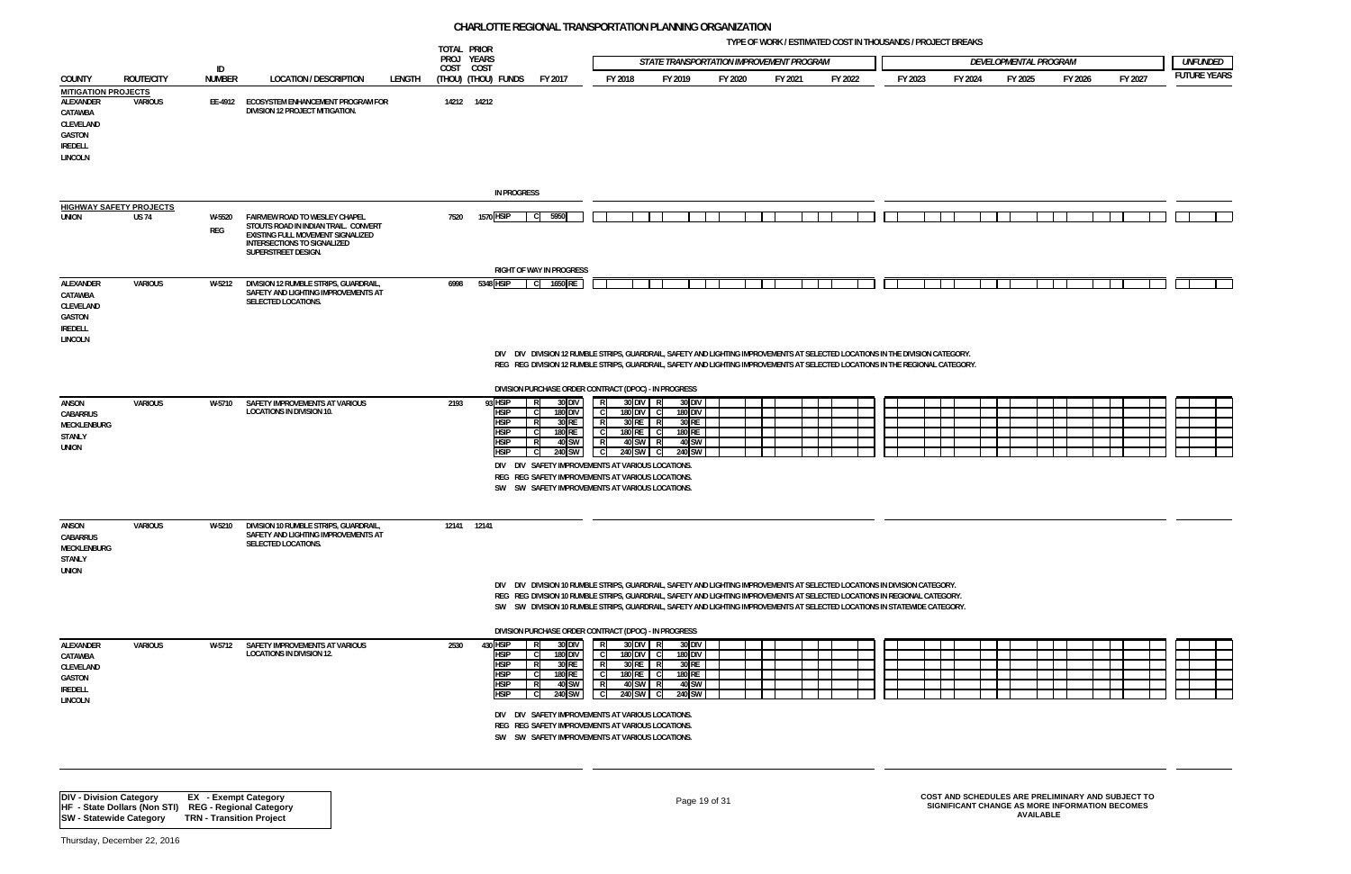# CHARLOTTE REGIONAL TRANSPORTATION PLANNING ORGANIZATION

TYPE OF WORK / ESTIMATED COST IN THOUSANDS / PROJECT BREAKS

| COUNTY | ROUTE/CITY | ID NUMBER | LOCATION / DESCRIPTION | LENGTH | TOTAL PROJ COST (THOU) | PRIOR YEARS COST (THOU) | FUNDS | FY 2017 | FY 2018 | FY 2019 | FY 2020 | FY 2021 | FY 2022 | FY 2023 | FY 2024 | FY 2025 | FY 2026 | FY 2027 | UNFUNDED FUTURE YEARS |
|---|---|---|---|---|---|---|---|---|---|---|---|---|---|---|---|---|---|---|---|
| | | | | | | | | | *STATE TRANSPORTATION IMPROVEMENT PROGRAM* | | | | | *DEVELOPMENTAL PROGRAM* | | | | | |
| **MITIGATION PROJECTS** | | | | | | | | | | | | | | | | | | | |
| ALEXANDER, CATAWBA, CLEVELAND, GASTON, IREDELL, LINCOLN | VARIOUS | EE-4912 | ECOSYSTEM ENHANCEMENT PROGRAM FOR DIVISION 12 PROJECT MITIGATION. | | 14212 | 14212 | | | | | | | | | | | | | |
| **HIGHWAY SAFETY PROJECTS** | | | | | | | | IN PROGRESS | | | | | | | | | | | |
| UNION | US 74 | W-5520 REG | FAIRVIEW ROAD TO WESLEY CHAPEL STOUTS ROAD IN INDIAN TRAIL. CONVERT EXISTING FULL MOVEMENT SIGNALIZED INTERSECTIONS TO SIGNALIZED SUPERSTREET DESIGN. | | 7520 | 1570 | HSIP | C 5950 | | | | | | | | | | | |
| ALEXANDER, CATAWBA, CLEVELAND, GASTON, IREDELL, LINCOLN | VARIOUS | W-5212 | DIVISION 12 RUMBLE STRIPS, GUARDRAIL, SAFETY AND LIGHTING IMPROVEMENTS AT SELECTED LOCATIONS. | | 6998 | 5348 | HSIP | RIGHT OF WAY IN PROGRESS; C 1650 RE | | | | | | | | | | | |
| ANSON, CABARRUS, MECKLENBURG, STANLY, UNION | VARIOUS | W-5710 | SAFETY IMPROVEMENTS AT VARIOUS LOCATIONS IN DIVISION 10. | | 2193 | 93 | HSIP | R 30 DIV | R 30 DIV | R 30 DIV | | | | | | | | | |
| | | | | | | | HSIP | C 180 DIV | C 180 DIV | C 180 DIV | | | | | | | | | |
| | | | | | | | HSIP | R 30 RE | R 30 RE | R 30 RE | | | | | | | | | |
| | | | | | | | HSIP | C 180 RE | C 180 RE | C 180 RE | | | | | | | | | |
| | | | | | | | HSIP | R 40 SW | R 40 SW | R 40 SW | | | | | | | | | |
| | | | | | | | HSIP | C 240 SW | C 240 SW | C 240 SW | | | | | | | | | |
| ANSON, CABARRUS, MECKLENBURG, STANLY, UNION | VARIOUS | W-5210 | DIVISION 10 RUMBLE STRIPS, GUARDRAIL, SAFETY AND LIGHTING IMPROVEMENTS AT SELECTED LOCATIONS. | | 12141 | 12141 | | | | | | | | | | | | | |
| ALEXANDER, CATAWBA, CLEVELAND, GASTON, IREDELL, LINCOLN | VARIOUS | W-5712 | SAFETY IMPROVEMENTS AT VARIOUS LOCATIONS IN DIVISION 12. | | 2530 | 430 | HSIP | R 30 DIV | R 30 DIV | R 30 DIV | | | | | | | | | |
| | | | | | | | HSIP | C 180 DIV | C 180 DIV | C 180 DIV | | | | | | | | | |
| | | | | | | | HSIP | R 30 RE | R 30 RE | R 30 RE | | | | | | | | | |
| | | | | | | | HSIP | C 180 RE | C 180 RE | C 180 RE | | | | | | | | | |
| | | | | | | | HSIP | R 40 SW | R 40 SW | R 40 SW | | | | | | | | | |
| | | | | | | | HSIP | C 240 SW | C 240 SW | C 240 SW | | | | | | | | | |

W-5212 notes:
- DIV DIV DIVISION 12 RUMBLE STRIPS, GUARDRAIL, SAFETY AND LIGHTING IMPROVEMENTS AT SELECTED LOCATIONS IN THE DIVISION CATEGORY.
- REG REG DIVISION 12 RUMBLE STRIPS, GUARDRAIL, SAFETY AND LIGHTING IMPROVEMENTS AT SELECTED LOCATIONS IN THE REGIONAL CATEGORY.

W-5710 notes (DIVISION PURCHASE ORDER CONTRACT (DPOC) - IN PROGRESS):
- DIV DIV SAFETY IMPROVEMENTS AT VARIOUS LOCATIONS.
- REG REG SAFETY IMPROVEMENTS AT VARIOUS LOCATIONS.
- SW SW SAFETY IMPROVEMENTS AT VARIOUS LOCATIONS.

W-5210 notes:
- DIV DIV DIVISION 10 RUMBLE STRIPS, GUARDRAIL, SAFETY AND LIGHTING IMPROVEMENTS AT SELECTED LOCATIONS IN DIVISION CATEGORY.
- REG REG DIVISION 10 RUMBLE STRIPS, GUARDRAIL, SAFETY AND LIGHTING IMPROVEMENTS AT SELECTED LOCATIONS IN REGIONAL CATEGORY.
- SW SW DIVISION 10 RUMBLE STRIPS, GUARDRAIL, SAFETY AND LIGHTING IMPROVEMENTS AT SELECTED LOCATIONS IN STATEWIDE CATEGORY.

W-5712 notes (DIVISION PURCHASE ORDER CONTRACT (DPOC) - IN PROGRESS):
- DIV DIV SAFETY IMPROVEMENTS AT VARIOUS LOCATIONS.
- REG REG SAFETY IMPROVEMENTS AT VARIOUS LOCATIONS.
- SW SW SAFETY IMPROVEMENTS AT VARIOUS LOCATIONS.

| | |
|---|---|
| DIV - Division Category | EX - Exempt Category |
| HF - State Dollars (Non STI) | REG - Regional Category |
| SW - Statewide Category | TRN - Transition Project |

COST AND SCHEDULES ARE PRELIMINARY AND SUBJECT TO SIGNIFICANT CHANGE AS MORE INFORMATION BECOMES AVAILABLE

Thursday, December 22, 2016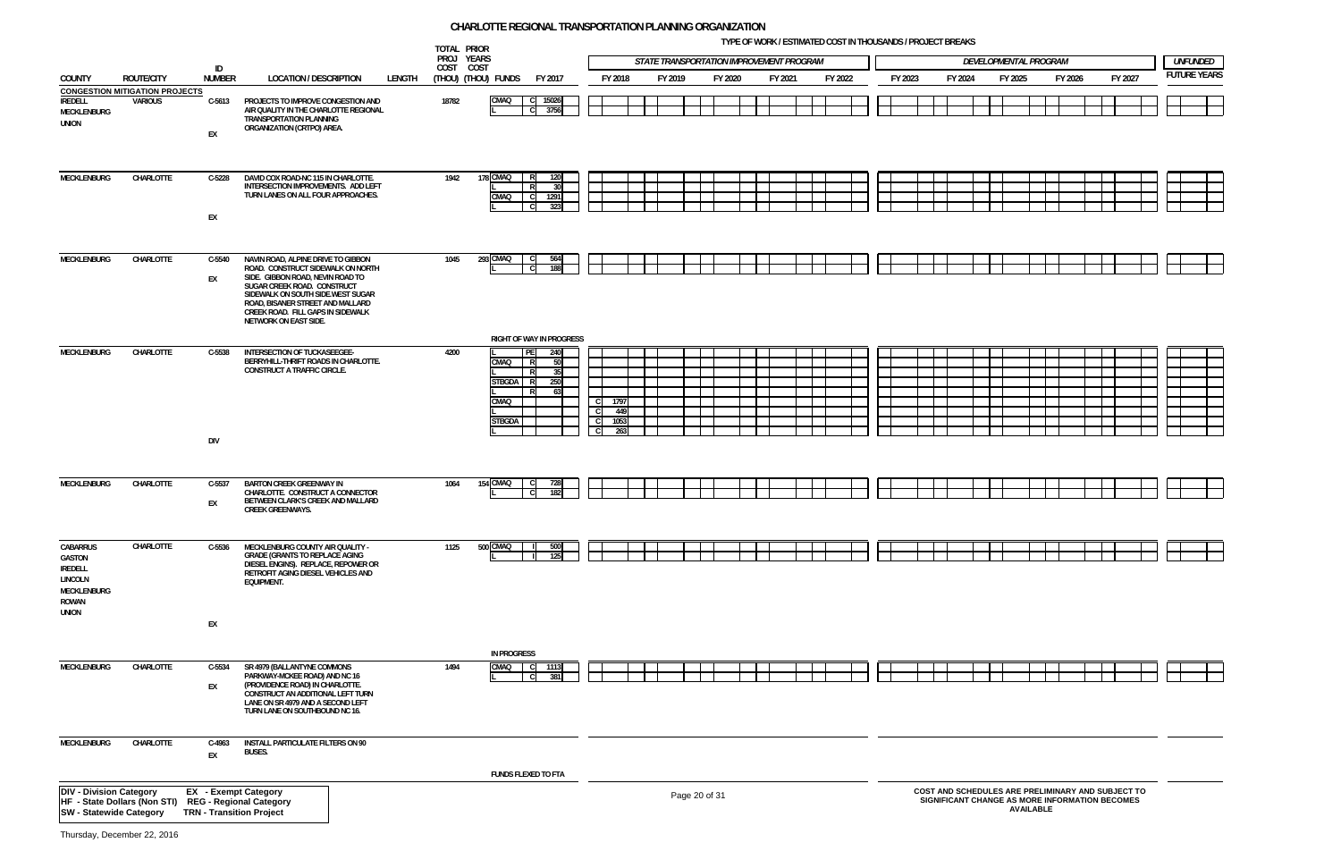# CHARLOTTE REGIONAL TRANSPORTATION PLANNING ORGANIZATION

TYPE OF WORK / ESTIMATED COST IN THOUSANDS / PROJECT BREAKS

| COUNTY | ROUTE/CITY | ID NUMBER | LOCATION / DESCRIPTION | LENGTH | TOTAL PROJ COST (THOU) | PRIOR YEARS COST (THOU) | FUNDS | FY 2017 | FY 2018 | FY 2019 | FY 2020 | FY 2021 | FY 2022 | FY 2023 | FY 2024 | FY 2025 | FY 2026 | FY 2027 | UNFUNDED FUTURE YEARS |
|---|---|---|---|---|---|---|---|---|---|---|---|---|---|---|---|---|---|---|---|
| | | | | | | | | | STATE TRANSPORTATION IMPROVEMENT PROGRAM | | | | | DEVELOPMENTAL PROGRAM | | | | | |
| **CONGESTION MITIGATION PROJECTS** | | | | | | | | | | | | | | | | | | | |
| IREDELL<br>MECKLENBURG<br>UNION | VARIOUS | C-5613<br>EX | PROJECTS TO IMPROVE CONGESTION AND AIR QUALITY IN THE CHARLOTTE REGIONAL TRANSPORTATION PLANNING ORGANIZATION (CRTPO) AREA. | | 18782 | | CMAQ<br>L | C 15026<br>C 3756 | | | | | | | | | | | |
| MECKLENBURG | CHARLOTTE | C-5228<br>EX | DAVID COX ROAD-NC 115 IN CHARLOTTE. INTERSECTION IMPROVEMENTS. ADD LEFT TURN LANES ON ALL FOUR APPROACHES. | | 1942 | 178 | CMAQ<br>L<br>CMAQ<br>L | R 120<br>R 30<br>C 1291<br>C 323 | | | | | | | | | | | |
| MECKLENBURG | CHARLOTTE | C-5540<br>EX | NAVIN ROAD, ALPINE DRIVE TO GIBBON ROAD. CONSTRUCT SIDEWALK ON NORTH SIDE. GIBBON ROAD, NEVIN ROAD TO SUGAR CREEK ROAD. CONSTRUCT SIDEWALK ON SOUTH SIDE.WEST SUGAR ROAD, BISANER STREET AND MALLARD CREEK ROAD. FILL GAPS IN SIDEWALK NETWORK ON EAST SIDE. | | 1045 | 293 | CMAQ<br>L | C 564<br>C 188 | | | | | | | | | | | |
| | | | | | | | RIGHT OF WAY IN PROGRESS | | | | | | | | | | | | |
| MECKLENBURG | CHARLOTTE | C-5538<br>DIV | INTERSECTION OF TUCKASEEGEE-BERRYHILL-THRIFT ROADS IN CHARLOTTE. CONSTRUCT A TRAFFIC CIRCLE. | | 4200 | | L<br>CMAQ<br>L<br>STBGDA<br>L<br>CMAQ<br>L<br>STBGDA<br>L | PE 240<br>R 50<br>R 35<br>R 250<br>R 63 | C 1797<br>C 449<br>C 1053<br>C 263 | | | | | | | | | | |
| MECKLENBURG | CHARLOTTE | C-5537<br>EX | BARTON CREEK GREENWAY IN CHARLOTTE. CONSTRUCT A CONNECTOR BETWEEN CLARK'S CREEK AND MALLARD CREEK GREENWAYS. | | 1064 | 154 | CMAQ<br>L | C 728<br>C 182 | | | | | | | | | | | |
| CABARRUS<br>GASTON<br>IREDELL<br>LINCOLN<br>MECKLENBURG<br>ROWAN<br>UNION | CHARLOTTE | C-5536<br>EX | MECKLENBURG COUNTY AIR QUALITY - GRADE (GRANTS TO REPLACE AGING DIESEL ENGINS). REPLACE, REPOWER OR RETROFIT AGING DIESEL VEHICLES AND EQUIPMENT. | | 1125 | 500 | CMAQ<br>L | I 500<br>I 125 | | | | | | | | | | | |
| | | | | | | | IN PROGRESS | | | | | | | | | | | | |
| MECKLENBURG | CHARLOTTE | C-5534<br>EX | SR 4979 (BALLANTYNE COMMONS PARKWAY-MCKEE ROAD) AND NC 16 (PROVIDENCE ROAD) IN CHARLOTTE. CONSTRUCT AN ADDITIONAL LEFT TURN LANE ON SR 4979 AND A SECOND LEFT TURN LANE ON SOUTHBOUND NC 16. | | 1494 | | CMAQ<br>L | C 1113<br>C 381 | | | | | | | | | | | |
| MECKLENBURG | CHARLOTTE | C-4963<br>EX | INSTALL PARTICULATE FILTERS ON 90 BUSES. | | | | | | | | | | | | | | | | |
| | | | | | | | FUNDS FLEXED TO FTA | | | | | | | | | | | | |

DIV - Division Category
HF - State Dollars (Non STI)
SW - Statewide Category
EX - Exempt Category
REG - Regional Category
TRN - Transition Project

COST AND SCHEDULES ARE PRELIMINARY AND SUBJECT TO SIGNIFICANT CHANGE AS MORE INFORMATION BECOMES AVAILABLE

Thursday, December 22, 2016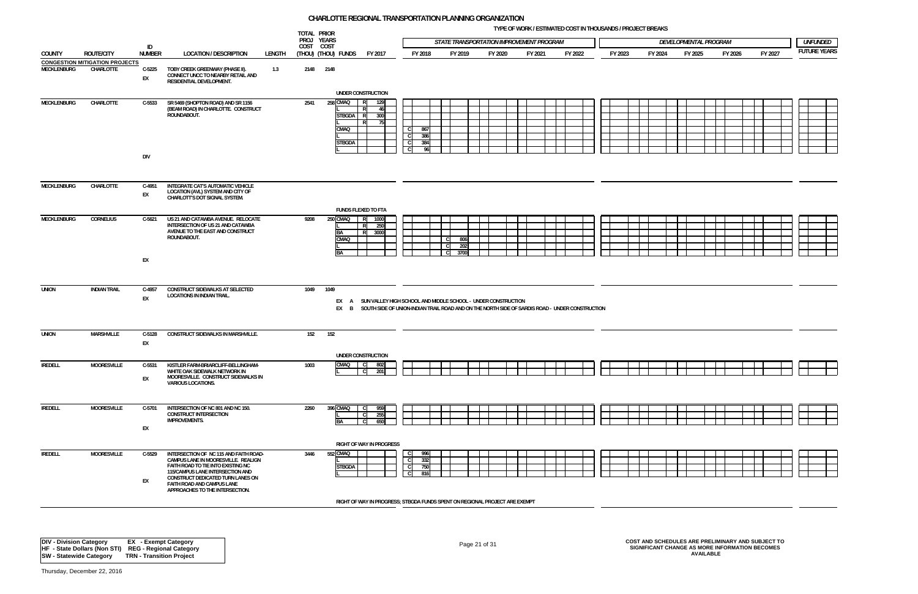# CHARLOTTE REGIONAL TRANSPORTATION PLANNING ORGANIZATION

TYPE OF WORK / ESTIMATED COST IN THOUSANDS / PROJECT BREAKS

| COUNTY | ROUTE/CITY | ID NUMBER | LOCATION / DESCRIPTION | LENGTH | TOTAL PROJ COST (THOU) | PRIOR YEARS COST (THOU) | FUNDS | FY 2017 | FY 2018 | FY 2019 | FY 2020 | FY 2021 | FY 2022 | FY 2023 | FY 2024 | FY 2025 | FY 2026 | FY 2027 | UNFUNDED FUTURE YEARS |
|---|---|---|---|---|---|---|---|---|---|---|---|---|---|---|---|---|---|---|---|
| | | | | | | | | | STATE TRANSPORTATION IMPROVEMENT PROGRAM | | | | | DEVELOPMENTAL PROGRAM | | | | | |
| **CONGESTION MITIGATION PROJECTS** | | | | | | | | | | | | | | | | | | | |
| MECKLENBURG | CHARLOTTE | C-5225 EX | TOBY CREEK GREENWAY (PHASE II). CONNECT UNCC TO NEARBY RETAIL AND RESIDENTIAL DEVELOPMENT. | 1.3 | 2148 | 2148 | | | | | | | | | | | | | |
| | | | | | | | UNDER CONSTRUCTION | | | | | | | | | | | | |
| MECKLENBURG | CHARLOTTE | C-5533 DIV | SR 5469 (SHOPTON ROAD) AND SR 1156 (BEAM ROAD) IN CHARLOTTE. CONSTRUCT ROUNDABOUT. | | 2541 | 258 | CMAQ | R 129 | | | | | | | | | | | |
| | | | | | | | L | R 46 | | | | | | | | | | | |
| | | | | | | | STBGDA | R 300 | | | | | | | | | | | |
| | | | | | | | L | R 75 | | | | | | | | | | | |
| | | | | | | | CMAQ | | C 867 | | | | | | | | | | |
| | | | | | | | L | | C 386 | | | | | | | | | | |
| | | | | | | | STBGDA | | C 384 | | | | | | | | | | |
| | | | | | | | L | | C 96 | | | | | | | | | | |
| MECKLENBURG | CHARLOTTE | C-4951 EX | INTEGRATE CAT'S AUTOMATIC VEHICLE LOCATION (AVL) SYSTEM AND CITY OF CHARLOTTE'S DOT SIGNAL SYSTEM. | | | | | | | | | | | | | | | | |
| | | | | | | | FUNDS FLEXED TO FTA | | | | | | | | | | | | |
| MECKLENBURG | CORNELIUS | C-5621 EX | US 21 AND CATAWBA AVENUE. RELOCATE INTERSECTION OF US 21 AND CATAWBA AVENUE TO THE EAST AND CONSTRUCT ROUNDABOUT. | | 9208 | 250 | CMAQ | R 1000 | | | | | | | | | | | |
| | | | | | | | L | R 250 | | | | | | | | | | | |
| | | | | | | | BA | R 3000 | | | | | | | | | | | |
| | | | | | | | CMAQ | | | C 806 | | | | | | | | | |
| | | | | | | | L | | | C 202 | | | | | | | | | |
| | | | | | | | BA | | | C 3700 | | | | | | | | | |
| UNION | INDIAN TRAIL | C-4957 EX | CONSTRUCT SIDEWALKS AT SELECTED LOCATIONS IN INDIAN TRAIL. | | 1049 | 1049 | | | | | | | | | | | | | |
| | | | | | | | EX A SUN VALLEY HIGH SCHOOL AND MIDDLE SCHOOL - UNDER CONSTRUCTION | | | | | | | | | | | | |
| | | | | | | | EX B SOUTH SIDE OF UNION-INDIAN TRAIL ROAD AND ON THE NORTH SIDE OF SARDIS ROAD - UNDER CONSTRUCTION | | | | | | | | | | | | |
| UNION | MARSHVILLE | C-5128 EX | CONSTRUCT SIDEWALKS IN MARSHVILLE. | | 152 | 152 | | | | | | | | | | | | | |
| | | | | | | | UNDER CONSTRUCTION | | | | | | | | | | | | |
| IREDELL | MOORESVILLE | C-5531 EX | KISTLER FARM-BRIARCLIFF-BELLINGHAM-WHITE OAK SIDEWALK NETWORK IN MOORESVILLE. CONSTRUCT SIDEWALKS IN VARIOUS LOCATIONS. | | 1003 | | CMAQ | C 802 | | | | | | | | | | | |
| | | | | | | | L | C 201 | | | | | | | | | | | |
| IREDELL | MOORESVILLE | C-5701 EX | INTERSECTION OF NC 801 AND NC 150. CONSTRUCT INTERSECTION IMPROVEMENTS. | | 2260 | 396 | CMAQ | C 959 | | | | | | | | | | | |
| | | | | | | | L | C 255 | | | | | | | | | | | |
| | | | | | | | BA | C 650 | | | | | | | | | | | |
| | | | | | | | RIGHT OF WAY IN PROGRESS | | | | | | | | | | | | |
| IREDELL | MOORESVILLE | C-5529 EX | INTERSECTION OF NC 115 AND FAITH ROAD-CAMPUS LANE IN MOORESVILLE. REALIGN FAITH ROAD TO TIE INTO EXISTING NC 115/CAMPUS LANE INTERSECTION AND CONSTRUCT DEDICATED TURN LANES ON FAITH ROAD AND CAMPUS LANE APPROACHES TO THE INTERSECTION. | | 3446 | 552 | CMAQ | | C 996 | | | | | | | | | | |
| | | | | | | | L | | C 332 | | | | | | | | | | |
| | | | | | | | STBGDA | | C 750 | | | | | | | | | | |
| | | | | | | | L | | C 816 | | | | | | | | | | |
| | | | | | | | RIGHT OF WAY IN PROGRESS; STBGDA FUNDS SPENT ON REGIONAL PROJECT ARE EXEMPT | | | | | | | | | | | | |

DIV - Division Category — EX - Exempt Category
HF - State Dollars (Non STI) — REG - Regional Category
SW - Statewide Category — TRN - Transition Project

COST AND SCHEDULES ARE PRELIMINARY AND SUBJECT TO SIGNIFICANT CHANGE AS MORE INFORMATION BECOMES AVAILABLE

Thursday, December 22, 2016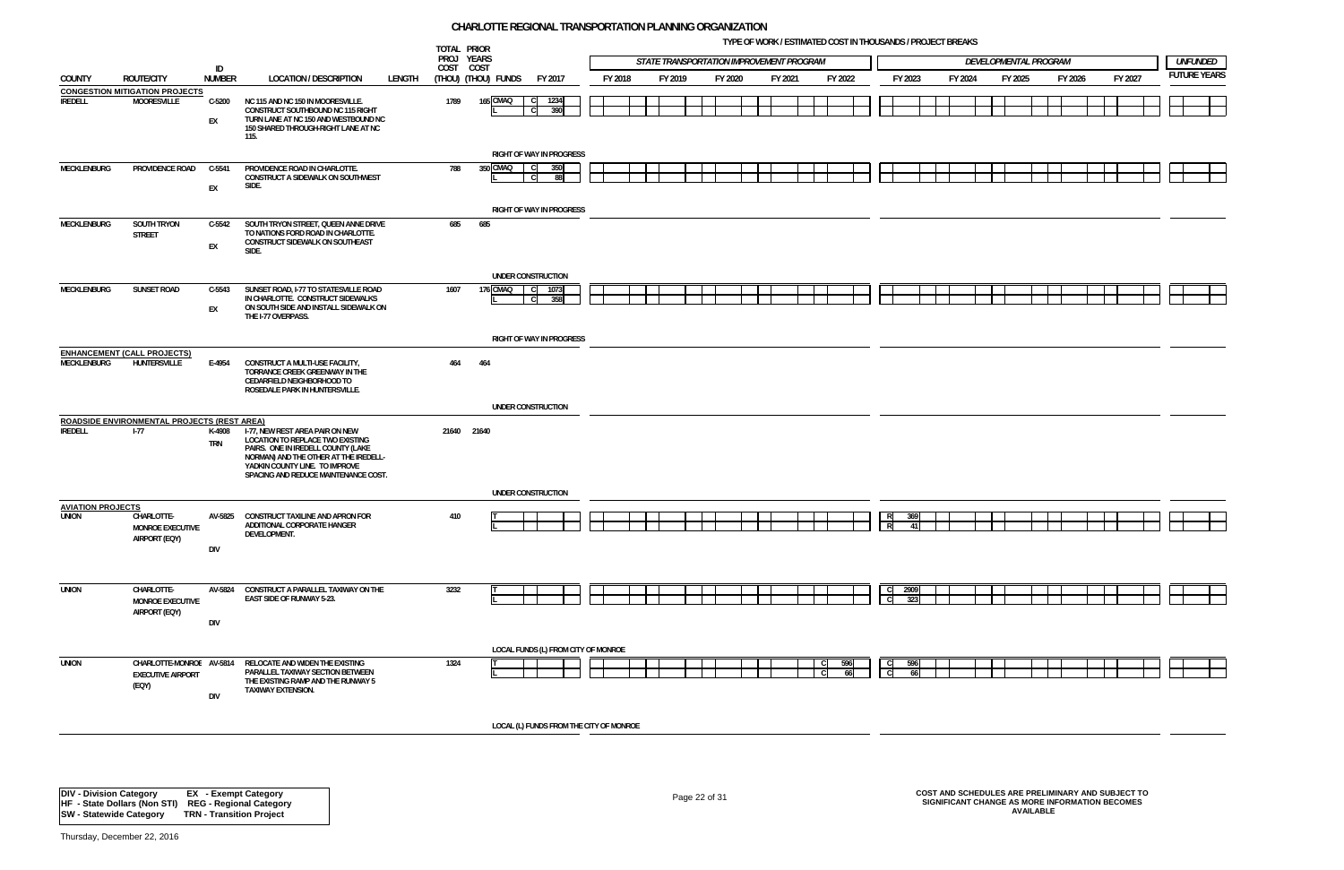# CHARLOTTE REGIONAL TRANSPORTATION PLANNING ORGANIZATION

TYPE OF WORK / ESTIMATED COST IN THOUSANDS / PROJECT BREAKS

| COUNTY | ROUTE/CITY | ID NUMBER | LOCATION / DESCRIPTION | LENGTH | TOTAL PROJ COST (THOU) | PRIOR YEARS COST (THOU) | FUNDS | FY 2017 | FY 2018 | FY 2019 | FY 2020 | FY 2021 | FY 2022 | FY 2023 | FY 2024 | FY 2025 | FY 2026 | FY 2027 | UNFUNDED FUTURE YEARS |
|---|---|---|---|---|---|---|---|---|---|---|---|---|---|---|---|---|---|---|---|
| | | | | | | | | STATE TRANSPORTATION IMPROVEMENT PROGRAM | | | | | | DEVELOPMENTAL PROGRAM | | | | | |
| **CONGESTION MITIGATION PROJECTS** | | | | | | | | | | | | | | | | | | | |
| IREDELL | MOORESVILLE | C-5200 EX | NC 115 AND NC 150 IN MOORESVILLE. CONSTRUCT SOUTHBOUND NC 115 RIGHT TURN LANE AT NC 150 AND WESTBOUND NC 150 SHARED THROUGH-RIGHT LANE AT NC 115. | | 1789 | 165 | CMAQ / L | C 1234 / C 390 | | | | | | | | | | | |
| | | | | | | | RIGHT OF WAY IN PROGRESS | | | | | | | | | | | | |
| MECKLENBURG | PROVIDENCE ROAD | C-5541 EX | PROVIDENCE ROAD IN CHARLOTTE. CONSTRUCT A SIDEWALK ON SOUTHWEST SIDE. | | 788 | 350 | CMAQ / L | C 350 / C 88 | | | | | | | | | | | |
| | | | | | | | RIGHT OF WAY IN PROGRESS | | | | | | | | | | | | |
| MECKLENBURG | SOUTH TRYON STREET | C-5542 EX | SOUTH TRYON STREET, QUEEN ANNE DRIVE TO NATIONS FORD ROAD IN CHARLOTTE. CONSTRUCT SIDEWALK ON SOUTHEAST SIDE. | | 685 | 685 | | | | | | | | | | | | | |
| | | | | | | | UNDER CONSTRUCTION | | | | | | | | | | | | |
| MECKLENBURG | SUNSET ROAD | C-5543 EX | SUNSET ROAD, I-77 TO STATESVILLE ROAD IN CHARLOTTE. CONSTRUCT SIDEWALKS ON SOUTH SIDE AND INSTALL SIDEWALK ON THE I-77 OVERPASS. | | 1607 | 176 | CMAQ / L | C 1073 / C 358 | | | | | | | | | | | |
| | | | | | | | RIGHT OF WAY IN PROGRESS | | | | | | | | | | | | |
| **ENHANCEMENT (CALL PROJECTS)** | | | | | | | | | | | | | | | | | | | |
| MECKLENBURG | HUNTERSVILLE | E-4954 | CONSTRUCT A MULTI-USE FACILITY, TORRANCE CREEK GREENWAY IN THE CEDARFIELD NEIGHBORHOOD TO ROSEDALE PARK IN HUNTERSVILLE. | | 464 | 464 | | | | | | | | | | | | | |
| | | | | | | | UNDER CONSTRUCTION | | | | | | | | | | | | |
| **ROADSIDE ENVIRONMENTAL PROJECTS (REST AREA)** | | | | | | | | | | | | | | | | | | | |
| IREDELL | I-77 | K-4908 TRN | I-77, NEW REST AREA PAIR ON NEW LOCATION TO REPLACE TWO EXISTING PAIRS. ONE IN IREDELL COUNTY (LAKE NORMAN) AND THE OTHER AT THE IREDELL-YADKIN COUNTY LINE. TO IMPROVE SPACING AND REDUCE MAINTENANCE COST. | | 21640 | 21640 | | | | | | | | | | | | | |
| | | | | | | | UNDER CONSTRUCTION | | | | | | | | | | | | |
| **AVIATION PROJECTS** | | | | | | | | | | | | | | | | | | | |
| UNION | CHARLOTTE-MONROE EXECUTIVE AIRPORT (EQY) | AV-5825 DIV | CONSTRUCT TAXILINE AND APRON FOR ADDITIONAL CORPORATE HANGER DEVELOPMENT. | | 410 | | T / L | | | | | | | R 369 / R 41 | | | | | |
| UNION | CHARLOTTE-MONROE EXECUTIVE AIRPORT (EQY) | AV-5824 DIV | CONSTRUCT A PARALLEL TAXIWAY ON THE EAST SIDE OF RUNWAY 5-23. | | 3232 | | T / L | | | | | | | C 2909 / C 323 | | | | | |
| | | | | | | | LOCAL FUNDS (L) FROM CITY OF MONROE | | | | | | | | | | | | |
| UNION | CHARLOTTE-MONROE EXECUTIVE AIRPORT (EQY) | AV-5814 DIV | RELOCATE AND WIDEN THE EXISTING PARALLEL TAXIWAY SECTION BETWEEN THE EXISTING RAMP AND THE RUNWAY 5 TAXIWAY EXTENSION. | | 1324 | | T / L | | | | | | C 596 / C 66 | C 596 / C 66 | | | | | |
| | | | | | | | LOCAL (L) FUNDS FROM THE CITY OF MONROE | | | | | | | | | | | | |

DIV - Division Category  EX - Exempt Category
HF - State Dollars (Non STI)  REG - Regional Category
SW - Statewide Category  TRN - Transition Project

COST AND SCHEDULES ARE PRELIMINARY AND SUBJECT TO SIGNIFICANT CHANGE AS MORE INFORMATION BECOMES AVAILABLE

Thursday, December 22, 2016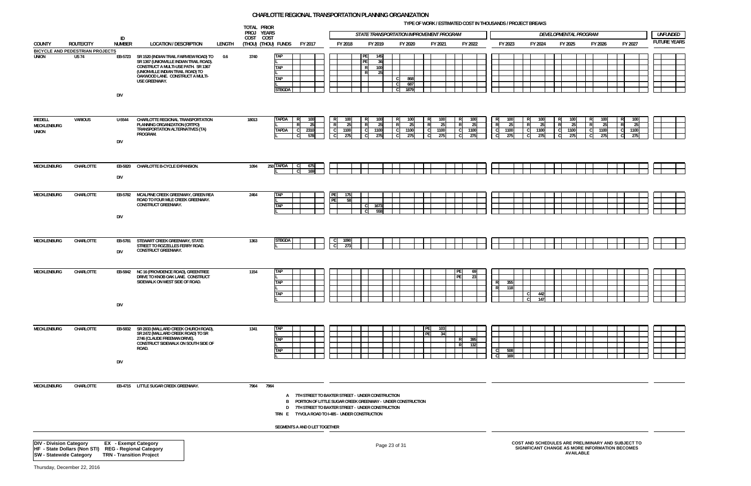# CHARLOTTE REGIONAL TRANSPORTATION PLANNING ORGANIZATION

TYPE OF WORK / ESTIMATED COST IN THOUSANDS / PROJECT BREAKS

| COUNTY | ROUTE/CITY | ID NUMBER | LOCATION / DESCRIPTION | LENGTH | TOTAL PROJ COST (THOU) | PRIOR YEARS COST (THOU) | FUNDS | FY 2017 | FY 2018 (STIP) | FY 2019 (STIP) | FY 2020 (STIP) | FY 2021 (STIP) | FY 2022 (STIP) | FY 2023 (DEV) | FY 2024 (DEV) | FY 2025 (DEV) | FY 2026 (DEV) | FY 2027 (DEV) | UNFUNDED FUTURE YEARS |
|---|---|---|---|---|---|---|---|---|---|---|---|---|---|---|---|---|---|---|---|
| **BICYCLE AND PEDESTRIAN PROJECTS** | | | | | | | | | | | | | | | | | | | |
| UNION | US 74 | EB-5723 DIV | SR 1520 (INDIAN TRAIL FAIRVIEW ROAD) TO SR 1367 (UNIONVILLE INDIAN TRAIL ROAD). CONSTRUCT A MULTI-USE PATH. SR 1367 (UNIONVILLE INDIAN TRAIL ROAD) TO OAKWOOD LANE. CONSTRUCT A MULTI-USE GREENWAY. | 0.6 | 3740 | | TAP | | | PE 145 | | | | | | | | | |
| | | | | | | | L | | | PE 36 | | | | | | | | | |
| | | | | | | | TAP | | | R 100 | | | | | | | | | |
| | | | | | | | L | | | R 25 | | | | | | | | | |
| | | | | | | | TAP | | | | C 868 | | | | | | | | |
| | | | | | | | L | | | | C 687 | | | | | | | | |
| | | | | | | | STBGDA | | | | C 1879 | | | | | | | | |
| IREDELL MECKLENBURG UNION | VARIOUS | U-5544 DIV | CHARLOTTE REGIONAL TRANSPORTATION PLANNING ORGANIZATION (CRTPO) TRANSPORTATION ALTERNATIVES (TA) PROGRAM. | | 18013 | | TAPDA | R 100 | R 100 | R 100 | R 100 | R 100 | R 100 | R 100 | R 100 | R 100 | R 100 | R 100 | |
| | | | | | | | L | R 25 | R 25 | R 25 | R 25 | R 25 | R 25 | R 25 | R 25 | R 25 | R 25 | R 25 | |
| | | | | | | | TAPDA | C 2310 | C 1100 | C 1100 | C 1100 | C 1100 | C 1100 | C 1100 | C 1100 | C 1100 | C 1100 | C 1100 | |
| | | | | | | | L | C 578 | C 275 | C 275 | C 275 | C 275 | C 275 | C 275 | C 275 | C 275 | C 275 | C 275 | |
| MECKLENBURG | CHARLOTTE | EB-5820 DIV | CHARLOTTE B-CYCLE EXPANSION. | | 1094 | 250 | TAPDA | C 675 | | | | | | | | | | | |
| | | | | | | | L | C 169 | | | | | | | | | | | |
| MECKLENBURG | CHARLOTTE | EB-5782 DIV | MCALPINE CREEK GREENWAY, GREEN REA ROAD TO FOUR MILE CREEK GREENWAY. CONSTRUCT GREENWAY. | | 2464 | | TAP | | PE 175 | | | | | | | | | | |
| | | | | | | | L | | PE 58 | | | | | | | | | | |
| | | | | | | | TAP | | | C 1673 | | | | | | | | | |
| | | | | | | | L | | | C 558 | | | | | | | | | |
| MECKLENBURG | CHARLOTTE | EB-5781 DIV | STEWART CREEK GREENWAY, STATE STREET TO ROZZELLES FERRY ROAD. CONSTRUCT GREENWAY. | | 1363 | | STBGDA | | C 1090 | | | | | | | | | | |
| | | | | | | | L | | C 273 | | | | | | | | | | |
| MECKLENBURG | CHARLOTTE | EB-5842 DIV | NC 16 (PROVIDENCE ROAD), GREENTREE DRIVE TO KNOB OAK LANE. CONSTRUCT SIDEWALK ON WEST SIDE OF ROAD. | | 1154 | | TAP | | | | | | PE 69 | | | | | | |
| | | | | | | | L | | | | | | PE 23 | | | | | | |
| | | | | | | | TAP | | | | | | | R 355 | | | | | |
| | | | | | | | L | | | | | | | R 118 | | | | | |
| | | | | | | | TAP | | | | | | | | C 442 | | | | |
| | | | | | | | L | | | | | | | | C 147 | | | | |
| MECKLENBURG | CHARLOTTE | EB-5832 DIV | SR 2833 (MALLARD CREEK CHURCH ROAD), SR 2472 (MALLARD CREEK ROAD) TO SR 2746 (CLAUDE FREEMAN DRIVE). CONSTRUCT SIDEWALK ON SOUTH SIDE OF ROAD. | | 1341 | | TAP | | | | | PE 103 | | | | | | | |
| | | | | | | | L | | | | | PE 34 | | | | | | | |
| | | | | | | | TAP | | | | | | R 395 | | | | | | |
| | | | | | | | L | | | | | | R 132 | | | | | | |
| | | | | | | | TAP | | | | | | | C 508 | | | | | |
| | | | | | | | L | | | | | | | C 169 | | | | | |
| MECKLENBURG | CHARLOTTE | EB-4715 | LITTLE SUGAR CREEK GREENWAY. | | 7964 | 7964 | | | | | | | | | | | | | |

EB-4715 segments:

- A 7TH STREET TO BAXTER STREET - UNDER CONSTRUCTION
- B PORTION OF LITTLE SUGAR CREEK GREENWAY - UNDER CONSTRUCTION
- D 7TH STREET TO BAXTER STREET - UNDER CONSTRUCTION
- TRN E TYVOLA ROAD TO I-485 - UNDER CONSTRUCTION

SEGMENTS A AND D LET TOGETHER

**DIV - Division Category** **EX - Exempt Category**
**HF - State Dollars (Non STI)** **REG - Regional Category**
**SW - Statewide Category** **TRN - Transition Project**

COST AND SCHEDULES ARE PRELIMINARY AND SUBJECT TO SIGNIFICANT CHANGE AS MORE INFORMATION BECOMES AVAILABLE

Thursday, December 22, 2016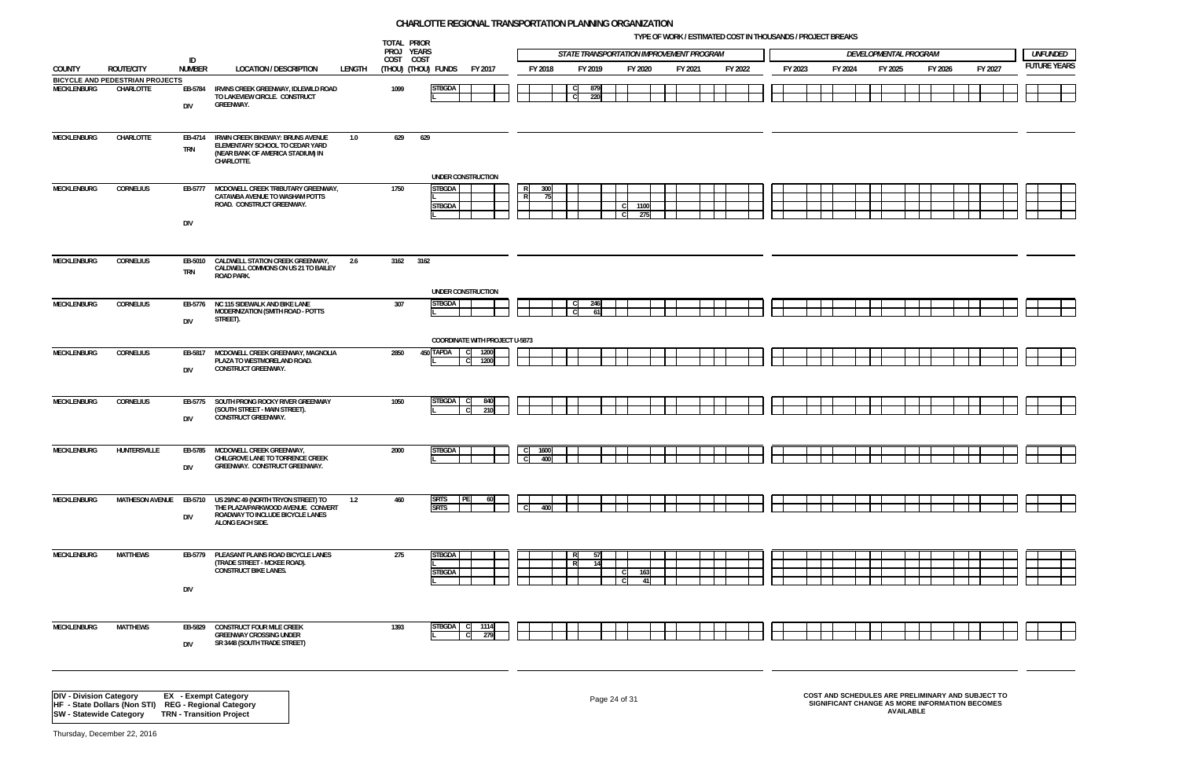# CHARLOTTE REGIONAL TRANSPORTATION PLANNING ORGANIZATION

TYPE OF WORK / ESTIMATED COST IN THOUSANDS / PROJECT BREAKS

| COUNTY | ROUTE/CITY | ID NUMBER | LOCATION / DESCRIPTION | LENGTH | TOTAL PROJ COST (THOU) | PRIOR YEARS COST (THOU) | FUNDS | FY 2017 | FY 2018 | FY 2019 | FY 2020 | FY 2021 | FY 2022 | FY 2023 | FY 2024 | FY 2025 | FY 2026 | FY 2027 | UNFUNDED FUTURE YEARS |
|---|---|---|---|---|---|---|---|---|---|---|---|---|---|---|---|---|---|---|---|
| | | | | | | | | | STATE TRANSPORTATION IMPROVEMENT PROGRAM | | | | | DEVELOPMENTAL PROGRAM | | | | | |
| **BICYCLE AND PEDESTRIAN PROJECTS** | | | | | | | | | | | | | | | | | | | |
| MECKLENBURG | CHARLOTTE | EB-5784 DIV | IRVINS CREEK GREENWAY, IDLEWILD ROAD TO LAKEVIEW CIRCLE. CONSTRUCT GREENWAY. | | 1099 | | STBGDA | | | C 879 | | | | | | | | | |
| | | | | | | | L | | | C 220 | | | | | | | | | |
| MECKLENBURG | CHARLOTTE | EB-4714 TRN | IRWIN CREEK BIKEWAY: BRUNS AVENUE ELEMENTARY SCHOOL TO CEDAR YARD (NEAR BANK OF AMERICA STADIUM) IN CHARLOTTE. | 1.0 | 629 | 629 | UNDER CONSTRUCTION | | | | | | | | | | | | |
| MECKLENBURG | CORNELIUS | EB-5777 DIV | MCDOWELL CREEK TRIBUTARY GREENWAY, CATAWBA AVENUE TO WASHAM POTTS ROAD. CONSTRUCT GREENWAY. | | 1750 | | STBGDA | | R 300 | | | | | | | | | | |
| | | | | | | | L | | R 75 | | | | | | | | | | |
| | | | | | | | STBGDA | | | | C 1100 | | | | | | | | |
| | | | | | | | L | | | | C 275 | | | | | | | | |
| MECKLENBURG | CORNELIUS | EB-5010 TRN | CALDWELL STATION CREEK GREENWAY, CALDWELL COMMONS ON US 21 TO BAILEY ROAD PARK. | 2.6 | 3162 | 3162 | UNDER CONSTRUCTION | | | | | | | | | | | | |
| MECKLENBURG | CORNELIUS | EB-5776 DIV | NC 115 SIDEWALK AND BIKE LANE MODERNIZATION (SMITH ROAD - POTTS STREET). | | 307 | | STBGDA | | | C 246 | | | | | | | | | |
| | | | | | | | L | | | C 61 | | | | | | | | | |
| | | | | | | | COORDINATE WITH PROJECT U-5873 | | | | | | | | | | | | |
| MECKLENBURG | CORNELIUS | EB-5817 DIV | MCDOWELL CREEK GREENWAY, MAGNOLIA PLAZA TO WESTMORELAND ROAD. CONSTRUCT GREENWAY. | | 2850 | 450 | TAPDA | C 1200 | | | | | | | | | | | |
| | | | | | | | L | C 1200 | | | | | | | | | | | |
| MECKLENBURG | CORNELIUS | EB-5775 DIV | SOUTH PRONG ROCKY RIVER GREENWAY (SOUTH STREET - MAIN STREET). CONSTRUCT GREENWAY. | | 1050 | | STBGDA | C 840 | | | | | | | | | | | |
| | | | | | | | L | C 210 | | | | | | | | | | | |
| MECKLENBURG | HUNTERSVILLE | EB-5785 DIV | MCDOWELL CREEK GREENWAY, CHILGROVE LANE TO TORRENCE CREEK GREENWAY. CONSTRUCT GREENWAY. | | 2000 | | STBGDA | | C 1600 | | | | | | | | | | |
| | | | | | | | L | | C 400 | | | | | | | | | | |
| MECKLENBURG | MATHESON AVENUE | EB-5710 DIV | US 29/NC 49 (NORTH TRYON STREET) TO THE PLAZA/PARKWOOD AVENUE. CONVERT ROADWAY TO INCLUDE BICYCLE LANES ALONG EACH SIDE. | 1.2 | 460 | | SRTS | PE 60 | | | | | | | | | | | |
| | | | | | | | SRTS | | C 400 | | | | | | | | | | |
| MECKLENBURG | MATTHEWS | EB-5779 DIV | PLEASANT PLAINS ROAD BICYCLE LANES (TRADE STREET - MCKEE ROAD). CONSTRUCT BIKE LANES. | | 275 | | STBGDA | | | R 57 | | | | | | | | | |
| | | | | | | | L | | | R 14 | | | | | | | | | |
| | | | | | | | STBGDA | | | | C 163 | | | | | | | | |
| | | | | | | | L | | | | C 41 | | | | | | | | |
| MECKLENBURG | MATTHEWS | EB-5829 DIV | CONSTRUCT FOUR MILE CREEK GREENWAY CROSSING UNDER SR 3448 (SOUTH TRADE STREET) | | 1393 | | STBGDA | C 1114 | | | | | | | | | | | |
| | | | | | | | L | C 279 | | | | | | | | | | | |

DIV - Division Category  EX - Exempt Category
HF - State Dollars (Non STI)  REG - Regional Category
SW - Statewide Category  TRN - Transition Project

COST AND SCHEDULES ARE PRELIMINARY AND SUBJECT TO SIGNIFICANT CHANGE AS MORE INFORMATION BECOMES AVAILABLE

Thursday, December 22, 2016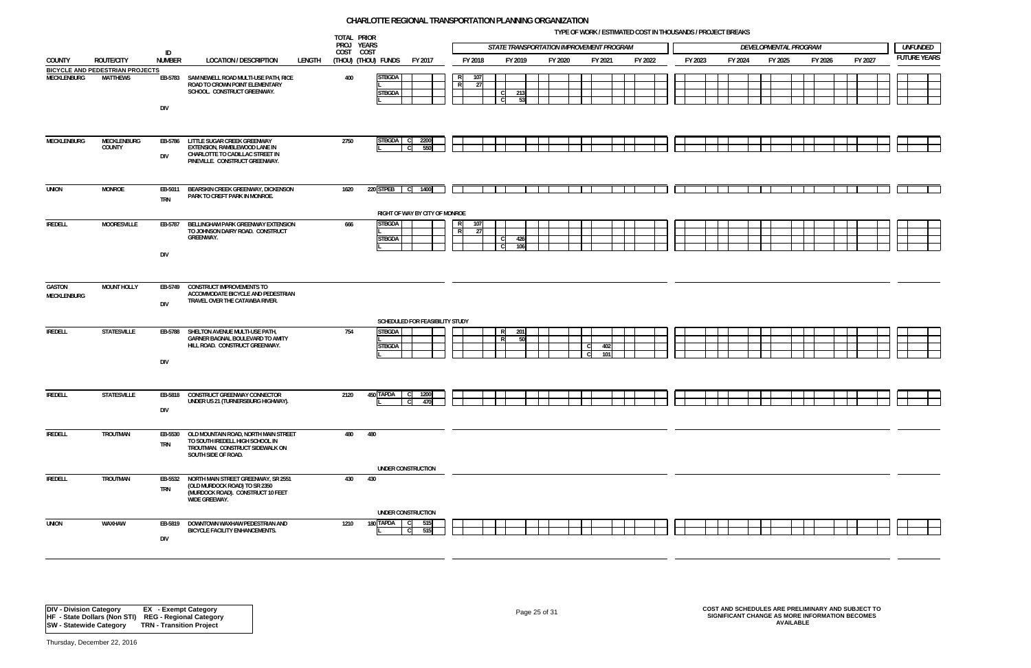# CHARLOTTE REGIONAL TRANSPORTATION PLANNING ORGANIZATION

TYPE OF WORK / ESTIMATED COST IN THOUSANDS / PROJECT BREAKS

| COUNTY | ROUTE/CITY | ID NUMBER | LOCATION / DESCRIPTION | LENGTH | TOTAL PROJ COST (THOU) | PRIOR YEARS COST (THOU) | FUNDS | FY 2017 | FY 2018 | FY 2019 | FY 2020 | FY 2021 | FY 2022 | FY 2023 | FY 2024 | FY 2025 | FY 2026 | FY 2027 | UNFUNDED FUTURE YEARS |
|---|---|---|---|---|---|---|---|---|---|---|---|---|---|---|---|---|---|---|---|
| **BICYCLE AND PEDESTRIAN PROJECTS** | | | | | | | | | | | | | | | | | | | |
| MECKLENBURG | MATTHEWS | EB-5783 DIV | SAM NEWELL ROAD MULTI-USE PATH, RICE ROAD TO CROWN POINT ELEMENTARY SCHOOL. CONSTRUCT GREENWAY. | | 400 | | STBGDA | | R 107 | | | | | | | | | | |
| | | | | | | | L | | R 27 | | | | | | | | | | |
| | | | | | | | STBGDA | | | C 213 | | | | | | | | | |
| | | | | | | | L | | | C 53 | | | | | | | | | |
| MECKLENBURG | MECKLENBURG COUNTY | EB-5786 DIV | LITTLE SUGAR CREEK GREENWAY EXTENSION, RAMBLEWOOD LANE IN CHARLOTTE TO CADILLAC STREET IN PINEVILLE. CONSTRUCT GREENWAY. | | 2750 | | STBGDA | C 2200 | | | | | | | | | | | |
| | | | | | | | L | C 550 | | | | | | | | | | | |
| UNION | MONROE | EB-5011 TRN | BEARSKIN CREEK GREENWAY, DICKENSON PARK TO CREFT PARK IN MONROE. | | 1620 | 220 | STPEB | C 1400 | | | | | | | | | | | |
| | | | RIGHT OF WAY BY CITY OF MONROE | | | | | | | | | | | | | | | | |
| IREDELL | MOORESVILLE | EB-5787 DIV | BELLINGHAM PARK GREENWAY EXTENSION TO JOHNSON DAIRY ROAD. CONSTRUCT GREENWAY. | | 666 | | STBGDA | | R 107 | | | | | | | | | | |
| | | | | | | | L | | R 27 | | | | | | | | | | |
| | | | | | | | STBGDA | | | C 426 | | | | | | | | | |
| | | | | | | | L | | | C 106 | | | | | | | | | |
| GASTON MECKLENBURG | MOUNT HOLLY | EB-5749 DIV | CONSTRUCT IMPROVEMENTS TO ACCOMMODATE BICYCLE AND PEDESTRIAN TRAVEL OVER THE CATAWBA RIVER. | | | | | | | | | | | | | | | | |
| | | | SCHEDULED FOR FEASIBILITY STUDY | | | | | | | | | | | | | | | | |
| IREDELL | STATESVILLE | EB-5788 DIV | SHELTON AVENUE MULTI-USE PATH, GARNER BAGNAL BOULEVARD TO AMITY HILL ROAD. CONSTRUCT GREENWAY. | | 754 | | STBGDA | | | R 201 | | | | | | | | | |
| | | | | | | | L | | | R 50 | | | | | | | | | |
| | | | | | | | STBGDA | | | | | C 402 | | | | | | | |
| | | | | | | | L | | | | | C 101 | | | | | | | |
| IREDELL | STATESVILLE | EB-5818 DIV | CONSTRUCT GREENWAY CONNECTOR UNDER US 21 (TURNERSBURG HIGHWAY). | | 2120 | 450 | TAPDA | C 1200 | | | | | | | | | | | |
| | | | | | | | L | C 470 | | | | | | | | | | | |
| IREDELL | TROUTMAN | EB-5530 TRN | OLD MOUNTAIN ROAD, NORTH MAIN STREET TO SOUTH IREDELL HIGH SCHOOL IN TROUTMAN. CONSTRUCT SIDEWALK ON SOUTH SIDE OF ROAD. | | 480 | 480 | | | | | | | | | | | | | |
| | | | UNDER CONSTRUCTION | | | | | | | | | | | | | | | | |
| IREDELL | TROUTMAN | EB-5532 TRN | NORTH MAIN STREET GREENWAY, SR 2551 (OLD MURDOCK ROAD) TO SR 2350 (MURDOCK ROAD). CONSTRUCT 10 FEET WIDE GREENWAY. | | 430 | 430 | | | | | | | | | | | | | |
| | | | UNDER CONSTRUCTION | | | | | | | | | | | | | | | | |
| UNION | WAXHAW | EB-5819 DIV | DOWNTOWN WAXHAW PEDESTRIAN AND BICYCLE FACILITY ENHANCEMENTS. | | 1210 | 180 | TAPDA | C 515 | | | | | | | | | | | |
| | | | | | | | L | C 515 | | | | | | | | | | | |

Column groups: FY 2018–FY 2022 = STATE TRANSPORTATION IMPROVEMENT PROGRAM; FY 2023–FY 2027 = DEVELOPMENTAL PROGRAM.

DIV - Division Category EX - Exempt Category
HF - State Dollars (Non STI) REG - Regional Category
SW - Statewide Category TRN - Transition Project

COST AND SCHEDULES ARE PRELIMINARY AND SUBJECT TO SIGNIFICANT CHANGE AS MORE INFORMATION BECOMES AVAILABLE

Thursday, December 22, 2016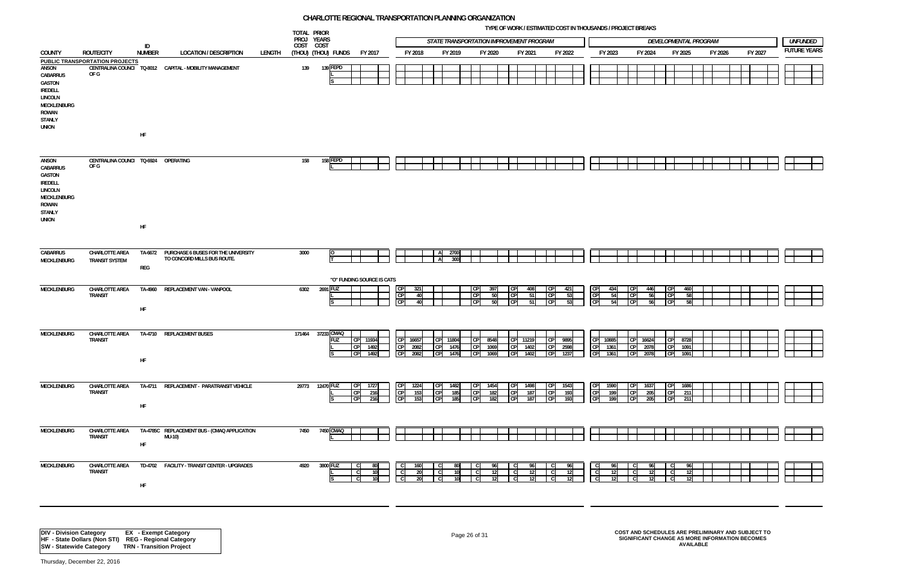# CHARLOTTE REGIONAL TRANSPORTATION PLANNING ORGANIZATION

TYPE OF WORK / ESTIMATED COST IN THOUSANDS / PROJECT BREAKS

| COUNTY | ROUTE/CITY | ID NUMBER | LOCATION / DESCRIPTION | LENGTH | TOTAL PROJ COST (THOU) | PRIOR YEARS COST (THOU) | FUNDS | FY 2017 | FY 2018 | FY 2019 | FY 2020 | FY 2021 | FY 2022 | FY 2023 | FY 2024 | FY 2025 | FY 2026 | FY 2027 | UNFUNDED FUTURE YEARS |
|---|---|---|---|---|---|---|---|---|---|---|---|---|---|---|---|---|---|---|---|
| | | | | | | | | | STATE TRANSPORTATION IMPROVEMENT PROGRAM | | | | | DEVELOPMENTAL PROGRAM | | | | | |
| **PUBLIC TRANSPORTATION PROJECTS** | | | | | | | | | | | | | | | | | | | |
| ANSON, CABARRUS, GASTON, IREDELL, LINCOLN, MECKLENBURG, ROWAN, STANLY, UNION | CENTRALINA COUNCIL OF G | TQ-8012 HF | CAPITAL - MOBILITY MANAGEMENT | | 139 | 139 | FEPD | | | | | | | | | | | | |
| | | | | | | | L | | | | | | | | | | | | |
| | | | | | | | S | | | | | | | | | | | | |
| ANSON, CABARRUS, GASTON, IREDELL, LINCOLN, MECKLENBURG, ROWAN, STANLY, UNION | CENTRALINA COUNCIL OF G | TQ-6924 HF | OPERATING | | 158 | 158 | FEPD | | | | | | | | | | | | |
| | | | | | | | L | | | | | | | | | | | | |
| CABARRUS, MECKLENBURG | CHARLOTTE AREA TRANSIT SYSTEM | TA-6672 REG | PURCHASE 6 BUSES FOR THE UNIVERSITY TO CONCORD MILLS BUS ROUTE. "O" FUNDING SOURCE IS CATS | | 3000 | | O | | | A 2700 | | | | | | | | | |
| | | | | | | | T | | | A 300 | | | | | | | | | |
| MECKLENBURG | CHARLOTTE AREA TRANSIT | TA-4960 HF | REPLACEMENT VAN - VANPOOL | | 6302 | 2691 | FUZ | | CP 321 | | CP 397 | CP 408 | CP 421 | CP 434 | CP 446 | CP 460 | | | |
| | | | | | | | L | | CP 40 | | CP 50 | CP 51 | CP 53 | CP 54 | CP 56 | CP 58 | | | |
| | | | | | | | S | | CP 40 | | CP 50 | CP 51 | CP 53 | CP 54 | CP 56 | CP 58 | | | |
| MECKLENBURG | CHARLOTTE AREA TRANSIT | TA-4710 HF | REPLACEMENT BUSES | | 171464 | 37233 | CMAQ | | | | | | | | | | | | |
| | | | | | | | FUZ | CP 11934 | CP 16657 | CP 11804 | CP 8548 | CP 11219 | CP 9895 | CP 10885 | CP 16624 | CP 8728 | | | |
| | | | | | | | L | CP 1492 | CP 2082 | CP 1476 | CP 1069 | CP 1402 | CP 2598 | CP 1361 | CP 2078 | CP 1091 | | | |
| | | | | | | | S | CP 1492 | CP 2082 | CP 1476 | CP 1069 | CP 1402 | CP 1237 | CP 1361 | CP 2078 | CP 1091 | | | |
| MECKLENBURG | CHARLOTTE AREA TRANSIT | TA-4711 HF | REPLACEMENT - PARATRANSIT VEHICLE | | 29773 | 12470 | FUZ | CP 1727 | CP 1224 | CP 1482 | CP 1454 | CP 1498 | CP 1543 | CP 1590 | CP 1637 | CP 1686 | | | |
| | | | | | | | L | CP 216 | CP 153 | CP 185 | CP 182 | CP 187 | CP 193 | CP 199 | CP 205 | CP 211 | | | |
| | | | | | | | S | CP 216 | CP 153 | CP 185 | CP 182 | CP 187 | CP 193 | CP 199 | CP 205 | CP 211 | | | |
| MECKLENBURG | CHARLOTTE AREA TRANSIT | TA-4785C HF | REPLACEMENT BUS - (CMAQ APPLICATION MU-10) | | 7450 | 7450 | CMAQ | | | | | | | | | | | | |
| | | | | | | | L | | | | | | | | | | | | |
| MECKLENBURG | CHARLOTTE AREA TRANSIT | TD-4702 HF | FACILITY - TRANSIT CENTER - UPGRADES | | 4920 | 3800 | FUZ | C 80 | C 160 | C 80 | C 96 | C 96 | C 96 | C 96 | C 96 | C 96 | | | |
| | | | | | | | L | C 10 | C 20 | C 10 | C 12 | C 12 | C 12 | C 12 | C 12 | C 12 | | | |
| | | | | | | | S | C 10 | C 20 | C 10 | C 12 | C 12 | C 12 | C 12 | C 12 | C 12 | | | |

**DIV - Division Category** **EX - Exempt Category**
**HF - State Dollars (Non STI)** **REG - Regional Category**
**SW - Statewide Category** **TRN - Transition Project**

**COST AND SCHEDULES ARE PRELIMINARY AND SUBJECT TO SIGNIFICANT CHANGE AS MORE INFORMATION BECOMES AVAILABLE**

Thursday, December 22, 2016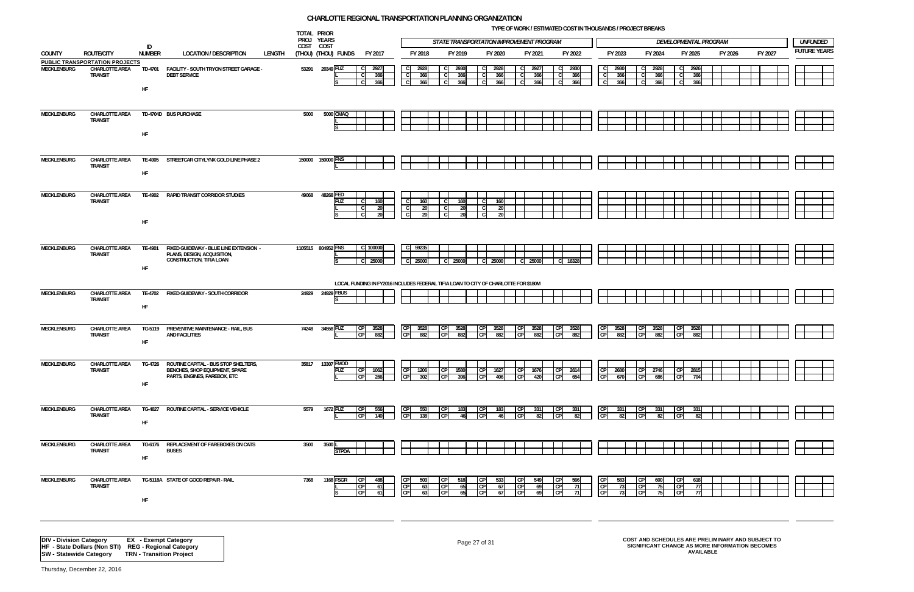# CHARLOTTE REGIONAL TRANSPORTATION PLANNING ORGANIZATION

TYPE OF WORK / ESTIMATED COST IN THOUSANDS / PROJECT BREAKS

| COUNTY | ROUTE/CITY | ID NUMBER | LOCATION / DESCRIPTION | LENGTH | TOTAL PROJ COST (THOU) | PRIOR YEARS COST (THOU) | FUNDS | FY 2017 | FY 2018 | FY 2019 | FY 2020 | FY 2021 | FY 2022 | FY 2023 | FY 2024 | FY 2025 | FY 2026 | FY 2027 | UNFUNDED FUTURE YEARS |
|---|---|---|---|---|---|---|---|---|---|---|---|---|---|---|---|---|---|---|---|
| | | | | | | | | | *STATE TRANSPORTATION IMPROVEMENT PROGRAM* | | | | | *DEVELOPMENTAL PROGRAM* | | | | | |
| **PUBLIC TRANSPORTATION PROJECTS** | | | | | | | | | | | | | | | | | | | |
| MECKLENBURG | CHARLOTTE AREA TRANSIT | TD-4701 HF | FACILITY - SOUTH TRYON STREET GARAGE - DEBT SERVICE | | 53291 | 20349 | FUZ | C 2927 | C 2928 | C 2930 | C 2928 | C 2927 | C 2930 | C 2930 | C 2928 | C 2926 | | | |
| | | | | | | | L | C 366 | C 366 | C 366 | C 366 | C 366 | C 366 | C 366 | C 366 | C 366 | | | |
| | | | | | | | S | C 366 | C 366 | C 366 | C 366 | C 366 | C 366 | C 366 | C 366 | C 366 | | | |
| MECKLENBURG | CHARLOTTE AREA TRANSIT | TD-4704D HF | BUS PURCHASE | | 5000 | 5000 | CMAQ | | | | | | | | | | | | |
| | | | | | | | L | | | | | | | | | | | | |
| | | | | | | | S | | | | | | | | | | | | |
| MECKLENBURG | CHARLOTTE AREA TRANSIT | TE-4905 HF | STREETCAR CITYLYNX GOLD LINE PHASE 2 | | 150000 | 150000 | FNS | | | | | | | | | | | | |
| | | | | | | | L | | | | | | | | | | | | |
| MECKLENBURG | CHARLOTTE AREA TRANSIT | TE-4902 HF | RAPID TRANSIT CORRIDOR STUDIES | | 49068 | 48268 | FED | | | | | | | | | | | | |
| | | | | | | | FUZ | C 160 | C 160 | C 160 | C 160 | | | | | | | | |
| | | | | | | | L | C 20 | C 20 | C 20 | C 20 | | | | | | | | |
| | | | | | | | S | C 20 | C 20 | C 20 | C 20 | | | | | | | | |
| MECKLENBURG | CHARLOTTE AREA TRANSIT | TE-4901 HF | FIXED GUIDEWAY - BLUE LINE EXTENSION - PLANS, DESIGN, ACQUISITION, CONSTRUCTION, TIFIA LOAN | | 1105515 | 804952 | FNS | C 100000 | C 59235 | | | | | | | | | | |
| | | | | | | | L | | | | | | | | | | | | |
| | | | | | | | S | C 25000 | C 25000 | C 25000 | C 25000 | C 25000 | C 16328 | | | | | | |
| | | | LOCAL FUNDING IN FY2016 INCLUDES FEDERAL TIFIA LOAN TO CITY OF CHARLOTTE FOR $180M | | | | | | | | | | | | | | | | |
| MECKLENBURG | CHARLOTTE AREA TRANSIT | TE-4702 HF | FIXED GUIDEWAY - SOUTH CORRIDOR | | 24929 | 24929 | FBUS | | | | | | | | | | | | |
| | | | | | | | S | | | | | | | | | | | | |
| MECKLENBURG | CHARLOTTE AREA TRANSIT | TG-5119 HF | PREVENTIVE MAINTENANCE - RAIL, BUS AND FACILITIES | | 74248 | 34558 | FUZ | CP 3528 | CP 3528 | CP 3528 | CP 3528 | CP 3528 | CP 3528 | CP 3528 | CP 3528 | CP 3528 | | | |
| | | | | | | | L | CP 882 | CP 882 | CP 882 | CP 882 | CP 882 | CP 882 | CP 882 | CP 882 | CP 882 | | | |
| MECKLENBURG | CHARLOTTE AREA TRANSIT | TG-4726 HF | ROUTINE CAPITAL - BUS STOP SHELTERS, BENCHES, SHOP EQUIPMENT, SPARE PARTS, ENGINES, FAREBOX, ETC | | 35817 | 13307 | FMOD | | | | | | | | | | | | |
| | | | | | | | FUZ | CP 1062 | CP 1206 | CP 1580 | CP 1627 | CP 1676 | CP 2614 | CP 2680 | CP 2746 | CP 2815 | | | |
| | | | | | | | L | CP 266 | CP 302 | CP 396 | CP 406 | CP 420 | CP 654 | CP 670 | CP 686 | CP 704 | | | |
| MECKLENBURG | CHARLOTTE AREA TRANSIT | TG-4827 HF | ROUTINE CAPITAL - SERVICE VEHICLE | | 5579 | 1672 | FUZ | CP 556 | CP 550 | CP 183 | CP 183 | CP 331 | CP 331 | CP 331 | CP 331 | CP 331 | | | |
| | | | | | | | L | CP 140 | CP 138 | CP 46 | CP 46 | CP 82 | CP 82 | CP 82 | CP 82 | CP 82 | | | |
| MECKLENBURG | CHARLOTTE AREA TRANSIT | TG-6176 HF | REPLACEMENT OF FAREBOXES ON CATS BUSES | | 3500 | 3500 | L | | | | | | | | | | | | |
| | | | | | | | STPDA | | | | | | | | | | | | |
| MECKLENBURG | CHARLOTTE AREA TRANSIT | TG-5118A HF | STATE OF GOOD REPAIR - RAIL | | 7368 | 1168 | FSGR | CP 488 | CP 503 | CP 518 | CP 533 | CP 549 | CP 566 | CP 583 | CP 600 | CP 618 | | | |
| | | | | | | | L | CP 61 | CP 63 | CP 65 | CP 67 | CP 69 | CP 71 | CP 73 | CP 75 | CP 77 | | | |
| | | | | | | | S | CP 61 | CP 63 | CP 65 | CP 67 | CP 69 | CP 71 | CP 73 | CP 75 | CP 77 | | | |

**DIV - Division Category** &nbsp; **EX - Exempt Category**
**HF - State Dollars (Non STI)** &nbsp; **REG - Regional Category**
**SW - Statewide Category** &nbsp; **TRN - Transition Project**

**COST AND SCHEDULES ARE PRELIMINARY AND SUBJECT TO SIGNIFICANT CHANGE AS MORE INFORMATION BECOMES AVAILABLE**

Thursday, December 22, 2016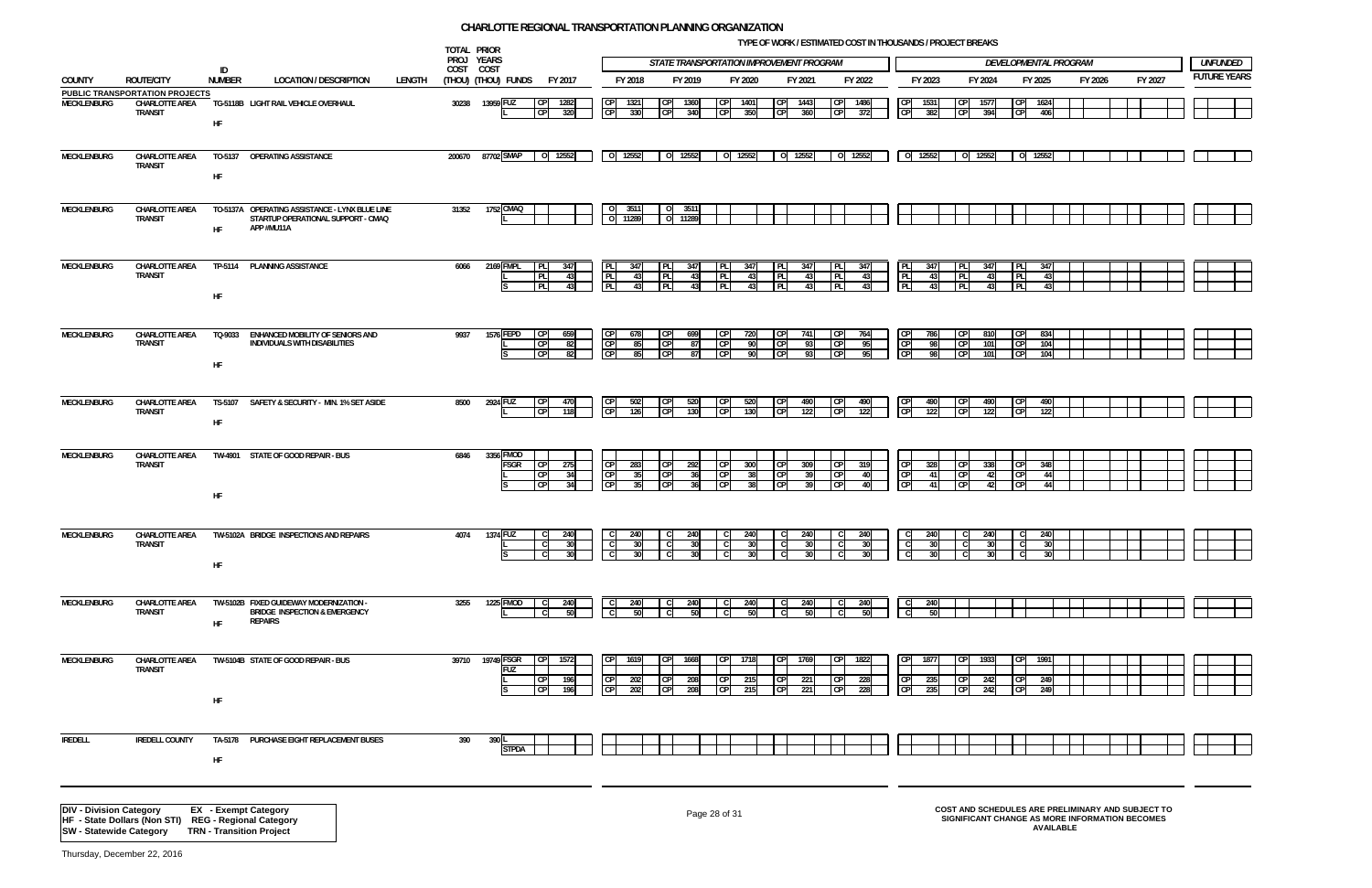# CHARLOTTE REGIONAL TRANSPORTATION PLANNING ORGANIZATION

TYPE OF WORK / ESTIMATED COST IN THOUSANDS / PROJECT BREAKS

| COUNTY | ROUTE/CITY | ID NUMBER | LOCATION / DESCRIPTION | LENGTH | TOTAL PROJ COST (THOU) | PRIOR YEARS COST (THOU) | FUNDS | FY 2017 | FY 2018 | FY 2019 | FY 2020 | FY 2021 | FY 2022 | FY 2023 | FY 2024 | FY 2025 | FY 2026 | FY 2027 | UNFUNDED FUTURE YEARS |
|---|---|---|---|---|---|---|---|---|---|---|---|---|---|---|---|---|---|---|---|
| | | | | | | | | | STATE TRANSPORTATION IMPROVEMENT PROGRAM | | | | | DEVELOPMENTAL PROGRAM | | | | | |
| **PUBLIC TRANSPORTATION PROJECTS** | | | | | | | | | | | | | | | | | | | |
| MECKLENBURG | CHARLOTTE AREA TRANSIT | TG-5118B HF | LIGHT RAIL VEHICLE OVERHAUL | | 30238 | 13959 | FUZ | CP 1282 | CP 1321 | CP 1360 | CP 1401 | CP 1443 | CP 1486 | CP 1531 | CP 1577 | CP 1624 | | | |
| | | | | | | | L | CP 320 | CP 330 | CP 340 | CP 350 | CP 360 | CP 372 | CP 382 | CP 394 | CP 406 | | | |
| MECKLENBURG | CHARLOTTE AREA TRANSIT | TO-5137 HF | OPERATING ASSISTANCE | | 200670 | 87702 | SMAP | O 12552 | O 12552 | O 12552 | O 12552 | O 12552 | O 12552 | O 12552 | O 12552 | O 12552 | | | |
| MECKLENBURG | CHARLOTTE AREA TRANSIT | TO-5137A HF | OPERATING ASSISTANCE - LYNX BLUE LINE STARTUP OPERATIONAL SUPPORT - CMAQ APP #MU11A | | 31352 | 1752 | CMAQ | | O 3511 | O 3511 | | | | | | | | | |
| | | | | | | | L | | O 11289 | O 11289 | | | | | | | | | |
| MECKLENBURG | CHARLOTTE AREA TRANSIT | TP-5114 HF | PLANNING ASSISTANCE | | 6066 | 2169 | FMPL | PL 347 | PL 347 | PL 347 | PL 347 | PL 347 | PL 347 | PL 347 | PL 347 | PL 347 | | | |
| | | | | | | | L | PL 43 | PL 43 | PL 43 | PL 43 | PL 43 | PL 43 | PL 43 | PL 43 | PL 43 | | | |
| | | | | | | | S | PL 43 | PL 43 | PL 43 | PL 43 | PL 43 | PL 43 | PL 43 | PL 43 | PL 43 | | | |
| MECKLENBURG | CHARLOTTE AREA TRANSIT | TQ-9033 HF | ENHANCED MOBILITY OF SENIORS AND INDIVIDUALS WITH DISABILITIES | | 9937 | 1576 | FEPD | CP 659 | CP 678 | CP 699 | CP 720 | CP 741 | CP 764 | CP 786 | CP 810 | CP 834 | | | |
| | | | | | | | L | CP 82 | CP 85 | CP 87 | CP 90 | CP 93 | CP 95 | CP 98 | CP 101 | CP 104 | | | |
| | | | | | | | S | CP 82 | CP 85 | CP 87 | CP 90 | CP 93 | CP 95 | CP 98 | CP 101 | CP 104 | | | |
| MECKLENBURG | CHARLOTTE AREA TRANSIT | TS-5107 HF | SAFETY & SECURITY - MIN. 1% SET ASIDE | | 8500 | 2924 | FUZ | CP 470 | CP 502 | CP 520 | CP 520 | CP 490 | CP 490 | CP 490 | CP 490 | CP 490 | | | |
| | | | | | | | L | CP 118 | CP 126 | CP 130 | CP 130 | CP 122 | CP 122 | CP 122 | CP 122 | CP 122 | | | |
| MECKLENBURG | CHARLOTTE AREA TRANSIT | TW-4901 HF | STATE OF GOOD REPAIR - BUS | | 6846 | 3356 | FMOD | | | | | | | | | | | | |
| | | | | | | | FSGR | CP 275 | CP 283 | CP 292 | CP 300 | CP 309 | CP 319 | CP 328 | CP 338 | CP 348 | | | |
| | | | | | | | L | CP 34 | CP 35 | CP 36 | CP 38 | CP 39 | CP 40 | CP 41 | CP 42 | CP 44 | | | |
| | | | | | | | S | CP 34 | CP 35 | CP 36 | CP 38 | CP 39 | CP 40 | CP 41 | CP 42 | CP 44 | | | |
| MECKLENBURG | CHARLOTTE AREA TRANSIT | TW-5102A HF | BRIDGE INSPECTIONS AND REPAIRS | | 4074 | 1374 | FUZ | C 240 | C 240 | C 240 | C 240 | C 240 | C 240 | C 240 | C 240 | C 240 | | | |
| | | | | | | | L | C 30 | C 30 | C 30 | C 30 | C 30 | C 30 | C 30 | C 30 | C 30 | | | |
| | | | | | | | S | C 30 | C 30 | C 30 | C 30 | C 30 | C 30 | C 30 | C 30 | C 30 | | | |
| MECKLENBURG | CHARLOTTE AREA TRANSIT | TW-5102B HF | FIXED GUIDEWAY MODERNIZATION - BRIDGE INSPECTION & EMERGENCY REPAIRS | | 3255 | 1225 | FMOD | C 240 | C 240 | C 240 | C 240 | C 240 | C 240 | C 240 | | | | | |
| | | | | | | | L | C 50 | C 50 | C 50 | C 50 | C 50 | C 50 | C 50 | | | | | |
| MECKLENBURG | CHARLOTTE AREA TRANSIT | TW-5104B HF | STATE OF GOOD REPAIR - BUS | | 39710 | 19749 | FSGR | CP 1572 | CP 1619 | CP 1668 | CP 1718 | CP 1769 | CP 1822 | CP 1877 | CP 1933 | CP 1991 | | | |
| | | | | | | | FUZ | | | | | | | | | | | | |
| | | | | | | | L | CP 196 | CP 202 | CP 208 | CP 215 | CP 221 | CP 228 | CP 235 | CP 242 | CP 249 | | | |
| | | | | | | | S | CP 196 | CP 202 | CP 208 | CP 215 | CP 221 | CP 228 | CP 235 | CP 242 | CP 249 | | | |
| IREDELL | IREDELL COUNTY | TA-5178 HF | PURCHASE EIGHT REPLACEMENT BUSES | | 390 | 390 | L | | | | | | | | | | | | |
| | | | | | | | STPDA | | | | | | | | | | | | |

**DIV** - Division Category  **EX** - Exempt Category
**HF** - State Dollars (Non STI)  **REG** - Regional Category
**SW** - Statewide Category  **TRN** - Transition Project

COST AND SCHEDULES ARE PRELIMINARY AND SUBJECT TO SIGNIFICANT CHANGE AS MORE INFORMATION BECOMES AVAILABLE

Thursday, December 22, 2016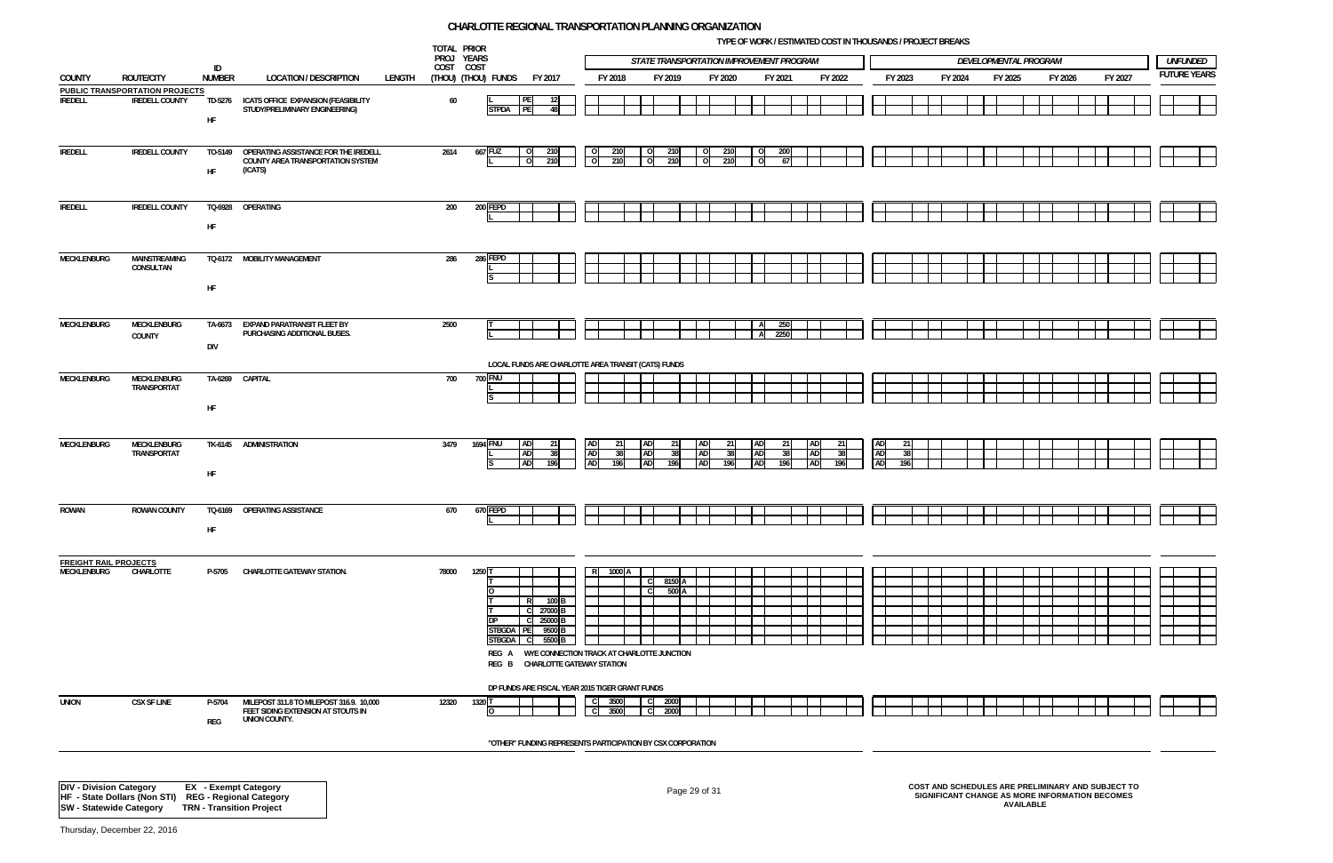# CHARLOTTE REGIONAL TRANSPORTATION PLANNING ORGANIZATION

TYPE OF WORK / ESTIMATED COST IN THOUSANDS / PROJECT BREAKS

| COUNTY | ROUTE/CITY | ID NUMBER | LOCATION / DESCRIPTION | LENGTH | TOTAL PROJ COST (THOU) | PRIOR YEARS COST (THOU) | FUNDS | FY 2017 | FY 2018 | FY 2019 | FY 2020 | FY 2021 | FY 2022 | FY 2023 | FY 2024 | FY 2025 | FY 2026 | FY 2027 | UNFUNDED FUTURE YEARS |
|---|---|---|---|---|---|---|---|---|---|---|---|---|---|---|---|---|---|---|---|
| **PUBLIC TRANSPORTATION PROJECTS** | | | | | | | | | | | | | | | | | | | |
| IREDELL | IREDELL COUNTY | TD-5276 HF | ICATS OFFICE EXPANSION (FEASIBILITY STUDY/PRELIMINARY ENGINEERING) | | 60 | | L | PE 12 | | | | | | | | | | | |
| | | | | | | | STPDA | PE 48 | | | | | | | | | | | |
| IREDELL | IREDELL COUNTY | TO-5149 HF | OPERATING ASSISTANCE FOR THE IREDELL COUNTY AREA TRANSPORTATION SYSTEM (ICATS) | | 2614 | 667 | FUZ | O 210 | O 210 | O 210 | O 210 | O 200 | | | | | | | |
| | | | | | | | L | O 210 | O 210 | O 210 | O 210 | O 67 | | | | | | | |
| IREDELL | IREDELL COUNTY | TQ-6928 HF | OPERATING | | 200 | 200 | FEPD | | | | | | | | | | | | |
| | | | | | | | L | | | | | | | | | | | | |
| MECKLENBURG | MAINSTREAMING CONSULTAN | TQ-6172 HF | MOBILITY MANAGEMENT | | 286 | 286 | FEPD | | | | | | | | | | | | |
| | | | | | | | L | | | | | | | | | | | | |
| | | | | | | | S | | | | | | | | | | | | |
| MECKLENBURG | MECKLENBURG COUNTY | TA-6673 DIV | EXPAND PARATRANSIT FLEET BY PURCHASING ADDITIONAL BUSES. | | 2500 | | T | | | | | A 250 | | | | | | | |
| | | | | | | | L | | | | | A 2250 | | | | | | | |
| | | | LOCAL FUNDS ARE CHARLOTTE AREA TRANSIT (CATS) FUNDS | | | | | | | | | | | | | | | | |
| MECKLENBURG | MECKLENBURG TRANSPORTAT | TA-6269 HF | CAPITAL | | 700 | 700 | FNU | | | | | | | | | | | | |
| | | | | | | | L | | | | | | | | | | | | |
| | | | | | | | S | | | | | | | | | | | | |
| MECKLENBURG | MECKLENBURG TRANSPORTAT | TK-6145 HF | ADMINISTRATION | | 3479 | 1694 | FNU | AD 21 | AD 21 | AD 21 | AD 21 | AD 21 | AD 21 | AD 21 | | | | | |
| | | | | | | | L | AD 38 | AD 38 | AD 38 | AD 38 | AD 38 | AD 38 | AD 38 | | | | | |
| | | | | | | | S | AD 196 | AD 196 | AD 196 | AD 196 | AD 196 | AD 196 | AD 196 | | | | | |
| ROWAN | ROWAN COUNTY | TQ-6169 HF | OPERATING ASSISTANCE | | 670 | 670 | FEPD | | | | | | | | | | | | |
| | | | | | | | L | | | | | | | | | | | | |
| **FREIGHT RAIL PROJECTS** | | | | | | | | | | | | | | | | | | | |
| MECKLENBURG | CHARLOTTE | P-5705 | CHARLOTTE GATEWAY STATION. | | 78000 | 1250 | T | | R 1000 A | | | | | | | | | | |
| | | | | | | | T | | | C 8150 A | | | | | | | | | |
| | | | | | | | O | | | C 500 A | | | | | | | | | |
| | | | | | | | T | R 100 B | | | | | | | | | | | |
| | | | | | | | T | C 27000 B | | | | | | | | | | | |
| | | | | | | | DP | C 25000 B | | | | | | | | | | | |
| | | | | | | | STBGDA | PE 9500 B | | | | | | | | | | | |
| | | | | | | | STBGDA | C 5500 B | | | | | | | | | | | |
| | | | REG A WYE CONNECTION TRACK AT CHARLOTTE JUNCTION; REG B CHARLOTTE GATEWAY STATION | | | | | | | | | | | | | | | | |
| | | | DP FUNDS ARE FISCAL YEAR 2015 TIGER GRANT FUNDS | | | | | | | | | | | | | | | | |
| UNION | CSX SF LINE | P-5704 REG | MILEPOST 311.8 TO MILEPOST 316.9. 10,000 FEET SIDING EXTENSION AT STOUTS IN UNION COUNTY. | | 12320 | 1320 | T | | C 3500 | C 2000 | | | | | | | | | |
| | | | | | | | O | | C 3500 | C 2000 | | | | | | | | | |
| | | | "OTHER" FUNDING REPRESENTS PARTICIPATION BY CSX CORPORATION | | | | | | | | | | | | | | | | |

Column groups: FY 2018–FY 2022 = STATE TRANSPORTATION IMPROVEMENT PROGRAM; FY 2023–FY 2027 = DEVELOPMENTAL PROGRAM.

**DIV - Division Category** EX - Exempt Category
**HF - State Dollars (Non STI)** REG - Regional Category
**SW - Statewide Category** TRN - Transition Project

COST AND SCHEDULES ARE PRELIMINARY AND SUBJECT TO SIGNIFICANT CHANGE AS MORE INFORMATION BECOMES AVAILABLE

Thursday, December 22, 2016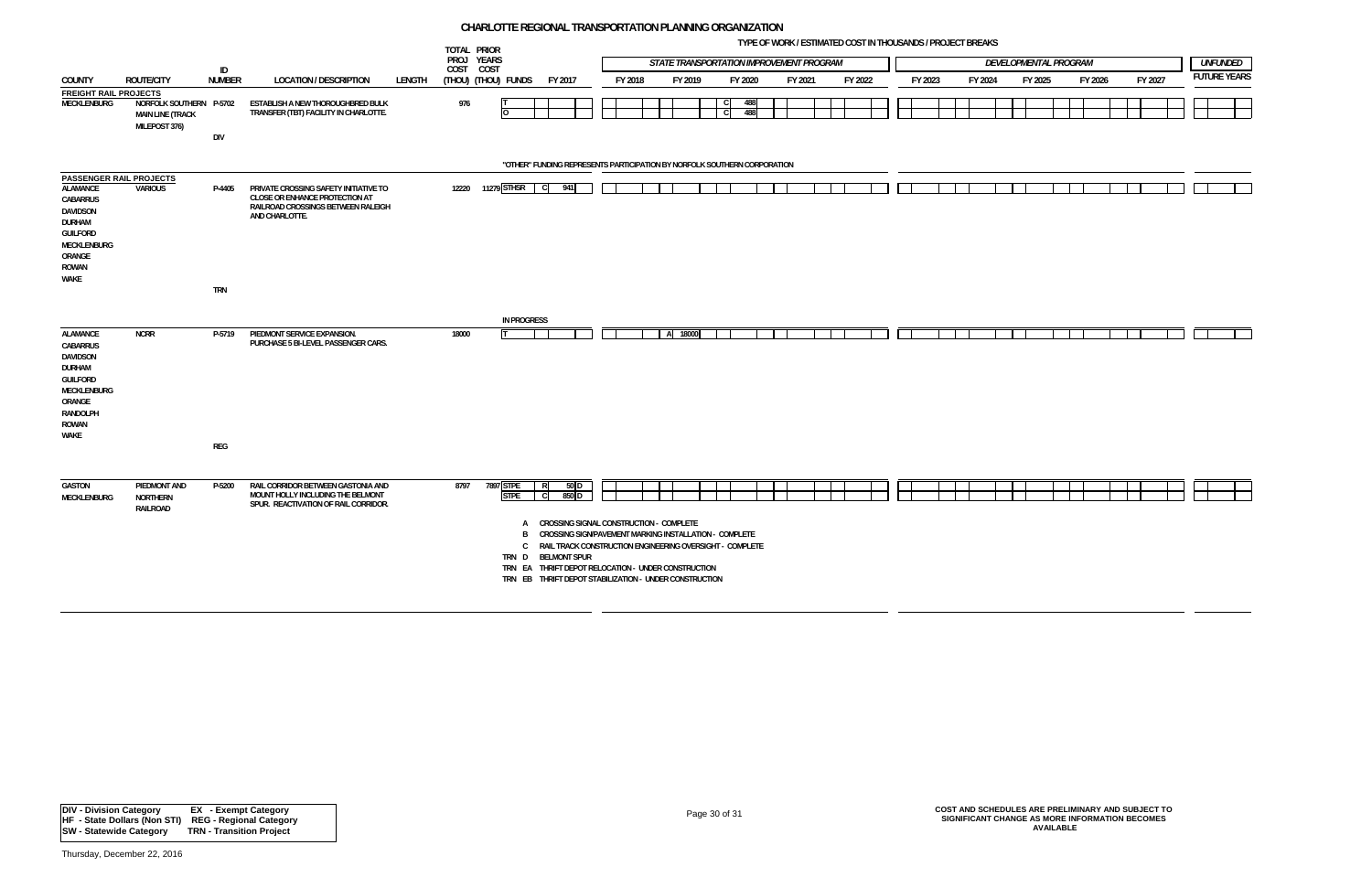# CHARLOTTE REGIONAL TRANSPORTATION PLANNING ORGANIZATION

TYPE OF WORK / ESTIMATED COST IN THOUSANDS / PROJECT BREAKS

| COUNTY | ROUTE/CITY | ID NUMBER | LOCATION / DESCRIPTION | LENGTH | TOTAL PROJ COST (THOU) | PRIOR YEARS COST (THOU) | FUNDS | FY 2017 | FY 2018 | FY 2019 | FY 2020 | FY 2021 | FY 2022 | FY 2023 | FY 2024 | FY 2025 | FY 2026 | FY 2027 | UNFUNDED FUTURE YEARS |
|---|---|---|---|---|---|---|---|---|---|---|---|---|---|---|---|---|---|---|---|
| | | | | | | | | | STATE TRANSPORTATION IMPROVEMENT PROGRAM | | | | | DEVELOPMENTAL PROGRAM | | | | | |
| **FREIGHT RAIL PROJECTS** | | | | | | | | | | | | | | | | | | | |
| MECKLENBURG | NORFOLK SOUTHERN MAIN LINE (TRACK MILEPOST 376) | P-5702 DIV | ESTABLISH A NEW THOROUGHBRED BULK TRANSFER (TBT) FACILITY IN CHARLOTTE. | | 976 | | T | | | | C 488 | | | | | | | | |
| | | | | | | | O | | | | C 488 | | | | | | | | |
| | | | "OTHER" FUNDING REPRESENTS PARTICIPATION BY NORFOLK SOUTHERN CORPORATION | | | | | | | | | | | | | | | | |
| **PASSENGER RAIL PROJECTS** | | | | | | | | | | | | | | | | | | | |
| ALAMANCE, CABARRUS, DAVIDSON, DURHAM, GUILFORD, MECKLENBURG, ORANGE, ROWAN, WAKE | VARIOUS | P-4405 TRN | PRIVATE CROSSING SAFETY INITIATIVE TO CLOSE OR ENHANCE PROTECTION AT RAILROAD CROSSINGS BETWEEN RALEIGH AND CHARLOTTE. | | 12220 | 11279 | STHSR | C 941 | | | | | | | | | | | |
| | | | IN PROGRESS | | | | | | | | | | | | | | | | |
| ALAMANCE, CABARRUS, DAVIDSON, DURHAM, GUILFORD, MECKLENBURG, ORANGE, RANDOLPH, ROWAN, WAKE | NCRR | P-5719 REG | PIEDMONT SERVICE EXPANSION. PURCHASE 5 BI-LEVEL PASSENGER CARS. | | 18000 | | T | | | A 18000 | | | | | | | | | |
| GASTON, MECKLENBURG | PIEDMONT AND NORTHERN RAILROAD | P-5200 | RAIL CORRIDOR BETWEEN GASTONIA AND MOUNT HOLLY INCLUDING THE BELMONT SPUR. REACTIVATION OF RAIL CORRIDOR. | | 8797 | 7897 | STPE | R 50 D | | | | | | | | | | | |
| | | | | | | | STPE | C 850 D | | | | | | | | | | | |

A CROSSING SIGNAL CONSTRUCTION - COMPLETE
B CROSSING SIGN/PAVEMENT MARKING INSTALLATION - COMPLETE
C RAIL TRACK CONSTRUCTION ENGINEERING OVERSIGHT - COMPLETE
TRN D BELMONT SPUR
TRN EA THRIFT DEPOT RELOCATION - UNDER CONSTRUCTION
TRN EB THRIFT DEPOT STABILIZATION - UNDER CONSTRUCTION

| | |
|---|---|
| DIV - Division Category | EX - Exempt Category |
| HF - State Dollars (Non STI) | REG - Regional Category |
| SW - Statewide Category | TRN - Transition Project |

COST AND SCHEDULES ARE PRELIMINARY AND SUBJECT TO SIGNIFICANT CHANGE AS MORE INFORMATION BECOMES AVAILABLE

Thursday, December 22, 2016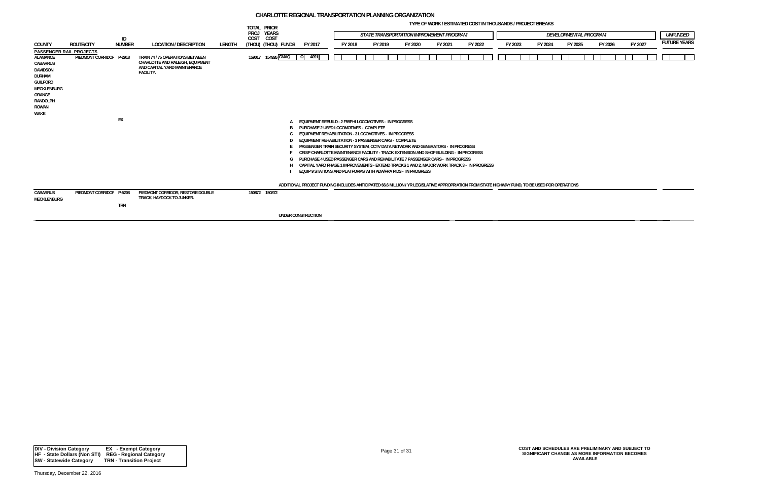# CHARLOTTE REGIONAL TRANSPORTATION PLANNING ORGANIZATION

TYPE OF WORK / ESTIMATED COST IN THOUSANDS / PROJECT BREAKS

| COUNTY | ROUTE/CITY | ID NUMBER | LOCATION / DESCRIPTION | LENGTH | TOTAL PROJ COST (THOU) | PRIOR YEARS COST (THOU) | FUNDS | FY 2017 | STATE TRANSPORTATION IMPROVEMENT PROGRAM FY 2018 | FY 2019 | FY 2020 | FY 2021 | FY 2022 | DEVELOPMENTAL PROGRAM FY 2023 | FY 2024 | FY 2025 | FY 2026 | FY 2027 | UNFUNDED FUTURE YEARS |
|---|---|---|---|---|---|---|---|---|---|---|---|---|---|---|---|---|---|---|---|
| **PASSENGER RAIL PROJECTS** | | | | | | | | | | | | | | | | | | | |
| ALAMANCE CABARRUS DAVIDSON DURHAM GUILFORD MECKLENBURG ORANGE RANDOLPH ROWAN WAKE | PIEDMONT CORRIDOR | P-2918 EX | TRAIN 74 / 75 OPERATIONS BETWEEN CHARLOTTE AND RALEIGH, EQUIPMENT AND CAPITAL YARD MAINTENANCE FACILITY. | | 159017 | 154926 | CMAQ | O 4091 | | | | | | | | | | | |
| CABARRUS MECKLENBURG | PIEDMONT CORRIDOR | P-5208 TRN | PIEDMONT CORRIDOR, RESTORE DOUBLE TRACK, HAYDOCK TO JUNKER. | | 150872 | 150872 | | UNDER CONSTRUCTION | | | | | | | | | | | |

P-2918 project breaks:

- A EQUIPMENT REBUILD - 2 F59PHI LOCOMOTIVES - IN PROGRESS
- B PURCHASE 2 USED LOCOMOTIVES - COMPLETE
- C EQUIPMENT REHABILITATION - 3 LOCOMOTIVES - IN PROGRESS
- D EQUIPMENT REHABILITATION - 3 PASSENGER CARS - COMPLETE
- E PASSENGER TRAIN SECURITY SYSTEM, CCTV DATA NETWORK AND GENERATORS - IN PROGRESS
- F CRISP CHARLOTTE MAINTENANCE FACILITY - TRACK EXTENSION AND SHOP BUILDING - IN PROGRESS
- G PURCHASE 4 USED PASSENGER CARS AND REHABILITATE 7 PASSENGER CARS - IN PROGRESS
- H CAPITAL YARD PHASE 1 IMPROVEMENTS - EXTEND TRACKS 1 AND 2, MAJOR WORK TRACK 3 - IN PROGRESS
- I EQUIP 9 STATIONS AND PLATFORMS WITH ADA/FRA PIDS - IN PROGRESS

ADDITIONAL PROJECT FUNDING INCLUDES ANTICIPATED $6.6 MILLION / YR LEGISLATIVE APPROPRIATION FROM STATE HIGHWAY FUND, TO BE USED FOR OPERATIONS

| | |
|---|---|
| **DIV - Division Category** | **EX - Exempt Category** |
| **HF - State Dollars (Non STI)** | **REG - Regional Category** |
| **SW - Statewide Category** | **TRN - Transition Project** |

COST AND SCHEDULES ARE PRELIMINARY AND SUBJECT TO SIGNIFICANT CHANGE AS MORE INFORMATION BECOMES AVAILABLE

Thursday, December 22, 2016